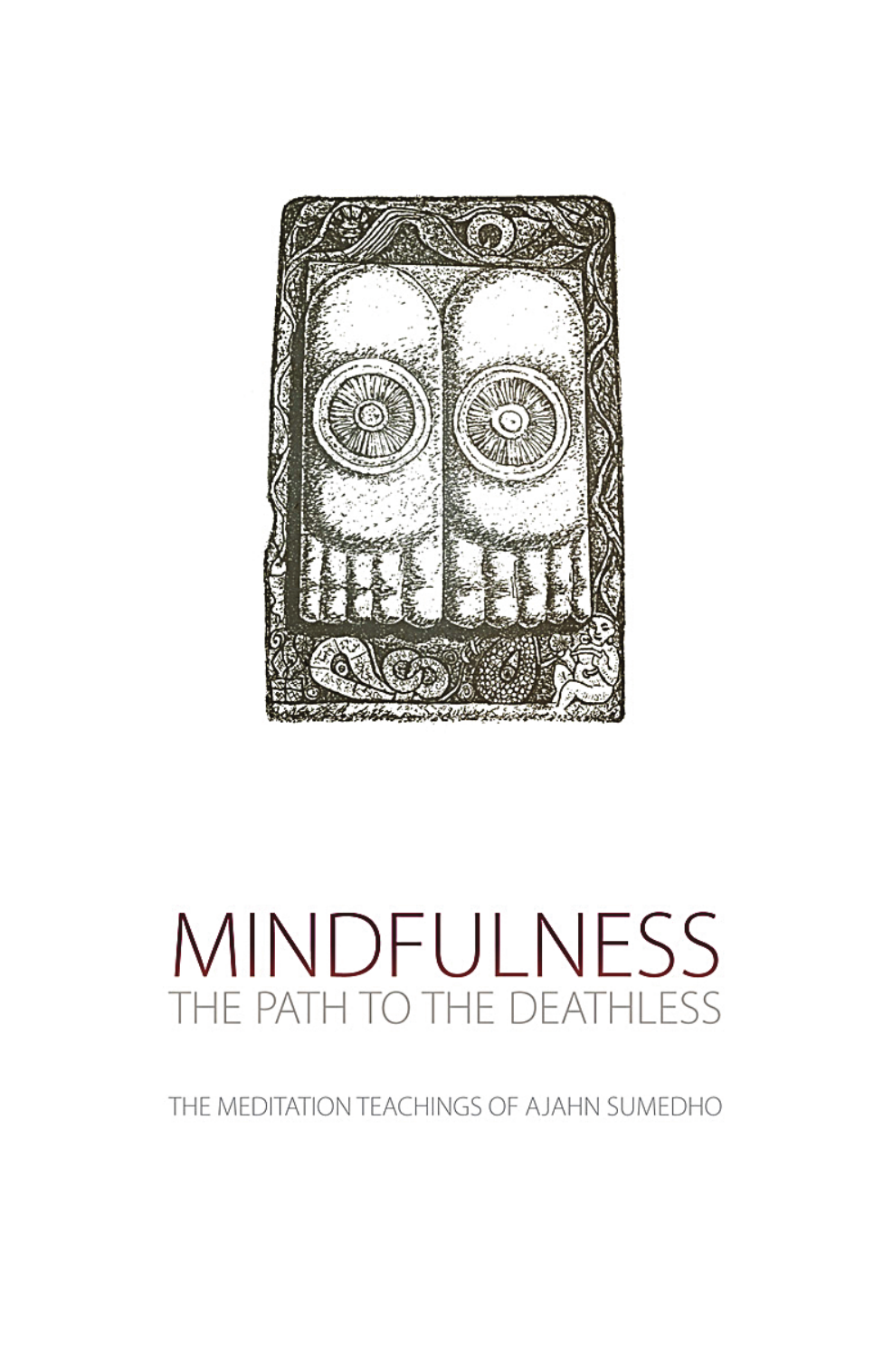# MINDFULNESS

## THE PATH TO THE DEATHLESS

THE MEDITATION TEACHINGS OF AJAHN SUMEDHO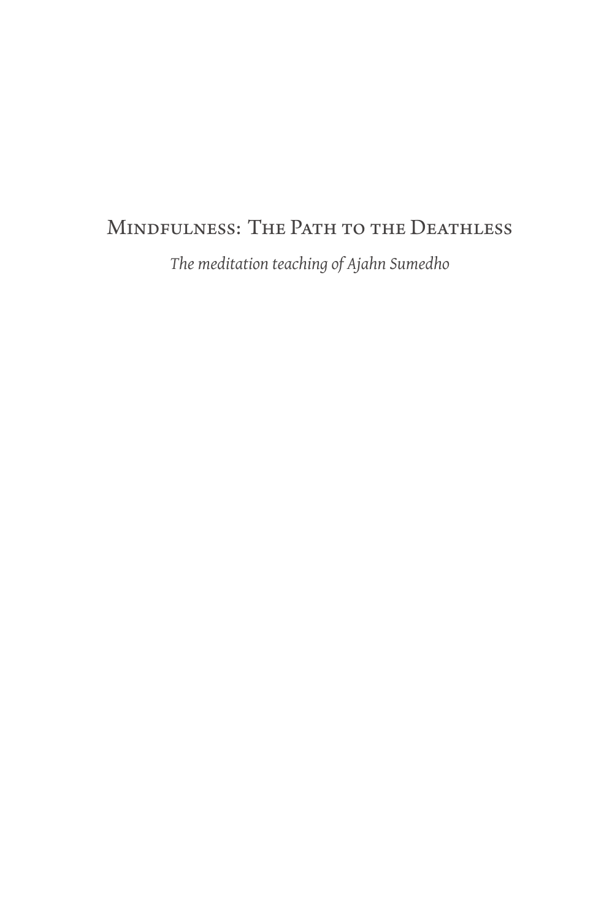# Mindfulness: The Path to the Deathless

*The meditation teaching of Ajahn Sumedho*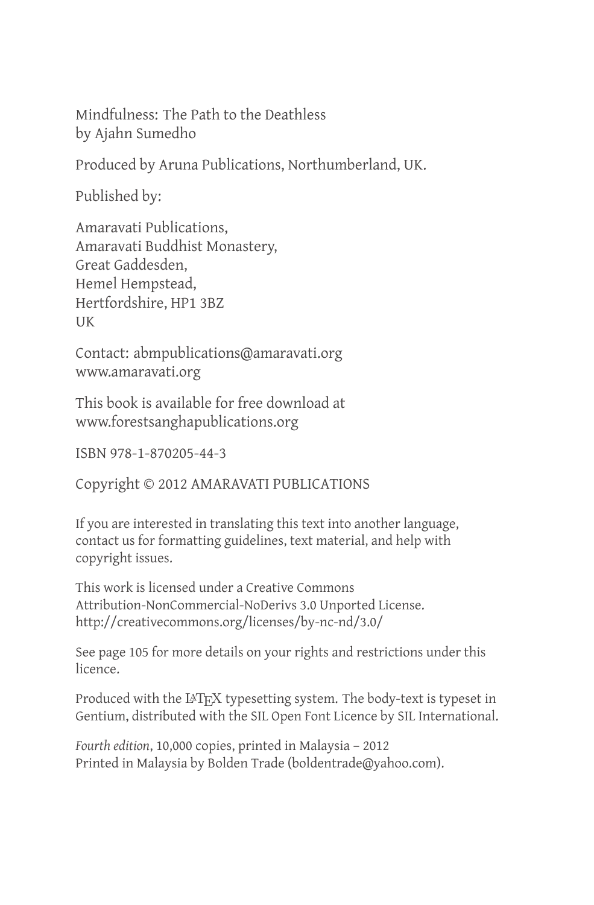Mindfulness: The Path to the Deathless
by Ajahn Sumedho

Produced by Aruna Publications, Northumberland, UK.

Published by:

Amaravati Publications,
Amaravati Buddhist Monastery,
Great Gaddesden,
Hemel Hempstead,
Hertfordshire, HP1 3BZ
UK

Contact: abmpublications@amaravati.org
www.amaravati.org

This book is available for free download at
www.forestsanghapublications.org

ISBN 978-1-870205-44-3

Copyright © 2012 AMARAVATI PUBLICATIONS

If you are interested in translating this text into another language, contact us for formatting guidelines, text material, and help with copyright issues.

This work is licensed under a Creative Commons Attribution-NonCommercial-NoDerivs 3.0 Unported License.
http://creativecommons.org/licenses/by-nc-nd/3.0/

See page 105 for more details on your rights and restrictions under this licence.

Produced with the LaTeX typesetting system. The body-text is typeset in Gentium, distributed with the SIL Open Font Licence by SIL International.

*Fourth edition*, 10,000 copies, printed in Malaysia – 2012
Printed in Malaysia by Bolden Trade (boldentrade@yahoo.com).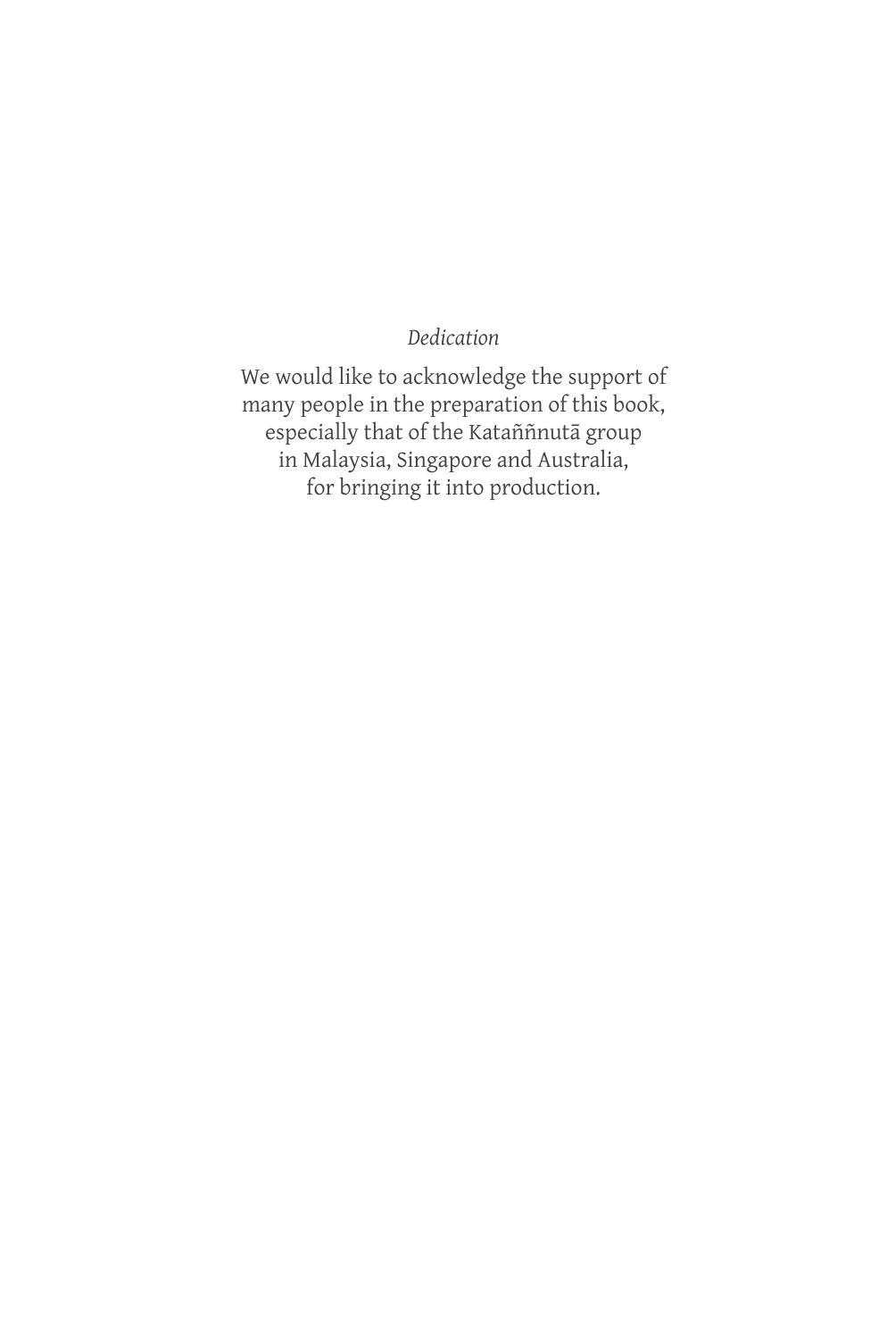*Dedication*

We would like to acknowledge the support of many people in the preparation of this book, especially that of the Kataññnutā group in Malaysia, Singapore and Australia, for bringing it into production.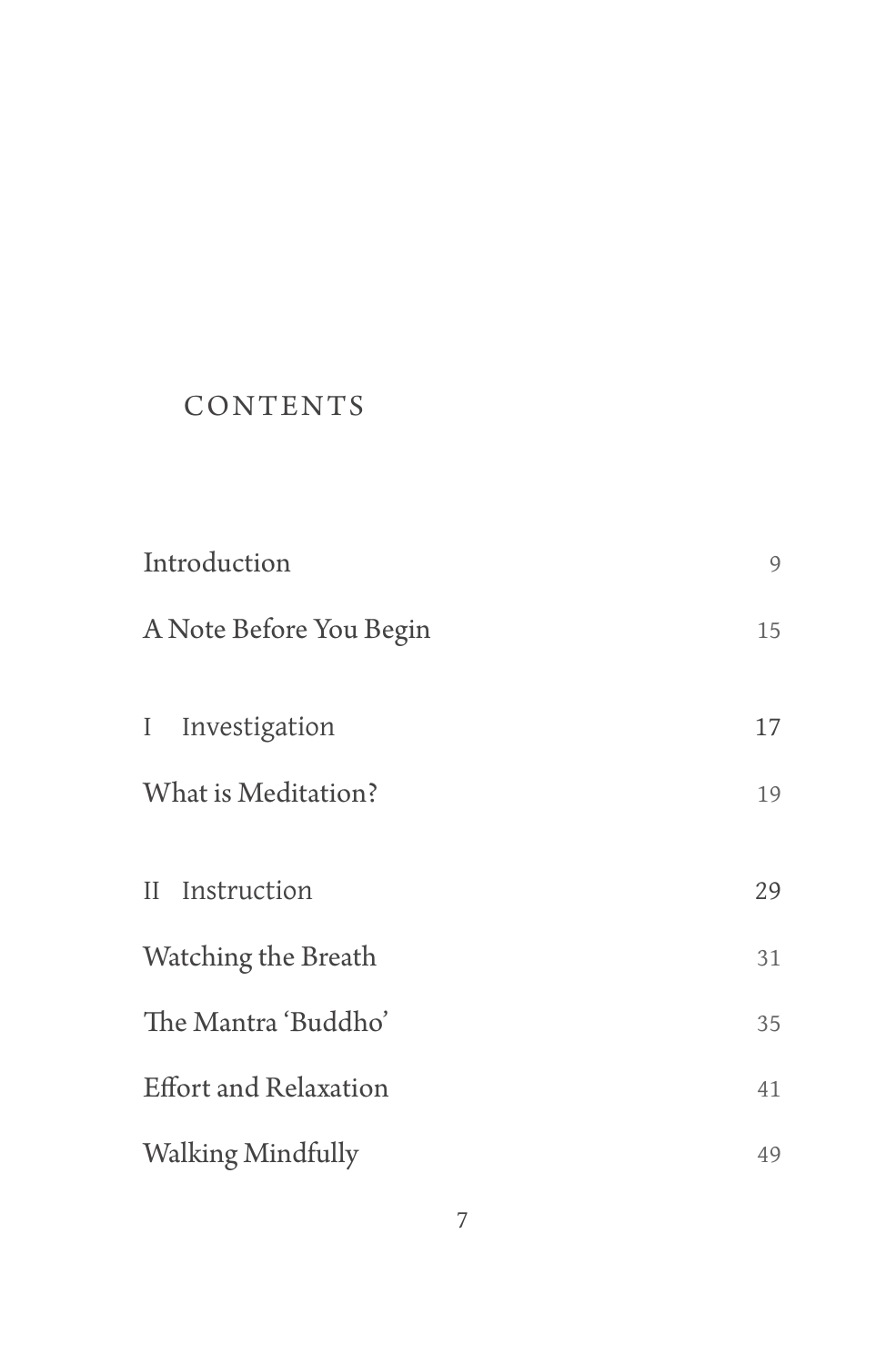# CONTENTS

| | |
|---|---|
| Introduction | 9 |
| A Note Before You Begin | 15 |
| I Investigation | 17 |
| What is Meditation? | 19 |
| II Instruction | 29 |
| Watching the Breath | 31 |
| The Mantra 'Buddho' | 35 |
| Effort and Relaxation | 41 |
| Walking Mindfully | 49 |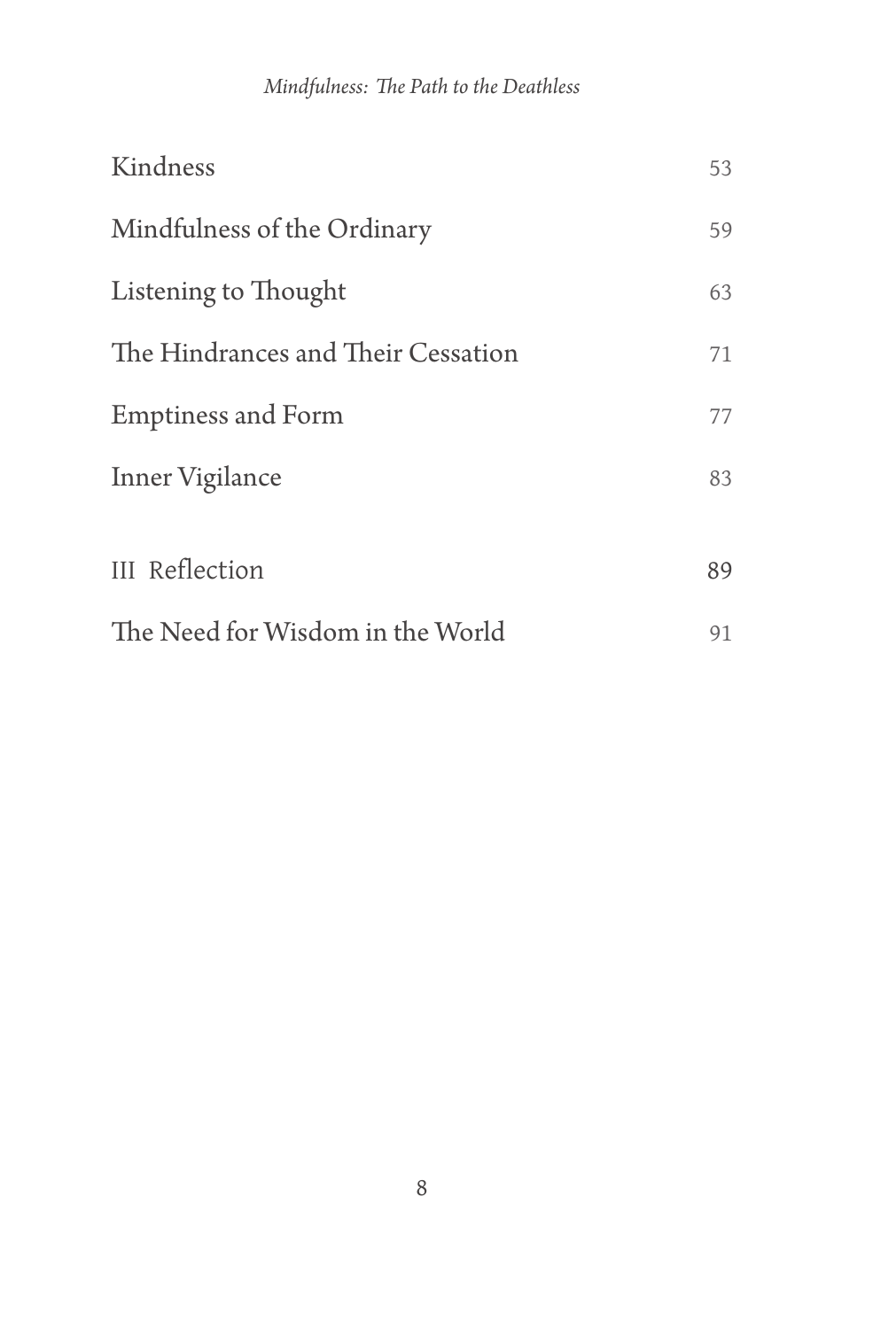| | |
|---|---|
| Kindness | 53 |
| Mindfulness of the Ordinary | 59 |
| Listening to Thought | 63 |
| The Hindrances and Their Cessation | 71 |
| Emptiness and Form | 77 |
| Inner Vigilance | 83 |
| III Reflection | 89 |
| The Need for Wisdom in the World | 91 |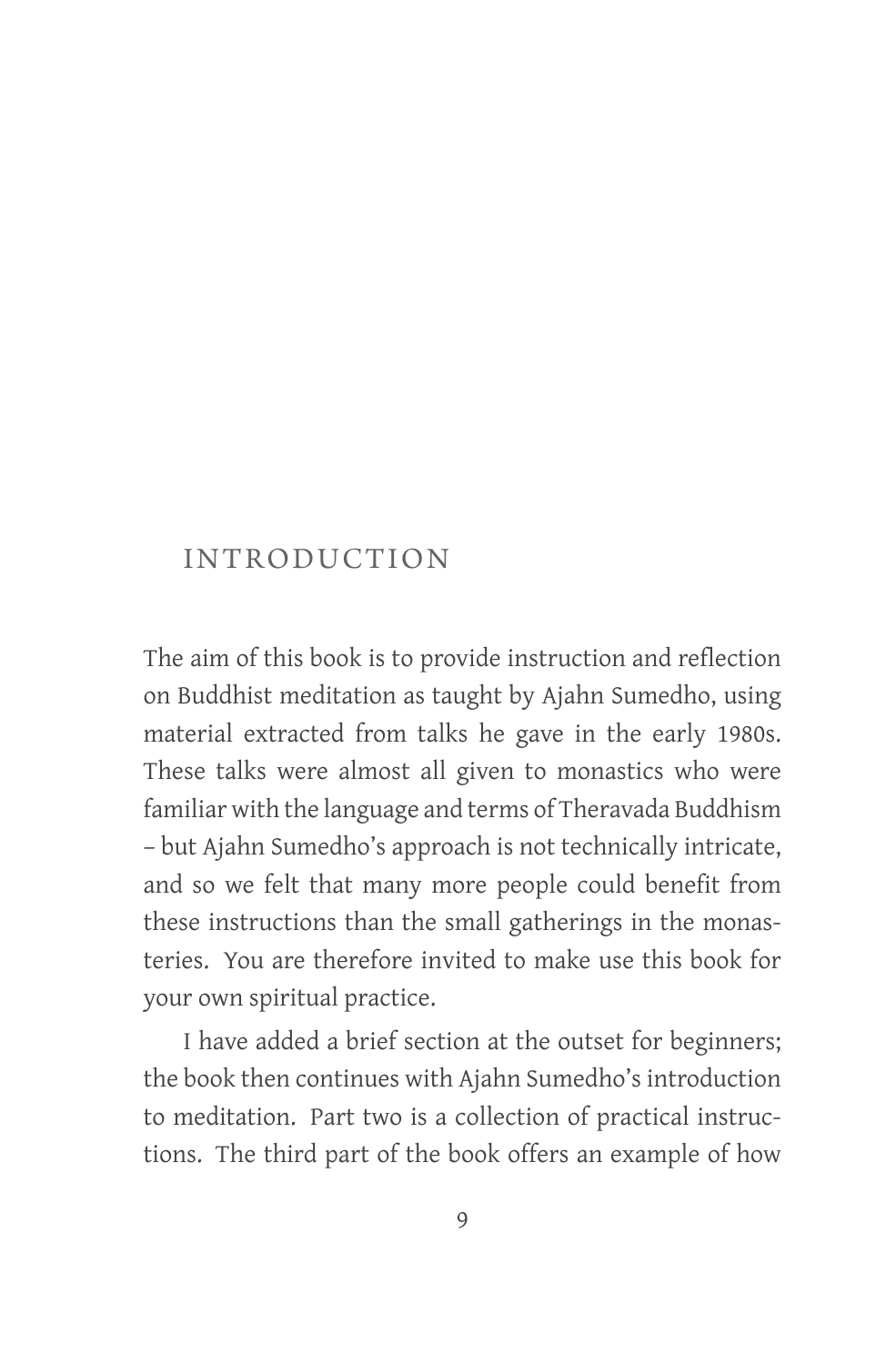# INTRODUCTION

The aim of this book is to provide instruction and reflection on Buddhist meditation as taught by Ajahn Sumedho, using material extracted from talks he gave in the early 1980s. These talks were almost all given to monastics who were familiar with the language and terms of Theravada Buddhism – but Ajahn Sumedho's approach is not technically intricate, and so we felt that many more people could benefit from these instructions than the small gatherings in the monasteries. You are therefore invited to make use this book for your own spiritual practice.

I have added a brief section at the outset for beginners; the book then continues with Ajahn Sumedho's introduction to meditation. Part two is a collection of practical instructions. The third part of the book offers an example of how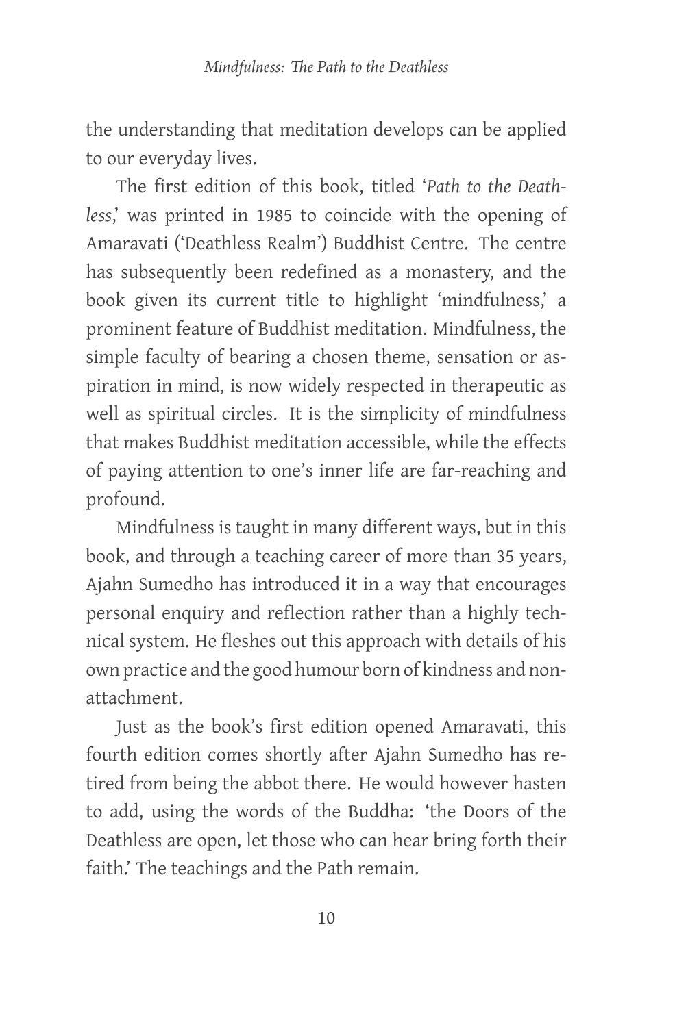the understanding that meditation develops can be applied to our everyday lives.

The first edition of this book, titled '*Path to the Deathless*,' was printed in 1985 to coincide with the opening of Amaravati ('Deathless Realm') Buddhist Centre. The centre has subsequently been redefined as a monastery, and the book given its current title to highlight 'mindfulness,' a prominent feature of Buddhist meditation. Mindfulness, the simple faculty of bearing a chosen theme, sensation or aspiration in mind, is now widely respected in therapeutic as well as spiritual circles. It is the simplicity of mindfulness that makes Buddhist meditation accessible, while the effects of paying attention to one's inner life are far-reaching and profound.

Mindfulness is taught in many different ways, but in this book, and through a teaching career of more than 35 years, Ajahn Sumedho has introduced it in a way that encourages personal enquiry and reflection rather than a highly technical system. He fleshes out this approach with details of his own practice and the good humour born of kindness and non-attachment.

Just as the book's first edition opened Amaravati, this fourth edition comes shortly after Ajahn Sumedho has retired from being the abbot there. He would however hasten to add, using the words of the Buddha: 'the Doors of the Deathless are open, let those who can hear bring forth their faith.' The teachings and the Path remain.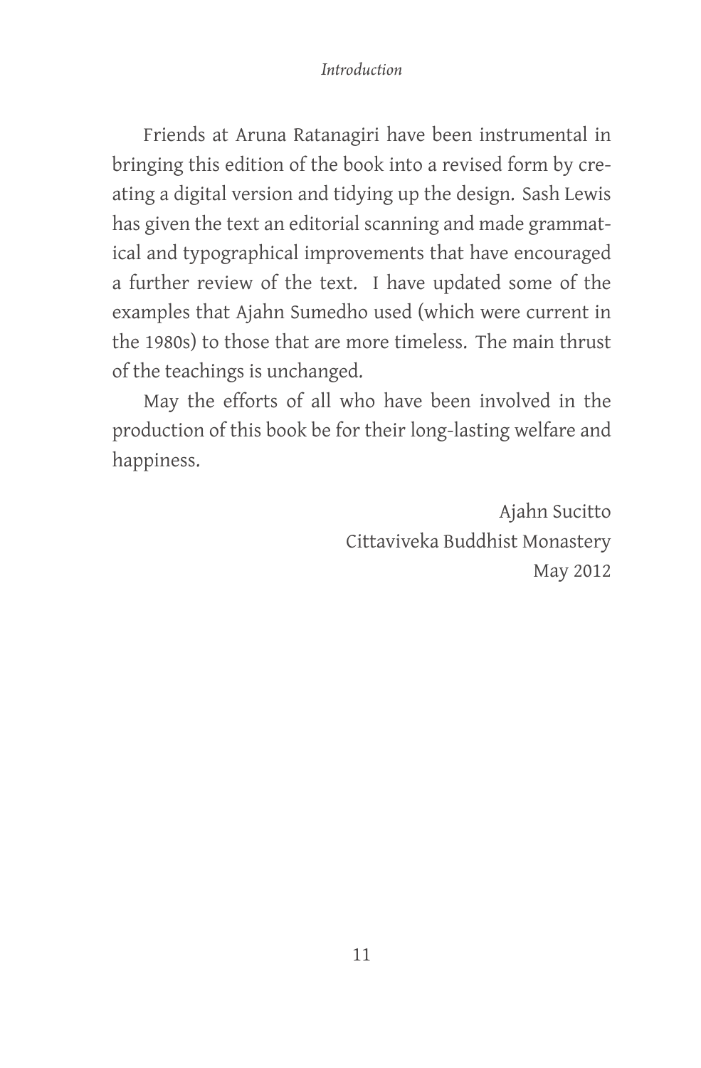Friends at Aruna Ratanagiri have been instrumental in bringing this edition of the book into a revised form by creating a digital version and tidying up the design. Sash Lewis has given the text an editorial scanning and made grammatical and typographical improvements that have encouraged a further review of the text. I have updated some of the examples that Ajahn Sumedho used (which were current in the 1980s) to those that are more timeless. The main thrust of the teachings is unchanged.

May the efforts of all who have been involved in the production of this book be for their long-lasting welfare and happiness.

Ajahn Sucitto
Cittaviveka Buddhist Monastery
May 2012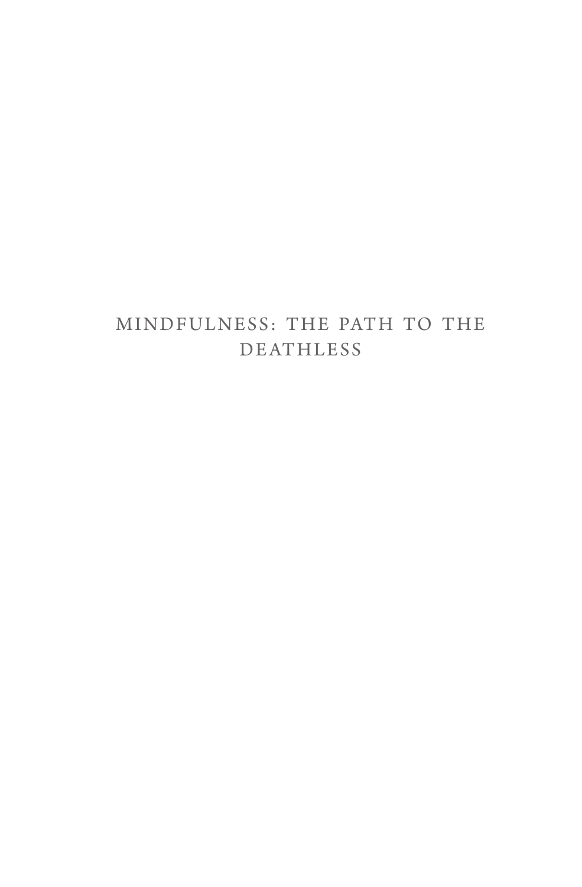# MINDFULNESS: THE PATH TO THE DEATHLESS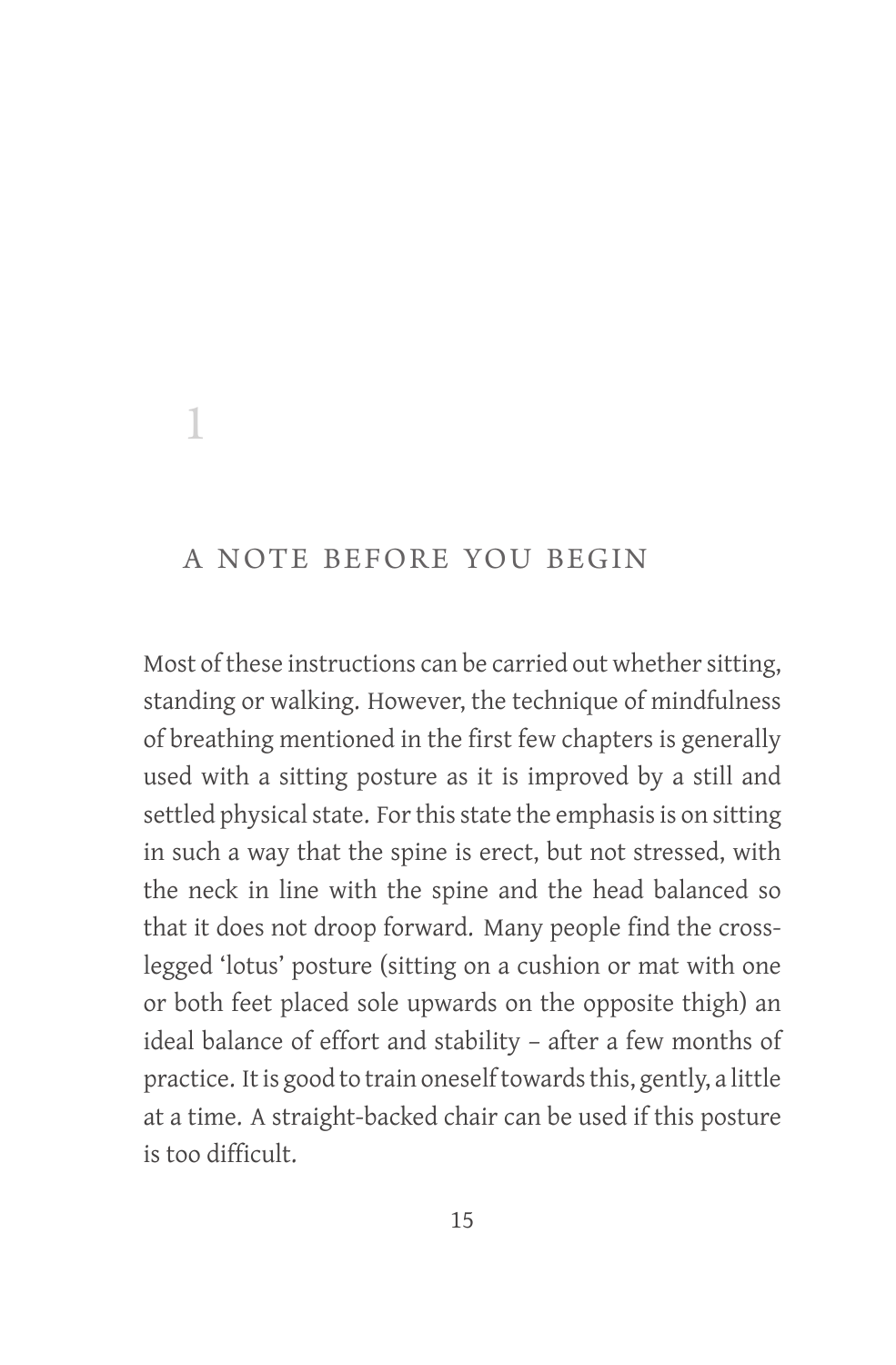# 1

## A NOTE BEFORE YOU BEGIN

Most of these instructions can be carried out whether sitting, standing or walking. However, the technique of mindfulness of breathing mentioned in the first few chapters is generally used with a sitting posture as it is improved by a still and settled physical state. For this state the emphasis is on sitting in such a way that the spine is erect, but not stressed, with the neck in line with the spine and the head balanced so that it does not droop forward. Many people find the cross-legged 'lotus' posture (sitting on a cushion or mat with one or both feet placed sole upwards on the opposite thigh) an ideal balance of effort and stability – after a few months of practice. It is good to train oneself towards this, gently, a little at a time. A straight-backed chair can be used if this posture is too difficult.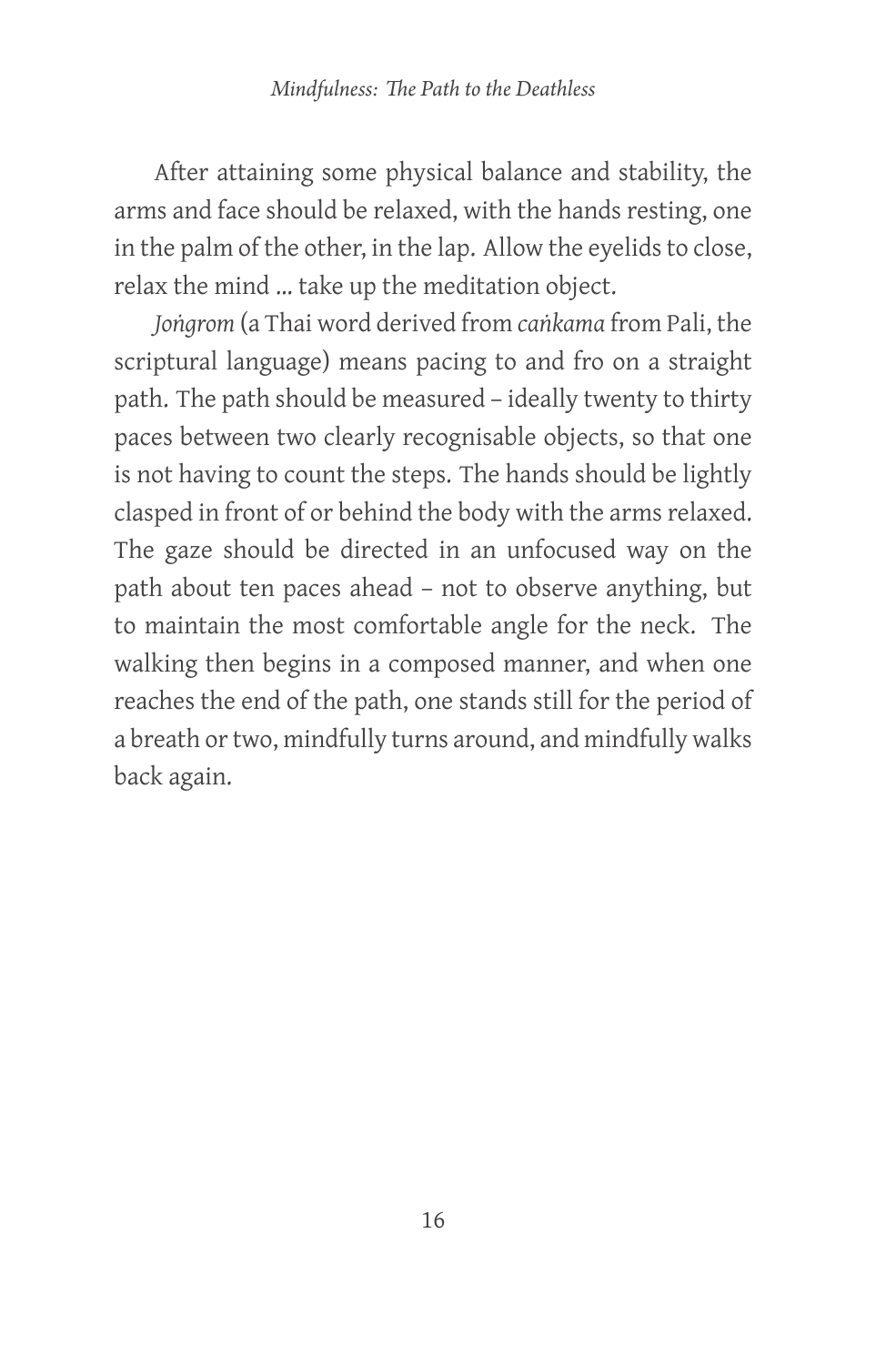After attaining some physical balance and stability, the arms and face should be relaxed, with the hands resting, one in the palm of the other, in the lap. Allow the eyelids to close, relax the mind ... take up the meditation object.

*Joṅgrom* (a Thai word derived from *caṅkama* from Pali, the scriptural language) means pacing to and fro on a straight path. The path should be measured – ideally twenty to thirty paces between two clearly recognisable objects, so that one is not having to count the steps. The hands should be lightly clasped in front of or behind the body with the arms relaxed. The gaze should be directed in an unfocused way on the path about ten paces ahead – not to observe anything, but to maintain the most comfortable angle for the neck. The walking then begins in a composed manner, and when one reaches the end of the path, one stands still for the period of a breath or two, mindfully turns around, and mindfully walks back again.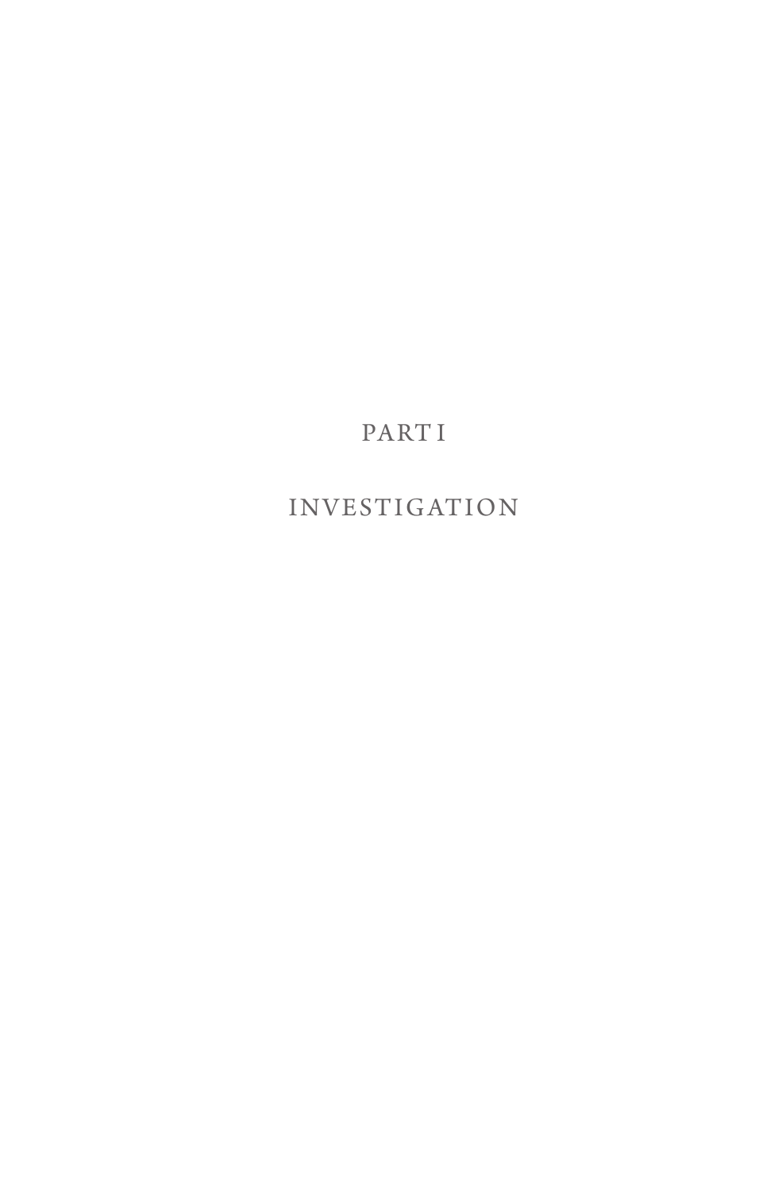# PART I

# INVESTIGATION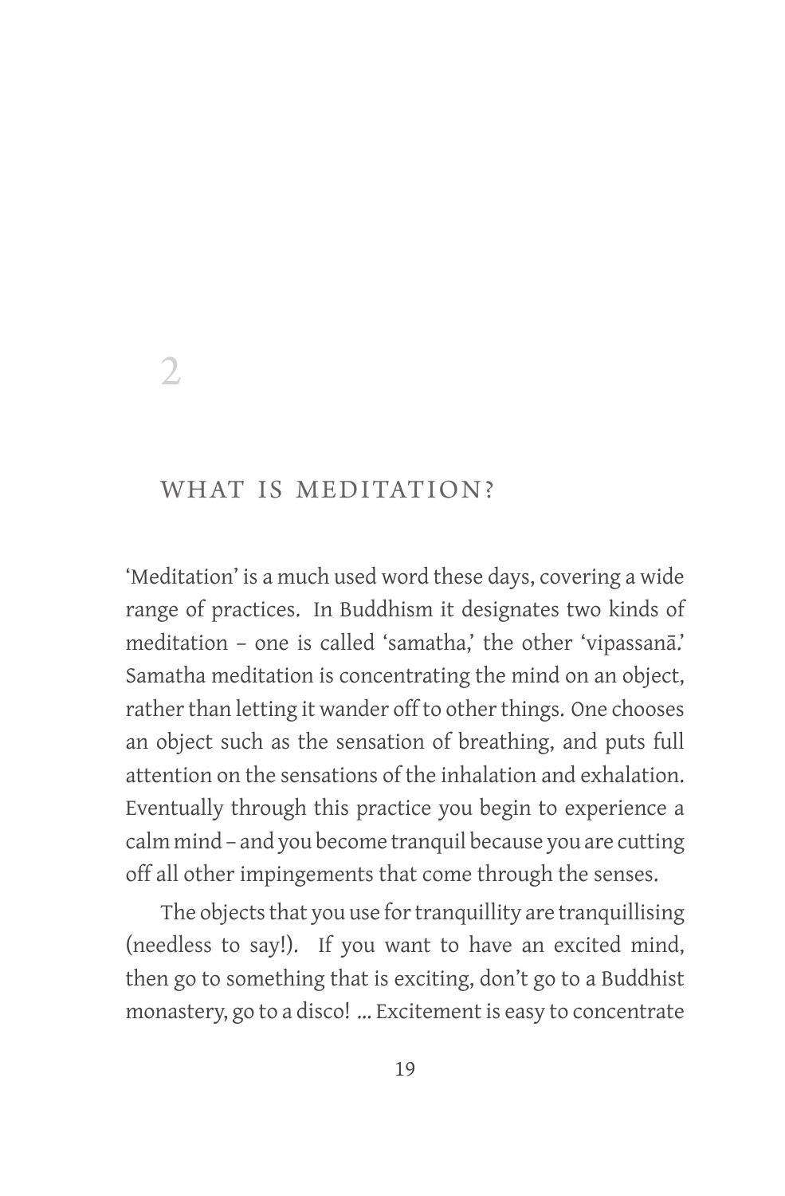# 2

## WHAT IS MEDITATION?

'Meditation' is a much used word these days, covering a wide range of practices. In Buddhism it designates two kinds of meditation – one is called 'samatha,' the other 'vipassanā.' Samatha meditation is concentrating the mind on an object, rather than letting it wander off to other things. One chooses an object such as the sensation of breathing, and puts full attention on the sensations of the inhalation and exhalation. Eventually through this practice you begin to experience a calm mind – and you become tranquil because you are cutting off all other impingements that come through the senses.

The objects that you use for tranquillity are tranquillising (needless to say!). If you want to have an excited mind, then go to something that is exciting, don't go to a Buddhist monastery, go to a disco! ... Excitement is easy to concentrate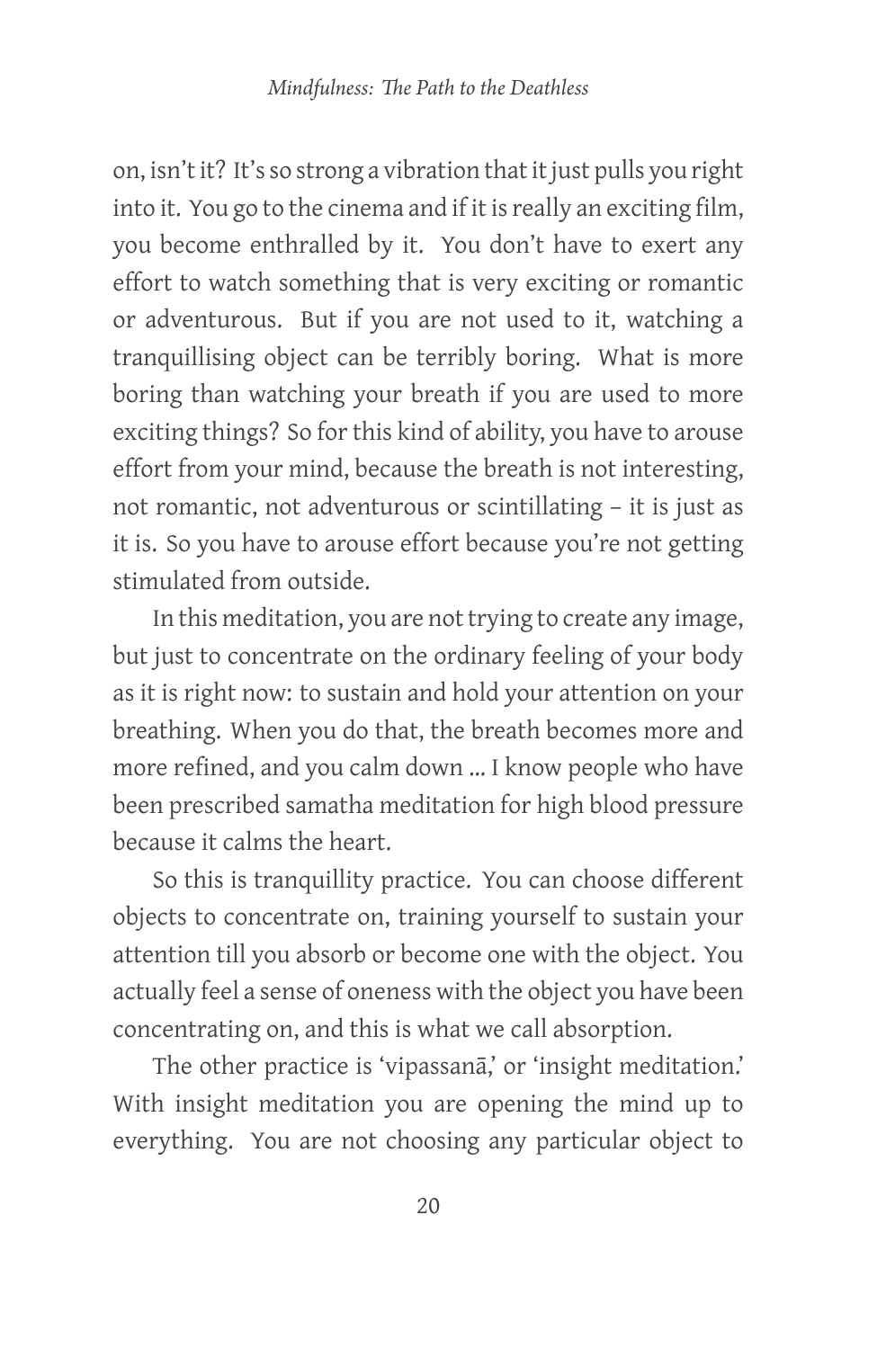on, isn't it? It's so strong a vibration that it just pulls you right into it. You go to the cinema and if it is really an exciting film, you become enthralled by it. You don't have to exert any effort to watch something that is very exciting or romantic or adventurous. But if you are not used to it, watching a tranquillising object can be terribly boring. What is more boring than watching your breath if you are used to more exciting things? So for this kind of ability, you have to arouse effort from your mind, because the breath is not interesting, not romantic, not adventurous or scintillating – it is just as it is. So you have to arouse effort because you're not getting stimulated from outside.

In this meditation, you are not trying to create any image, but just to concentrate on the ordinary feeling of your body as it is right now: to sustain and hold your attention on your breathing. When you do that, the breath becomes more and more refined, and you calm down ... I know people who have been prescribed samatha meditation for high blood pressure because it calms the heart.

So this is tranquillity practice. You can choose different objects to concentrate on, training yourself to sustain your attention till you absorb or become one with the object. You actually feel a sense of oneness with the object you have been concentrating on, and this is what we call absorption.

The other practice is 'vipassanā,' or 'insight meditation.' With insight meditation you are opening the mind up to everything. You are not choosing any particular object to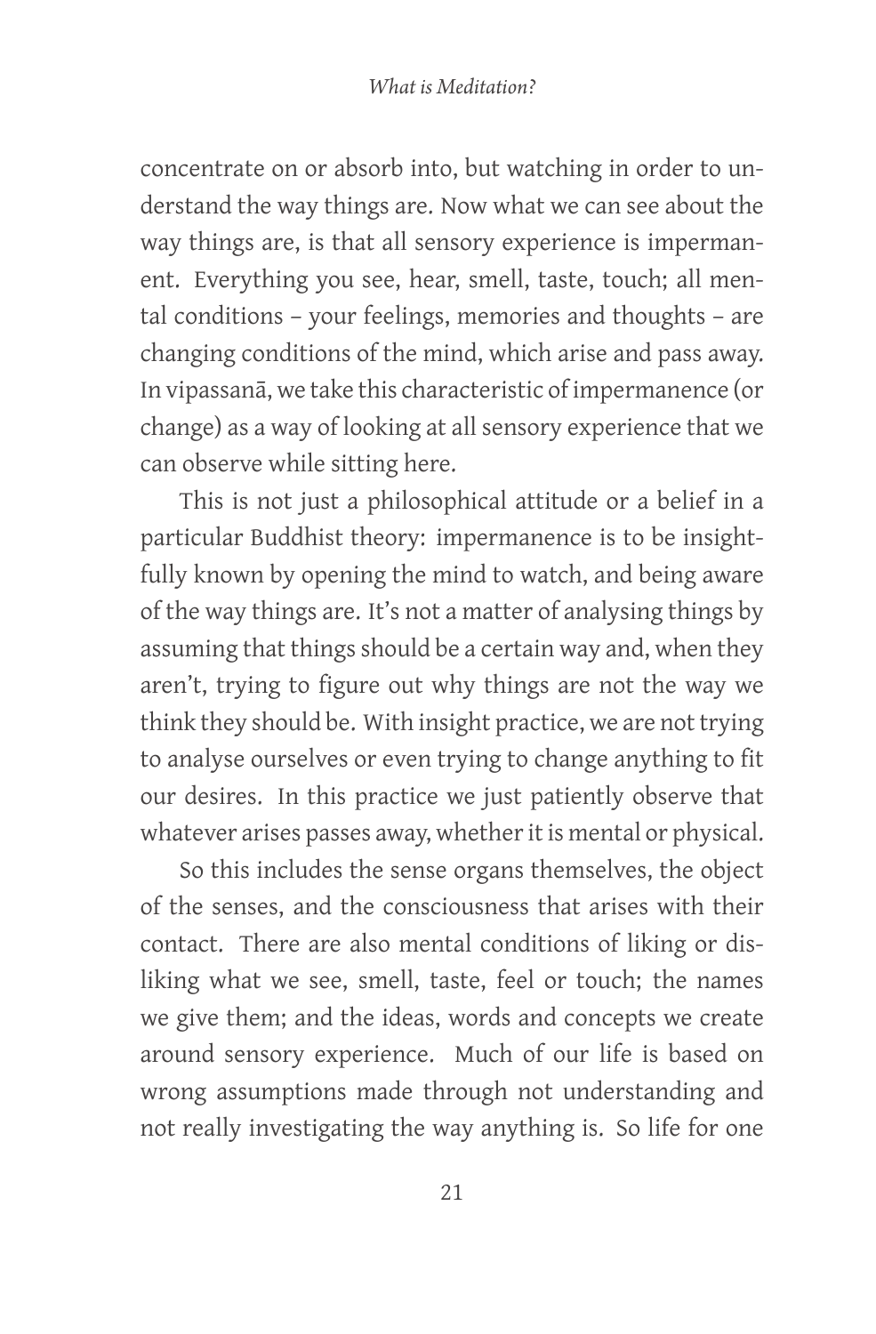concentrate on or absorb into, but watching in order to understand the way things are. Now what we can see about the way things are, is that all sensory experience is impermanent. Everything you see, hear, smell, taste, touch; all mental conditions – your feelings, memories and thoughts – are changing conditions of the mind, which arise and pass away. In vipassanā, we take this characteristic of impermanence (or change) as a way of looking at all sensory experience that we can observe while sitting here.

This is not just a philosophical attitude or a belief in a particular Buddhist theory: impermanence is to be insightfully known by opening the mind to watch, and being aware of the way things are. It's not a matter of analysing things by assuming that things should be a certain way and, when they aren't, trying to figure out why things are not the way we think they should be. With insight practice, we are not trying to analyse ourselves or even trying to change anything to fit our desires. In this practice we just patiently observe that whatever arises passes away, whether it is mental or physical.

So this includes the sense organs themselves, the object of the senses, and the consciousness that arises with their contact. There are also mental conditions of liking or disliking what we see, smell, taste, feel or touch; the names we give them; and the ideas, words and concepts we create around sensory experience. Much of our life is based on wrong assumptions made through not understanding and not really investigating the way anything is. So life for one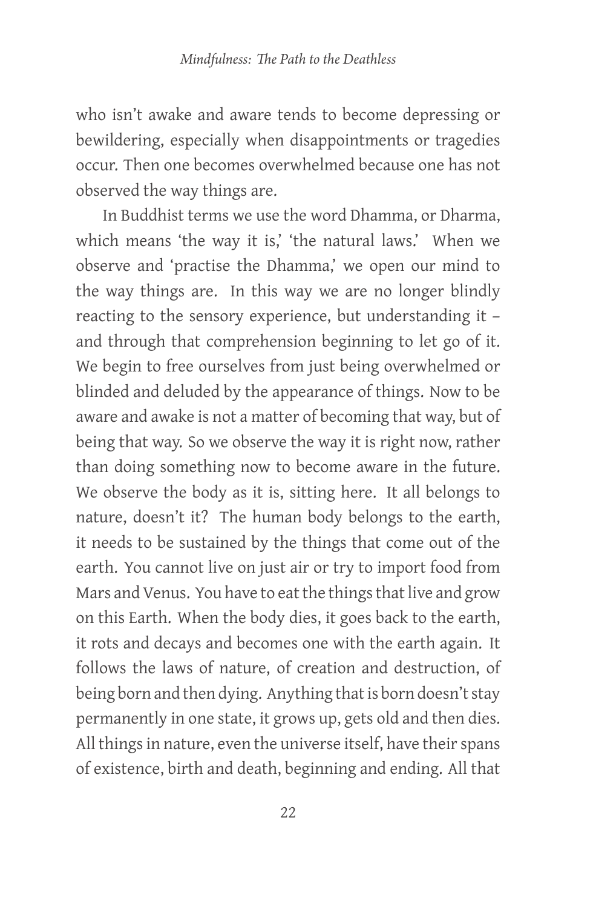who isn't awake and aware tends to become depressing or bewildering, especially when disappointments or tragedies occur. Then one becomes overwhelmed because one has not observed the way things are.

In Buddhist terms we use the word Dhamma, or Dharma, which means 'the way it is,' 'the natural laws.' When we observe and 'practise the Dhamma,' we open our mind to the way things are. In this way we are no longer blindly reacting to the sensory experience, but understanding it – and through that comprehension beginning to let go of it. We begin to free ourselves from just being overwhelmed or blinded and deluded by the appearance of things. Now to be aware and awake is not a matter of becoming that way, but of being that way. So we observe the way it is right now, rather than doing something now to become aware in the future. We observe the body as it is, sitting here. It all belongs to nature, doesn't it? The human body belongs to the earth, it needs to be sustained by the things that come out of the earth. You cannot live on just air or try to import food from Mars and Venus. You have to eat the things that live and grow on this Earth. When the body dies, it goes back to the earth, it rots and decays and becomes one with the earth again. It follows the laws of nature, of creation and destruction, of being born and then dying. Anything that is born doesn't stay permanently in one state, it grows up, gets old and then dies. All things in nature, even the universe itself, have their spans of existence, birth and death, beginning and ending. All that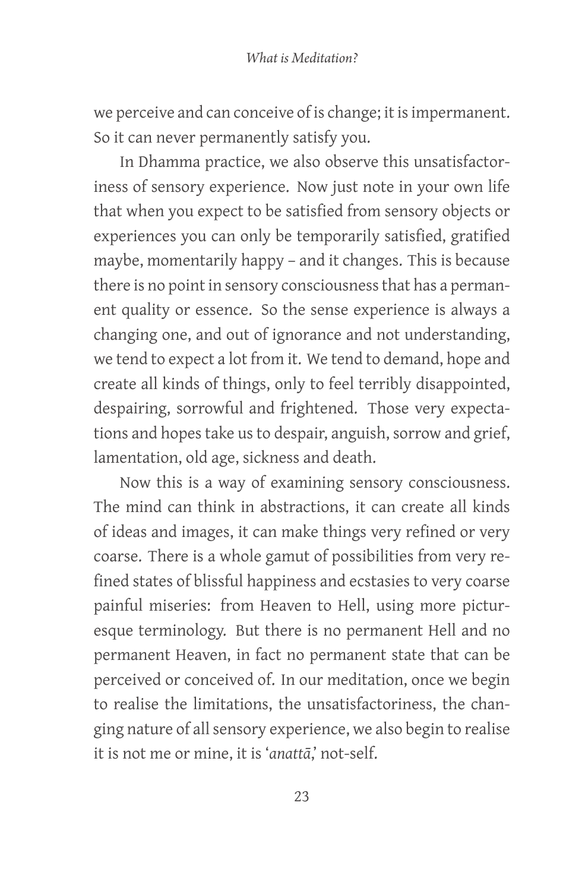we perceive and can conceive of is change; it is impermanent. So it can never permanently satisfy you.

In Dhamma practice, we also observe this unsatisfactoriness of sensory experience. Now just note in your own life that when you expect to be satisfied from sensory objects or experiences you can only be temporarily satisfied, gratified maybe, momentarily happy – and it changes. This is because there is no point in sensory consciousness that has a permanent quality or essence. So the sense experience is always a changing one, and out of ignorance and not understanding, we tend to expect a lot from it. We tend to demand, hope and create all kinds of things, only to feel terribly disappointed, despairing, sorrowful and frightened. Those very expectations and hopes take us to despair, anguish, sorrow and grief, lamentation, old age, sickness and death.

Now this is a way of examining sensory consciousness. The mind can think in abstractions, it can create all kinds of ideas and images, it can make things very refined or very coarse. There is a whole gamut of possibilities from very refined states of blissful happiness and ecstasies to very coarse painful miseries: from Heaven to Hell, using more picturesque terminology. But there is no permanent Hell and no permanent Heaven, in fact no permanent state that can be perceived or conceived of. In our meditation, once we begin to realise the limitations, the unsatisfactoriness, the changing nature of all sensory experience, we also begin to realise it is not me or mine, it is '*anattā*,' not-self.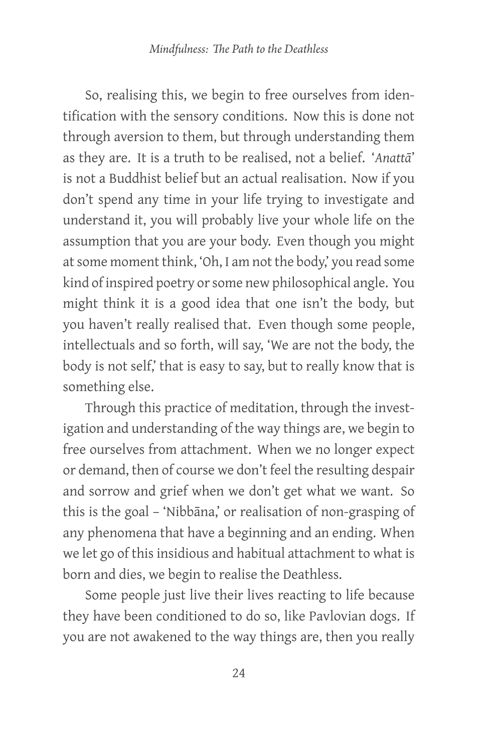So, realising this, we begin to free ourselves from identification with the sensory conditions. Now this is done not through aversion to them, but through understanding them as they are. It is a truth to be realised, not a belief. '*Anattā*' is not a Buddhist belief but an actual realisation. Now if you don't spend any time in your life trying to investigate and understand it, you will probably live your whole life on the assumption that you are your body. Even though you might at some moment think, 'Oh, I am not the body,' you read some kind of inspired poetry or some new philosophical angle. You might think it is a good idea that one isn't the body, but you haven't really realised that. Even though some people, intellectuals and so forth, will say, 'We are not the body, the body is not self,' that is easy to say, but to really know that is something else.

Through this practice of meditation, through the investigation and understanding of the way things are, we begin to free ourselves from attachment. When we no longer expect or demand, then of course we don't feel the resulting despair and sorrow and grief when we don't get what we want. So this is the goal – 'Nibbāna,' or realisation of non-grasping of any phenomena that have a beginning and an ending. When we let go of this insidious and habitual attachment to what is born and dies, we begin to realise the Deathless.

Some people just live their lives reacting to life because they have been conditioned to do so, like Pavlovian dogs. If you are not awakened to the way things are, then you really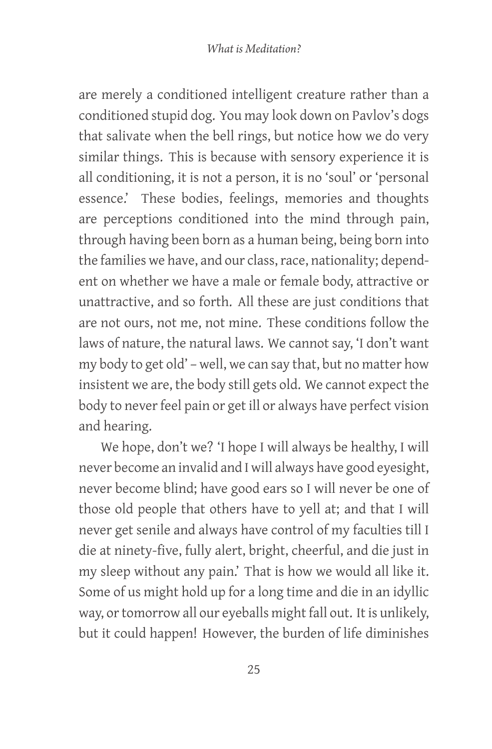are merely a conditioned intelligent creature rather than a conditioned stupid dog. You may look down on Pavlov's dogs that salivate when the bell rings, but notice how we do very similar things. This is because with sensory experience it is all conditioning, it is not a person, it is no 'soul' or 'personal essence.' These bodies, feelings, memories and thoughts are perceptions conditioned into the mind through pain, through having been born as a human being, being born into the families we have, and our class, race, nationality; dependent on whether we have a male or female body, attractive or unattractive, and so forth. All these are just conditions that are not ours, not me, not mine. These conditions follow the laws of nature, the natural laws. We cannot say, 'I don't want my body to get old' – well, we can say that, but no matter how insistent we are, the body still gets old. We cannot expect the body to never feel pain or get ill or always have perfect vision and hearing.

We hope, don't we? 'I hope I will always be healthy, I will never become an invalid and I will always have good eyesight, never become blind; have good ears so I will never be one of those old people that others have to yell at; and that I will never get senile and always have control of my faculties till I die at ninety-five, fully alert, bright, cheerful, and die just in my sleep without any pain.' That is how we would all like it. Some of us might hold up for a long time and die in an idyllic way, or tomorrow all our eyeballs might fall out. It is unlikely, but it could happen! However, the burden of life diminishes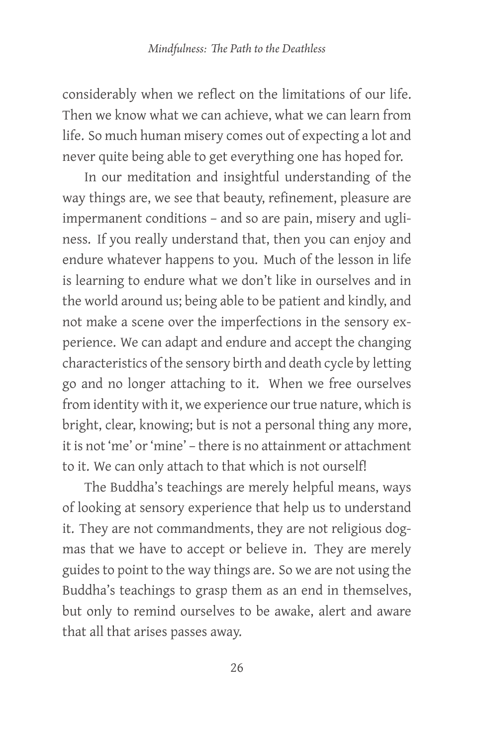considerably when we reflect on the limitations of our life. Then we know what we can achieve, what we can learn from life. So much human misery comes out of expecting a lot and never quite being able to get everything one has hoped for.

In our meditation and insightful understanding of the way things are, we see that beauty, refinement, pleasure are impermanent conditions – and so are pain, misery and ugliness. If you really understand that, then you can enjoy and endure whatever happens to you. Much of the lesson in life is learning to endure what we don't like in ourselves and in the world around us; being able to be patient and kindly, and not make a scene over the imperfections in the sensory experience. We can adapt and endure and accept the changing characteristics of the sensory birth and death cycle by letting go and no longer attaching to it. When we free ourselves from identity with it, we experience our true nature, which is bright, clear, knowing; but is not a personal thing any more, it is not 'me' or 'mine' – there is no attainment or attachment to it. We can only attach to that which is not ourself!

The Buddha's teachings are merely helpful means, ways of looking at sensory experience that help us to understand it. They are not commandments, they are not religious dogmas that we have to accept or believe in. They are merely guides to point to the way things are. So we are not using the Buddha's teachings to grasp them as an end in themselves, but only to remind ourselves to be awake, alert and aware that all that arises passes away.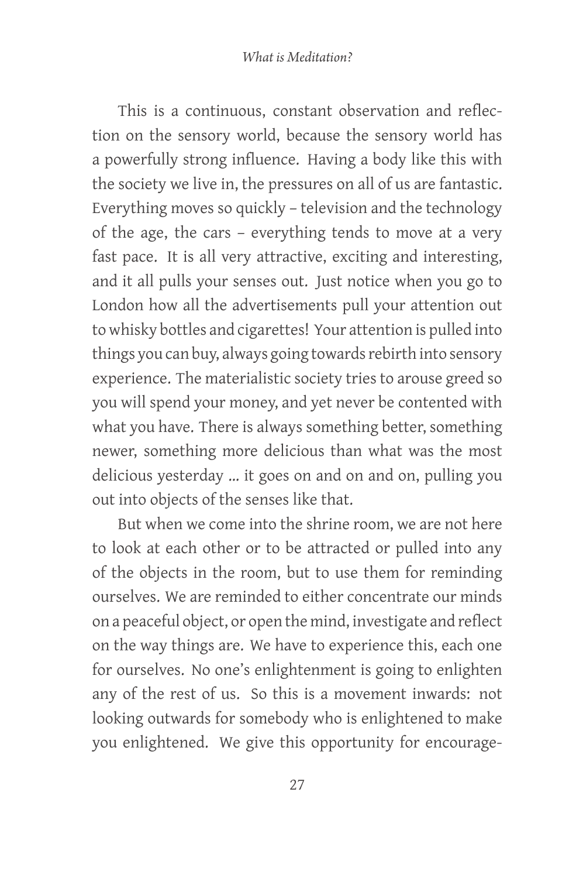This is a continuous, constant observation and reflection on the sensory world, because the sensory world has a powerfully strong influence. Having a body like this with the society we live in, the pressures on all of us are fantastic. Everything moves so quickly – television and the technology of the age, the cars – everything tends to move at a very fast pace. It is all very attractive, exciting and interesting, and it all pulls your senses out. Just notice when you go to London how all the advertisements pull your attention out to whisky bottles and cigarettes! Your attention is pulled into things you can buy, always going towards rebirth into sensory experience. The materialistic society tries to arouse greed so you will spend your money, and yet never be contented with what you have. There is always something better, something newer, something more delicious than what was the most delicious yesterday … it goes on and on and on, pulling you out into objects of the senses like that.

But when we come into the shrine room, we are not here to look at each other or to be attracted or pulled into any of the objects in the room, but to use them for reminding ourselves. We are reminded to either concentrate our minds on a peaceful object, or open the mind, investigate and reflect on the way things are. We have to experience this, each one for ourselves. No one's enlightenment is going to enlighten any of the rest of us. So this is a movement inwards: not looking outwards for somebody who is enlightened to make you enlightened. We give this opportunity for encourage-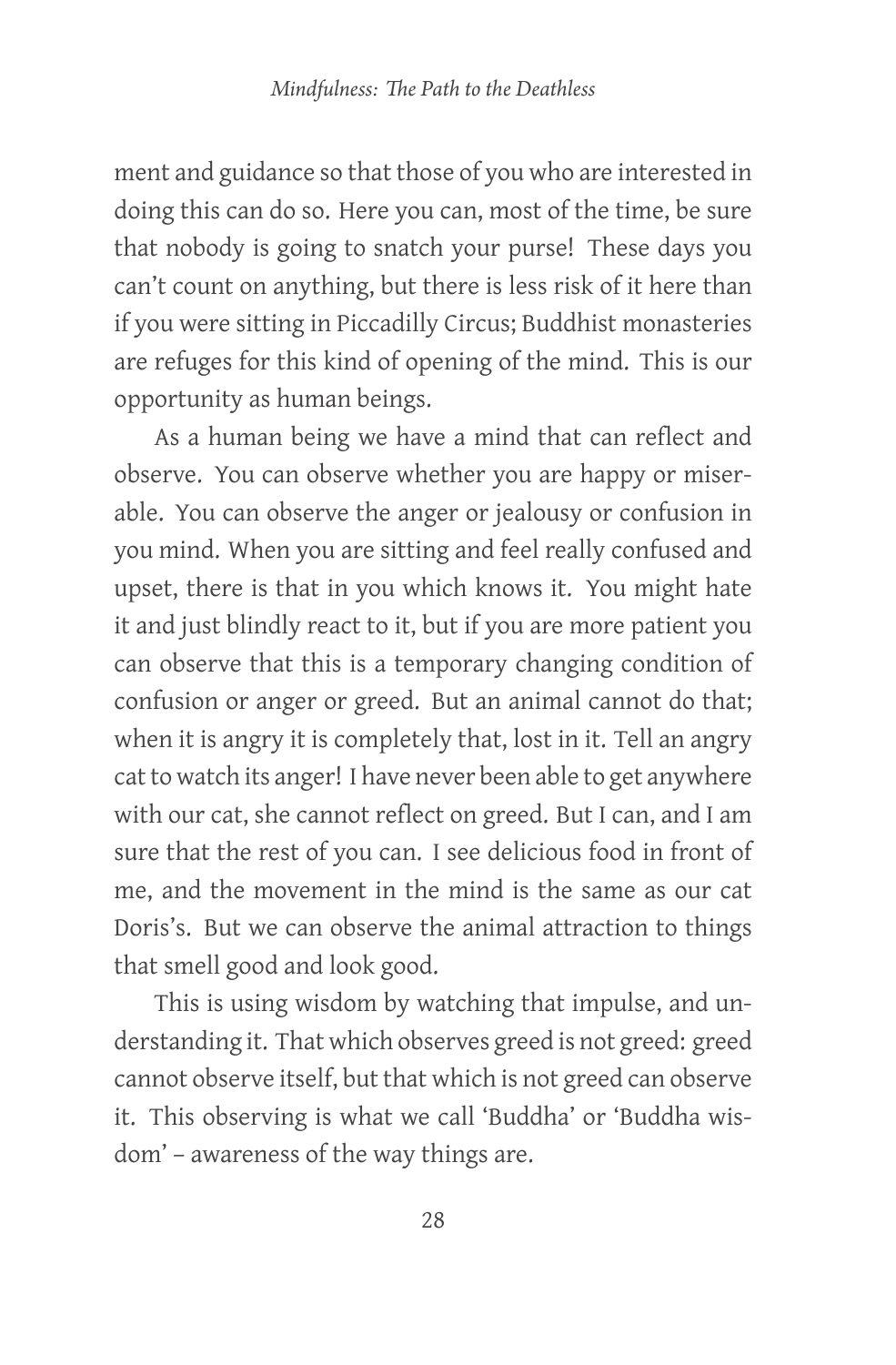ment and guidance so that those of you who are interested in doing this can do so. Here you can, most of the time, be sure that nobody is going to snatch your purse! These days you can't count on anything, but there is less risk of it here than if you were sitting in Piccadilly Circus; Buddhist monasteries are refuges for this kind of opening of the mind. This is our opportunity as human beings.

As a human being we have a mind that can reflect and observe. You can observe whether you are happy or miserable. You can observe the anger or jealousy or confusion in you mind. When you are sitting and feel really confused and upset, there is that in you which knows it. You might hate it and just blindly react to it, but if you are more patient you can observe that this is a temporary changing condition of confusion or anger or greed. But an animal cannot do that; when it is angry it is completely that, lost in it. Tell an angry cat to watch its anger! I have never been able to get anywhere with our cat, she cannot reflect on greed. But I can, and I am sure that the rest of you can. I see delicious food in front of me, and the movement in the mind is the same as our cat Doris's. But we can observe the animal attraction to things that smell good and look good.

This is using wisdom by watching that impulse, and understanding it. That which observes greed is not greed: greed cannot observe itself, but that which is not greed can observe it. This observing is what we call 'Buddha' or 'Buddha wisdom' – awareness of the way things are.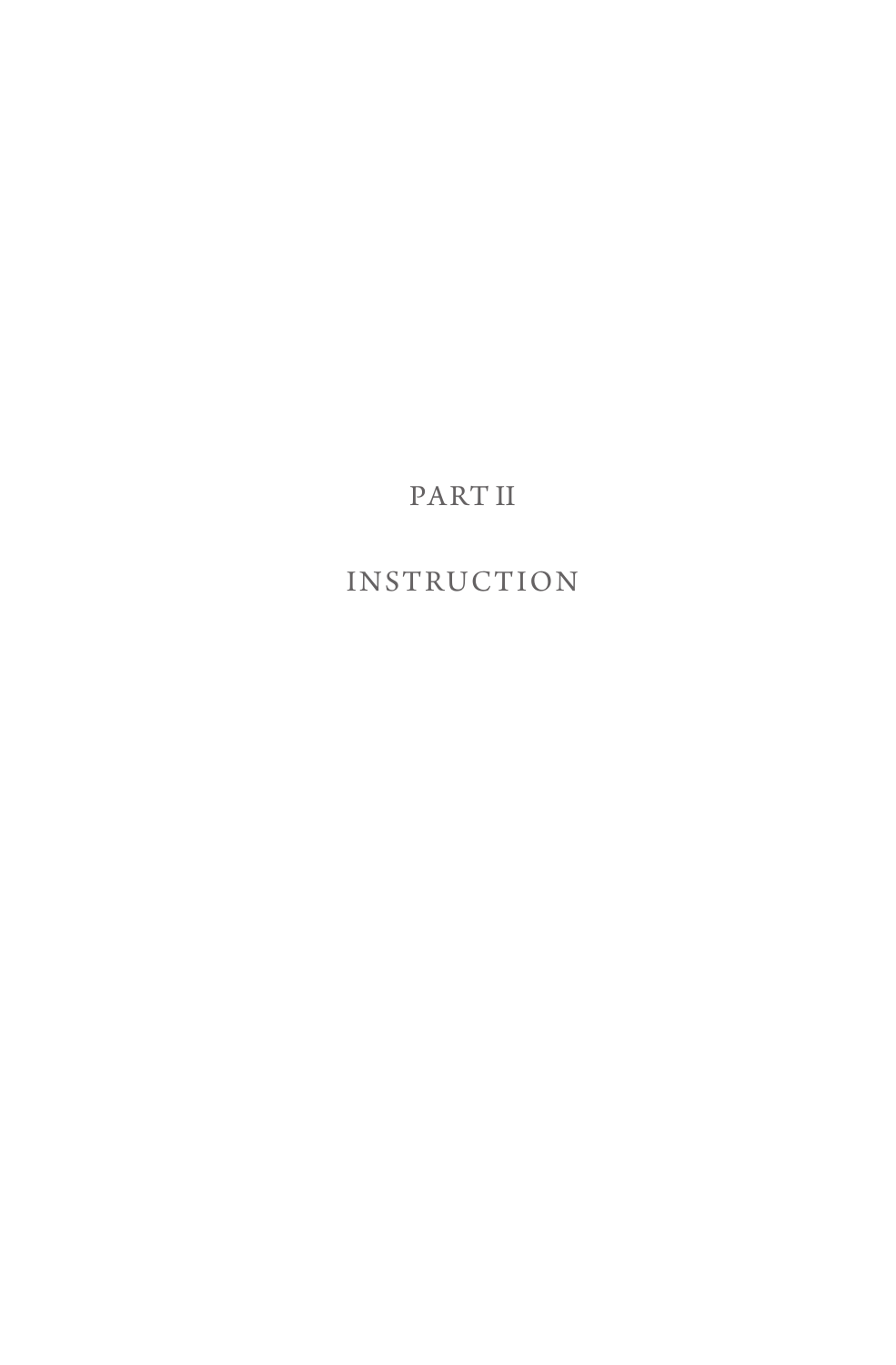# PART II

# INSTRUCTION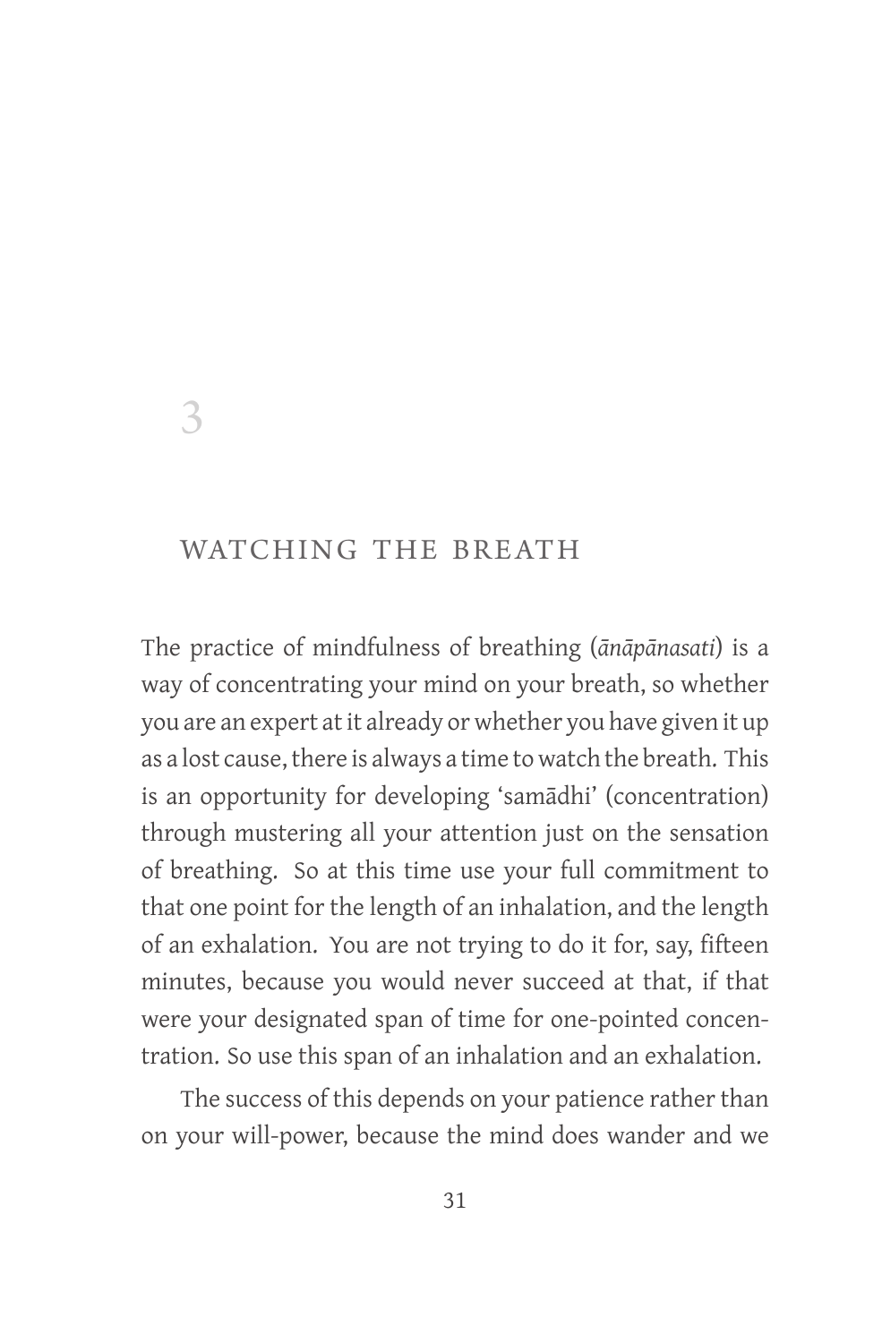# 3

## WATCHING THE BREATH

The practice of mindfulness of breathing (*ānāpānasati*) is a way of concentrating your mind on your breath, so whether you are an expert at it already or whether you have given it up as a lost cause, there is always a time to watch the breath. This is an opportunity for developing 'samādhi' (concentration) through mustering all your attention just on the sensation of breathing. So at this time use your full commitment to that one point for the length of an inhalation, and the length of an exhalation. You are not trying to do it for, say, fifteen minutes, because you would never succeed at that, if that were your designated span of time for one-pointed concentration. So use this span of an inhalation and an exhalation.

The success of this depends on your patience rather than on your will-power, because the mind does wander and we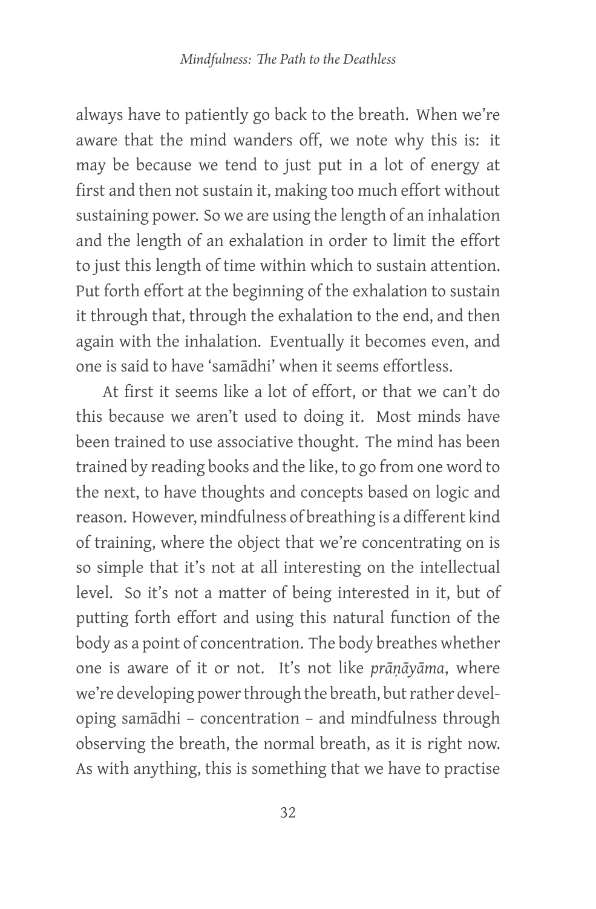always have to patiently go back to the breath. When we're aware that the mind wanders off, we note why this is: it may be because we tend to just put in a lot of energy at first and then not sustain it, making too much effort without sustaining power. So we are using the length of an inhalation and the length of an exhalation in order to limit the effort to just this length of time within which to sustain attention. Put forth effort at the beginning of the exhalation to sustain it through that, through the exhalation to the end, and then again with the inhalation. Eventually it becomes even, and one is said to have 'samādhi' when it seems effortless.

At first it seems like a lot of effort, or that we can't do this because we aren't used to doing it. Most minds have been trained to use associative thought. The mind has been trained by reading books and the like, to go from one word to the next, to have thoughts and concepts based on logic and reason. However, mindfulness of breathing is a different kind of training, where the object that we're concentrating on is so simple that it's not at all interesting on the intellectual level. So it's not a matter of being interested in it, but of putting forth effort and using this natural function of the body as a point of concentration. The body breathes whether one is aware of it or not. It's not like *prāṇāyāma*, where we're developing power through the breath, but rather developing samādhi – concentration – and mindfulness through observing the breath, the normal breath, as it is right now. As with anything, this is something that we have to practise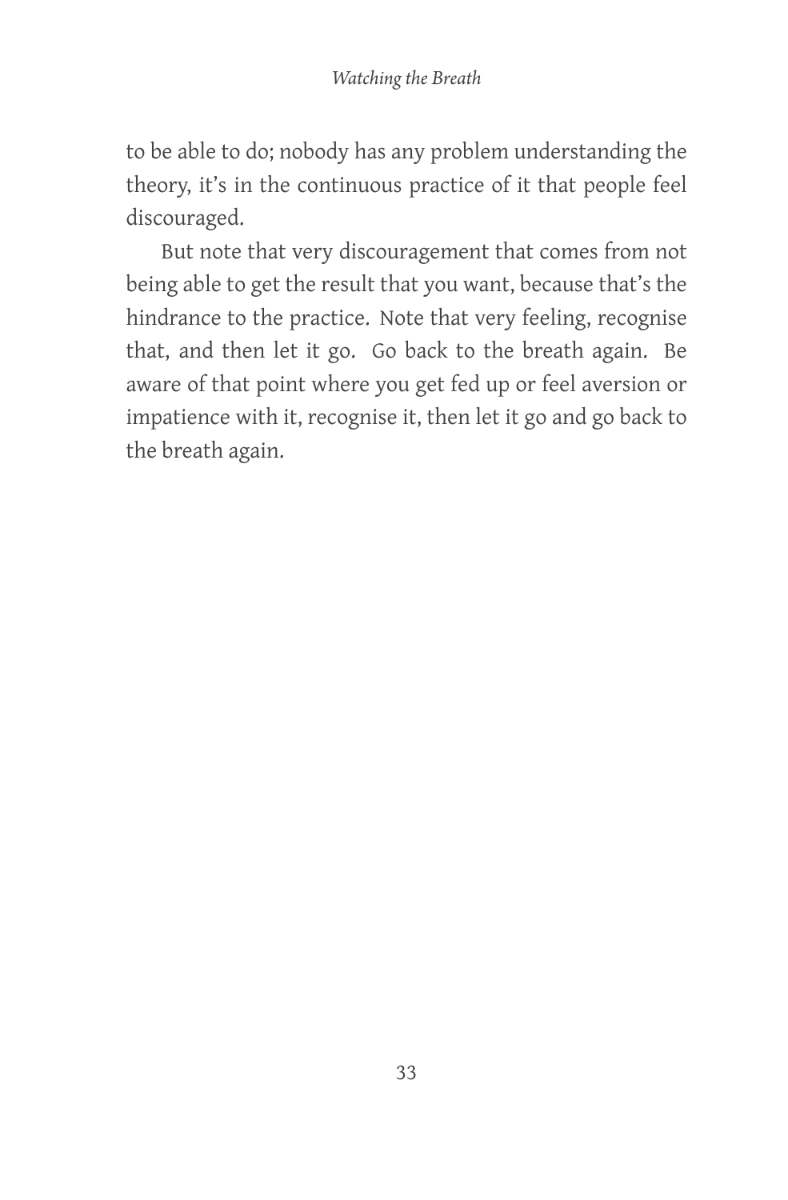to be able to do; nobody has any problem understanding the theory, it's in the continuous practice of it that people feel discouraged.

But note that very discouragement that comes from not being able to get the result that you want, because that's the hindrance to the practice. Note that very feeling, recognise that, and then let it go. Go back to the breath again. Be aware of that point where you get fed up or feel aversion or impatience with it, recognise it, then let it go and go back to the breath again.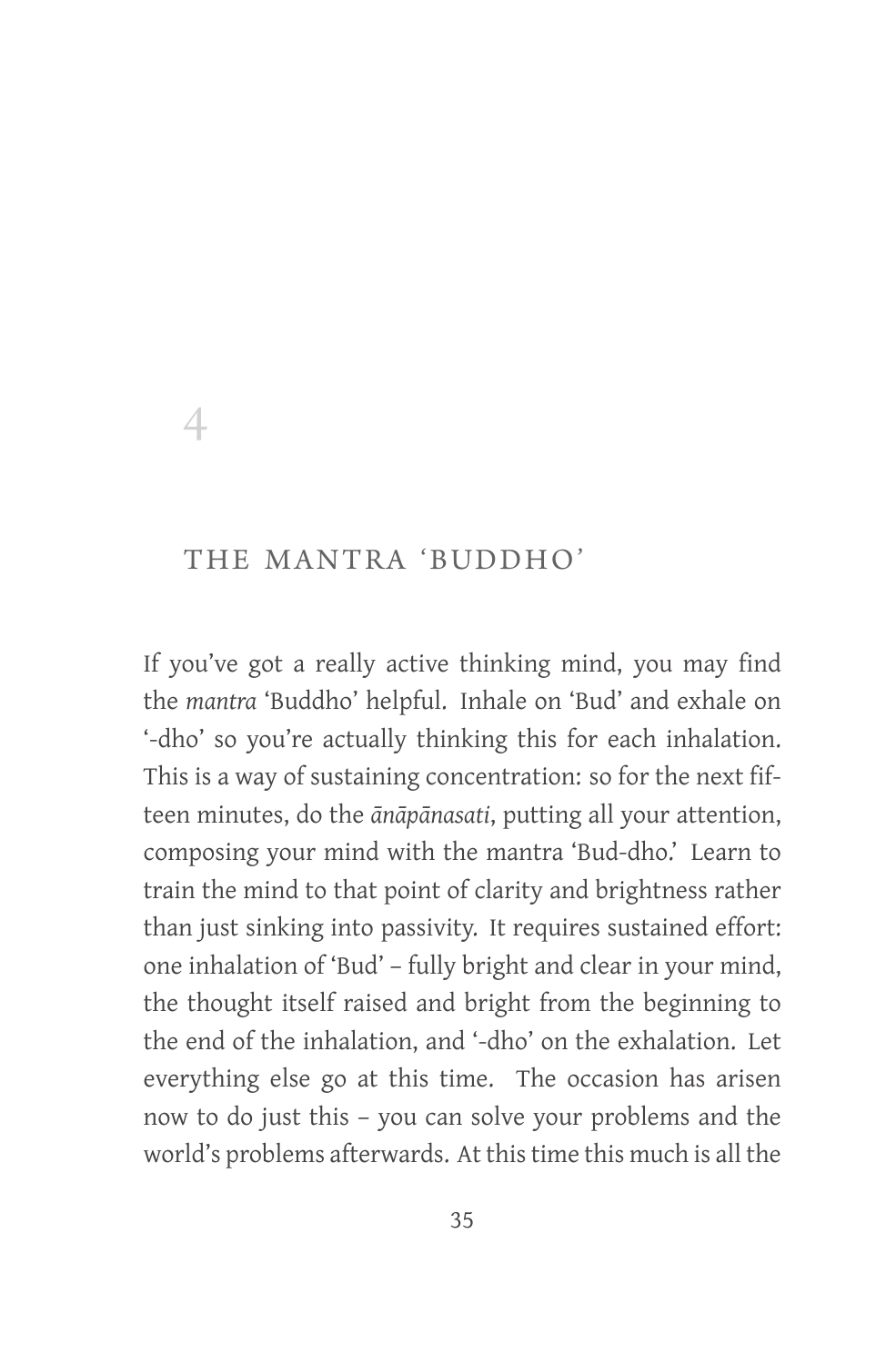# 4

## THE MANTRA 'BUDDHO'

If you've got a really active thinking mind, you may find the *mantra* 'Buddho' helpful. Inhale on 'Bud' and exhale on '-dho' so you're actually thinking this for each inhalation. This is a way of sustaining concentration: so for the next fifteen minutes, do the *ānāpānasati*, putting all your attention, composing your mind with the mantra 'Bud-dho.' Learn to train the mind to that point of clarity and brightness rather than just sinking into passivity. It requires sustained effort: one inhalation of 'Bud' – fully bright and clear in your mind, the thought itself raised and bright from the beginning to the end of the inhalation, and '-dho' on the exhalation. Let everything else go at this time. The occasion has arisen now to do just this – you can solve your problems and the world's problems afterwards. At this time this much is all the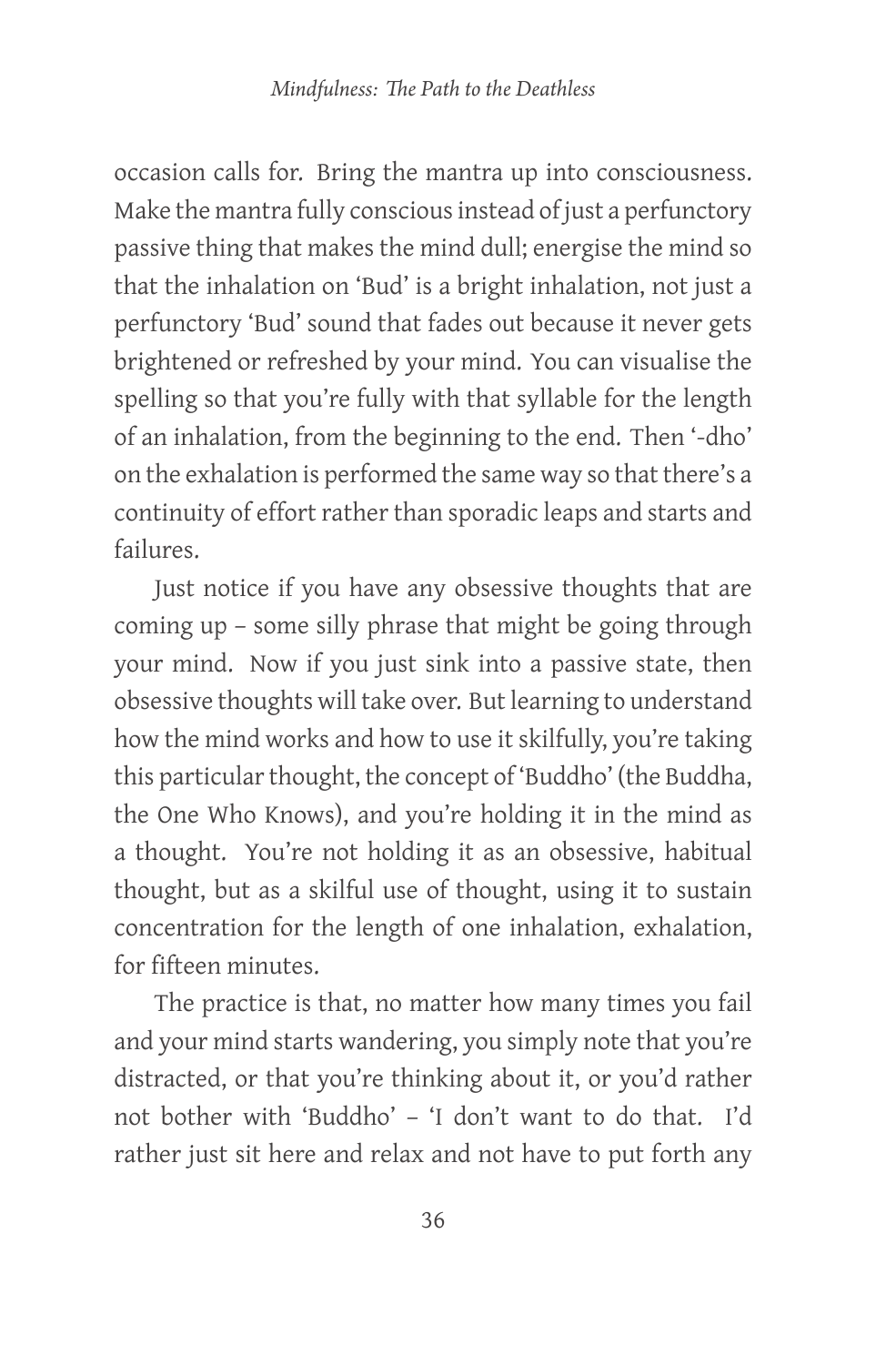occasion calls for. Bring the mantra up into consciousness. Make the mantra fully conscious instead of just a perfunctory passive thing that makes the mind dull; energise the mind so that the inhalation on 'Bud' is a bright inhalation, not just a perfunctory 'Bud' sound that fades out because it never gets brightened or refreshed by your mind. You can visualise the spelling so that you're fully with that syllable for the length of an inhalation, from the beginning to the end. Then '-dho' on the exhalation is performed the same way so that there's a continuity of effort rather than sporadic leaps and starts and failures.

Just notice if you have any obsessive thoughts that are coming up – some silly phrase that might be going through your mind. Now if you just sink into a passive state, then obsessive thoughts will take over. But learning to understand how the mind works and how to use it skilfully, you're taking this particular thought, the concept of 'Buddho' (the Buddha, the One Who Knows), and you're holding it in the mind as a thought. You're not holding it as an obsessive, habitual thought, but as a skilful use of thought, using it to sustain concentration for the length of one inhalation, exhalation, for fifteen minutes.

The practice is that, no matter how many times you fail and your mind starts wandering, you simply note that you're distracted, or that you're thinking about it, or you'd rather not bother with 'Buddho' – 'I don't want to do that. I'd rather just sit here and relax and not have to put forth any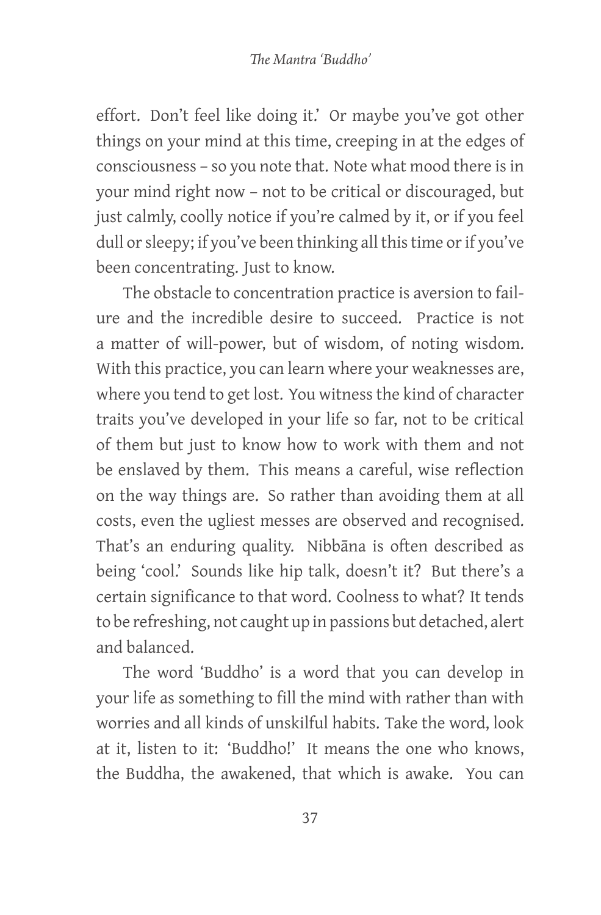effort. Don't feel like doing it.' Or maybe you've got other things on your mind at this time, creeping in at the edges of consciousness – so you note that. Note what mood there is in your mind right now – not to be critical or discouraged, but just calmly, coolly notice if you're calmed by it, or if you feel dull or sleepy; if you've been thinking all this time or if you've been concentrating. Just to know.

The obstacle to concentration practice is aversion to failure and the incredible desire to succeed. Practice is not a matter of will-power, but of wisdom, of noting wisdom. With this practice, you can learn where your weaknesses are, where you tend to get lost. You witness the kind of character traits you've developed in your life so far, not to be critical of them but just to know how to work with them and not be enslaved by them. This means a careful, wise reflection on the way things are. So rather than avoiding them at all costs, even the ugliest messes are observed and recognised. That's an enduring quality. Nibbāna is often described as being 'cool.' Sounds like hip talk, doesn't it? But there's a certain significance to that word. Coolness to what? It tends to be refreshing, not caught up in passions but detached, alert and balanced.

The word 'Buddho' is a word that you can develop in your life as something to fill the mind with rather than with worries and all kinds of unskilful habits. Take the word, look at it, listen to it: 'Buddho!' It means the one who knows, the Buddha, the awakened, that which is awake. You can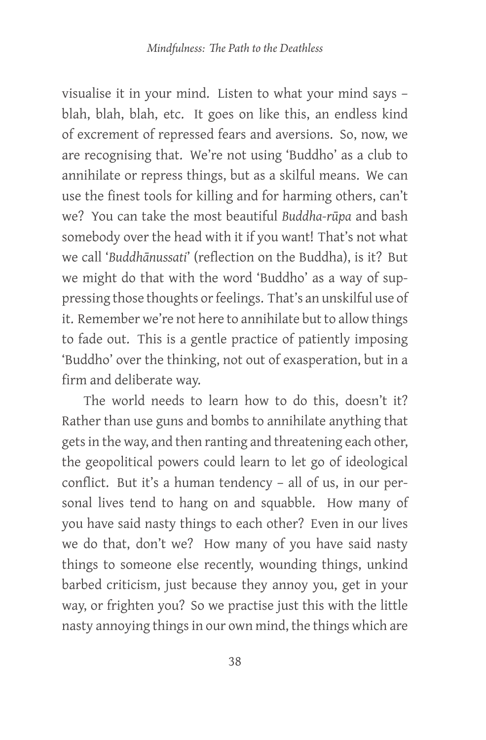visualise it in your mind. Listen to what your mind says – blah, blah, blah, etc. It goes on like this, an endless kind of excrement of repressed fears and aversions. So, now, we are recognising that. We're not using 'Buddho' as a club to annihilate or repress things, but as a skilful means. We can use the finest tools for killing and for harming others, can't we? You can take the most beautiful *Buddha-rūpa* and bash somebody over the head with it if you want! That's not what we call '*Buddhānussati*' (reflection on the Buddha), is it? But we might do that with the word 'Buddho' as a way of suppressing those thoughts or feelings. That's an unskilful use of it. Remember we're not here to annihilate but to allow things to fade out. This is a gentle practice of patiently imposing 'Buddho' over the thinking, not out of exasperation, but in a firm and deliberate way.

The world needs to learn how to do this, doesn't it? Rather than use guns and bombs to annihilate anything that gets in the way, and then ranting and threatening each other, the geopolitical powers could learn to let go of ideological conflict. But it's a human tendency – all of us, in our personal lives tend to hang on and squabble. How many of you have said nasty things to each other? Even in our lives we do that, don't we? How many of you have said nasty things to someone else recently, wounding things, unkind barbed criticism, just because they annoy you, get in your way, or frighten you? So we practise just this with the little nasty annoying things in our own mind, the things which are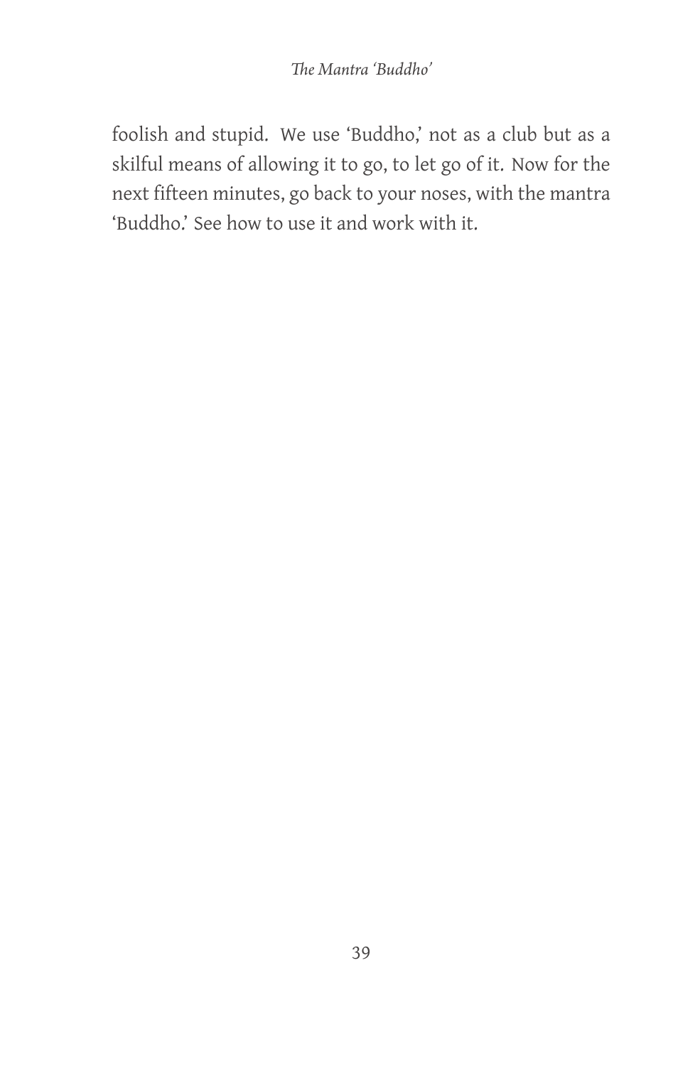foolish and stupid. We use 'Buddho,' not as a club but as a skilful means of allowing it to go, to let go of it. Now for the next fifteen minutes, go back to your noses, with the mantra 'Buddho.' See how to use it and work with it.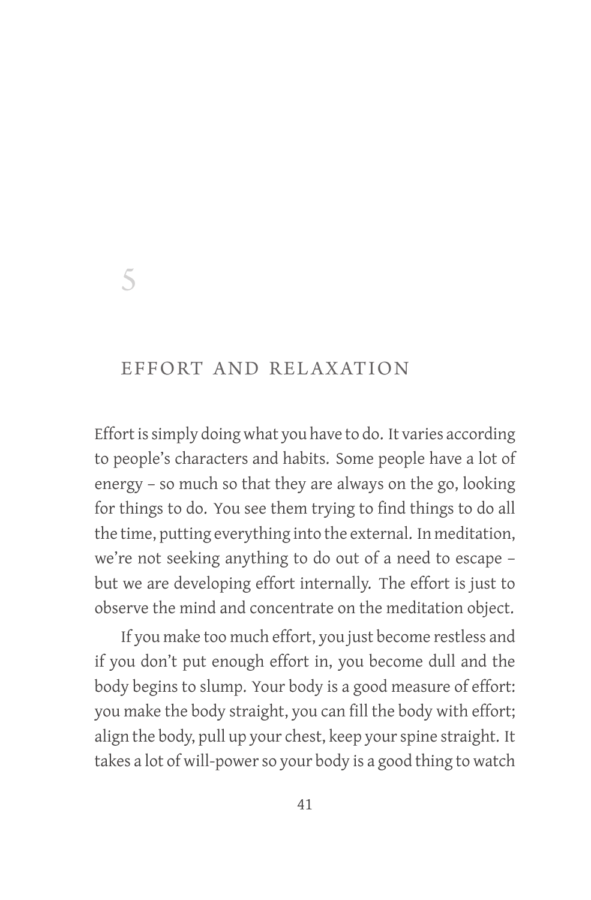# 5

## EFFORT AND RELAXATION

Effort is simply doing what you have to do. It varies according to people's characters and habits. Some people have a lot of energy – so much so that they are always on the go, looking for things to do. You see them trying to find things to do all the time, putting everything into the external. In meditation, we're not seeking anything to do out of a need to escape – but we are developing effort internally. The effort is just to observe the mind and concentrate on the meditation object.

If you make too much effort, you just become restless and if you don't put enough effort in, you become dull and the body begins to slump. Your body is a good measure of effort: you make the body straight, you can fill the body with effort; align the body, pull up your chest, keep your spine straight. It takes a lot of will-power so your body is a good thing to watch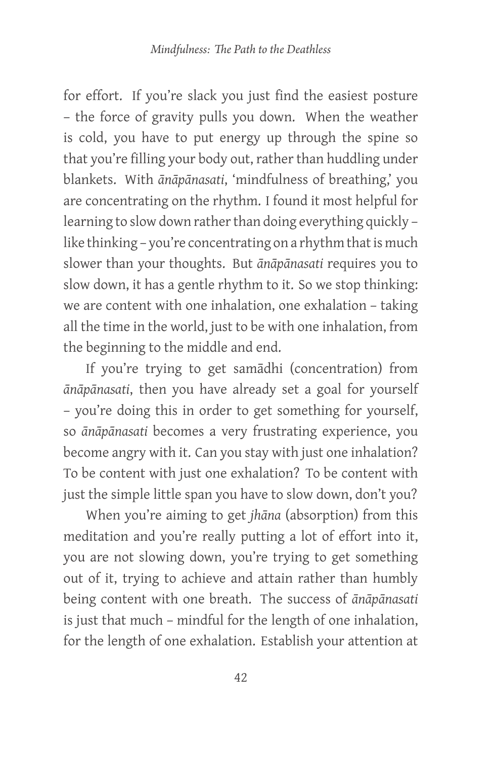for effort. If you're slack you just find the easiest posture – the force of gravity pulls you down. When the weather is cold, you have to put energy up through the spine so that you're filling your body out, rather than huddling under blankets. With *ānāpānasati*, 'mindfulness of breathing,' you are concentrating on the rhythm. I found it most helpful for learning to slow down rather than doing everything quickly – like thinking – you're concentrating on a rhythm that is much slower than your thoughts. But *ānāpānasati* requires you to slow down, it has a gentle rhythm to it. So we stop thinking: we are content with one inhalation, one exhalation – taking all the time in the world, just to be with one inhalation, from the beginning to the middle and end.

If you're trying to get samādhi (concentration) from *ānāpānasati*, then you have already set a goal for yourself – you're doing this in order to get something for yourself, so *ānāpānasati* becomes a very frustrating experience, you become angry with it. Can you stay with just one inhalation? To be content with just one exhalation? To be content with just the simple little span you have to slow down, don't you?

When you're aiming to get *jhāna* (absorption) from this meditation and you're really putting a lot of effort into it, you are not slowing down, you're trying to get something out of it, trying to achieve and attain rather than humbly being content with one breath. The success of *ānāpānasati* is just that much – mindful for the length of one inhalation, for the length of one exhalation. Establish your attention at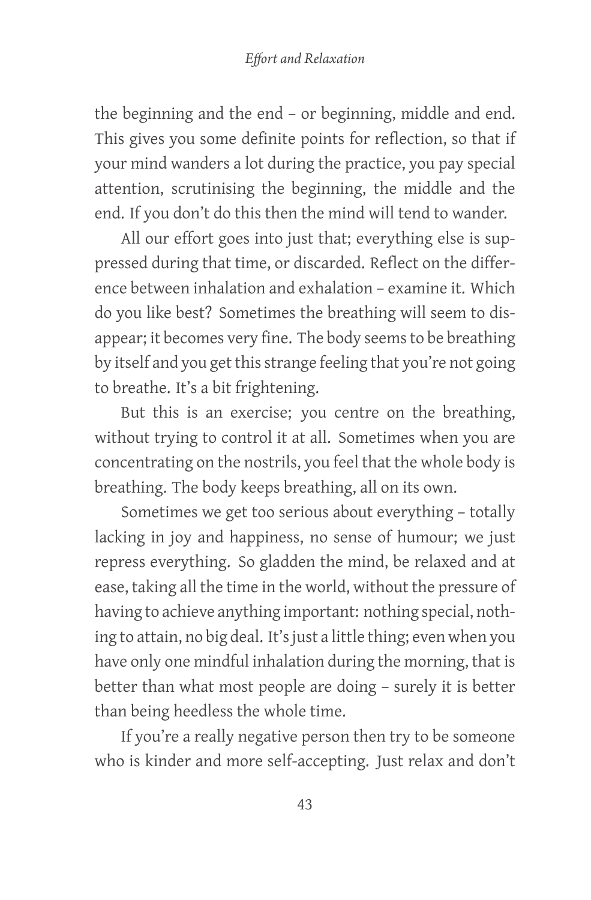the beginning and the end – or beginning, middle and end. This gives you some definite points for reflection, so that if your mind wanders a lot during the practice, you pay special attention, scrutinising the beginning, the middle and the end. If you don't do this then the mind will tend to wander.

All our effort goes into just that; everything else is suppressed during that time, or discarded. Reflect on the difference between inhalation and exhalation – examine it. Which do you like best? Sometimes the breathing will seem to disappear; it becomes very fine. The body seems to be breathing by itself and you get this strange feeling that you're not going to breathe. It's a bit frightening.

But this is an exercise; you centre on the breathing, without trying to control it at all. Sometimes when you are concentrating on the nostrils, you feel that the whole body is breathing. The body keeps breathing, all on its own.

Sometimes we get too serious about everything – totally lacking in joy and happiness, no sense of humour; we just repress everything. So gladden the mind, be relaxed and at ease, taking all the time in the world, without the pressure of having to achieve anything important: nothing special, nothing to attain, no big deal. It's just a little thing; even when you have only one mindful inhalation during the morning, that is better than what most people are doing – surely it is better than being heedless the whole time.

If you're a really negative person then try to be someone who is kinder and more self-accepting. Just relax and don't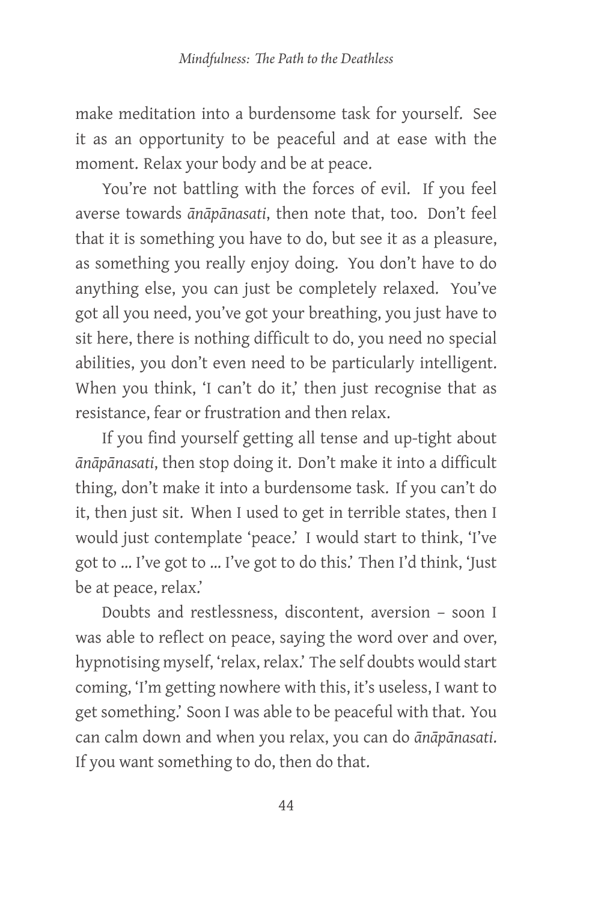make meditation into a burdensome task for yourself. See it as an opportunity to be peaceful and at ease with the moment. Relax your body and be at peace.

You're not battling with the forces of evil. If you feel averse towards *ānāpānasati*, then note that, too. Don't feel that it is something you have to do, but see it as a pleasure, as something you really enjoy doing. You don't have to do anything else, you can just be completely relaxed. You've got all you need, you've got your breathing, you just have to sit here, there is nothing difficult to do, you need no special abilities, you don't even need to be particularly intelligent. When you think, 'I can't do it,' then just recognise that as resistance, fear or frustration and then relax.

If you find yourself getting all tense and up-tight about *ānāpānasati*, then stop doing it. Don't make it into a difficult thing, don't make it into a burdensome task. If you can't do it, then just sit. When I used to get in terrible states, then I would just contemplate 'peace.' I would start to think, 'I've got to ... I've got to ... I've got to do this.' Then I'd think, 'Just be at peace, relax.'

Doubts and restlessness, discontent, aversion – soon I was able to reflect on peace, saying the word over and over, hypnotising myself, 'relax, relax.' The self doubts would start coming, 'I'm getting nowhere with this, it's useless, I want to get something.' Soon I was able to be peaceful with that. You can calm down and when you relax, you can do *ānāpānasati*. If you want something to do, then do that.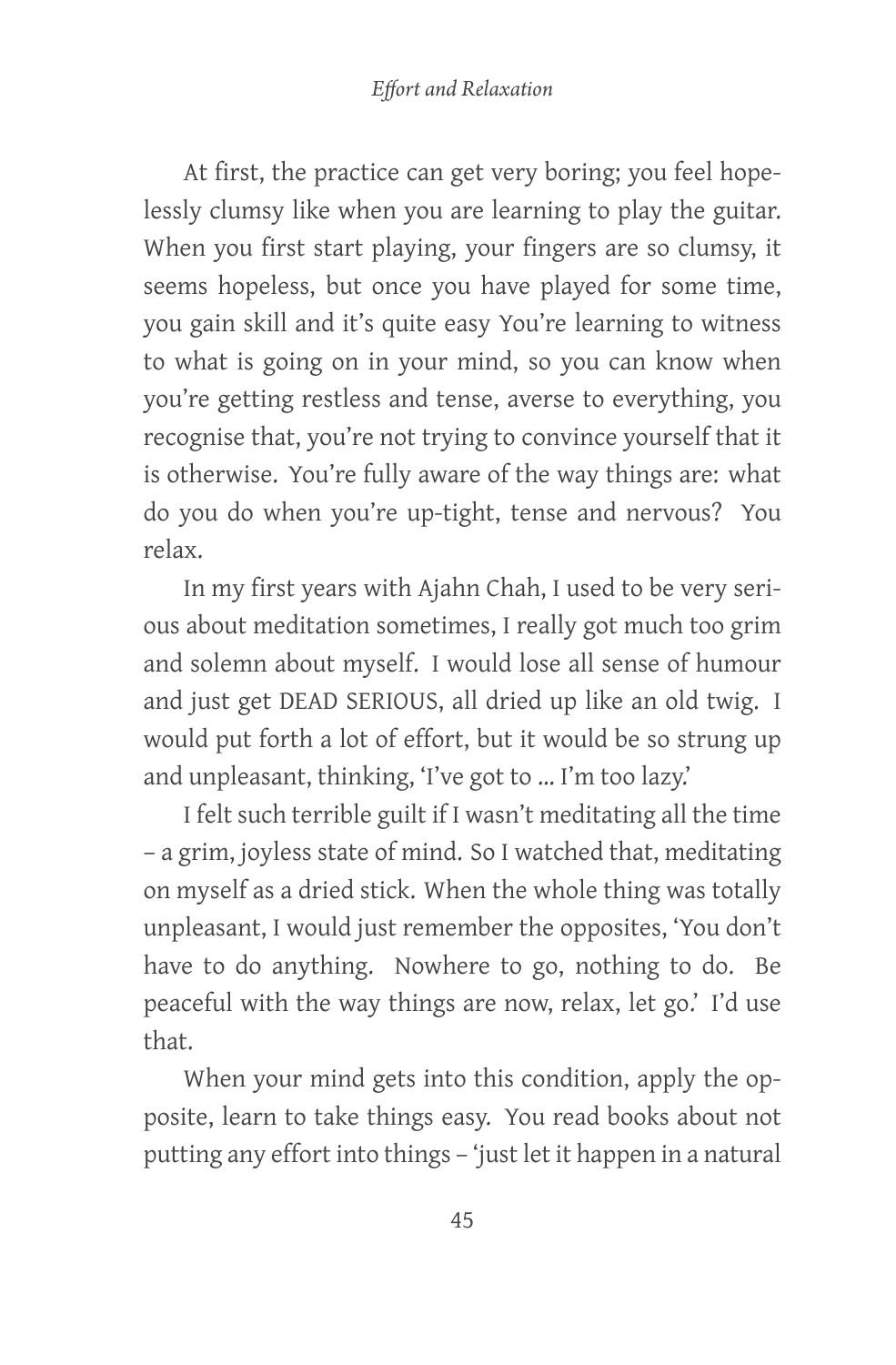At first, the practice can get very boring; you feel hopelessly clumsy like when you are learning to play the guitar. When you first start playing, your fingers are so clumsy, it seems hopeless, but once you have played for some time, you gain skill and it's quite easy You're learning to witness to what is going on in your mind, so you can know when you're getting restless and tense, averse to everything, you recognise that, you're not trying to convince yourself that it is otherwise. You're fully aware of the way things are: what do you do when you're up-tight, tense and nervous? You relax.

In my first years with Ajahn Chah, I used to be very serious about meditation sometimes, I really got much too grim and solemn about myself. I would lose all sense of humour and just get DEAD SERIOUS, all dried up like an old twig. I would put forth a lot of effort, but it would be so strung up and unpleasant, thinking, 'I've got to ... I'm too lazy.'

I felt such terrible guilt if I wasn't meditating all the time – a grim, joyless state of mind. So I watched that, meditating on myself as a dried stick. When the whole thing was totally unpleasant, I would just remember the opposites, 'You don't have to do anything. Nowhere to go, nothing to do. Be peaceful with the way things are now, relax, let go.' I'd use that.

When your mind gets into this condition, apply the opposite, learn to take things easy. You read books about not putting any effort into things – 'just let it happen in a natural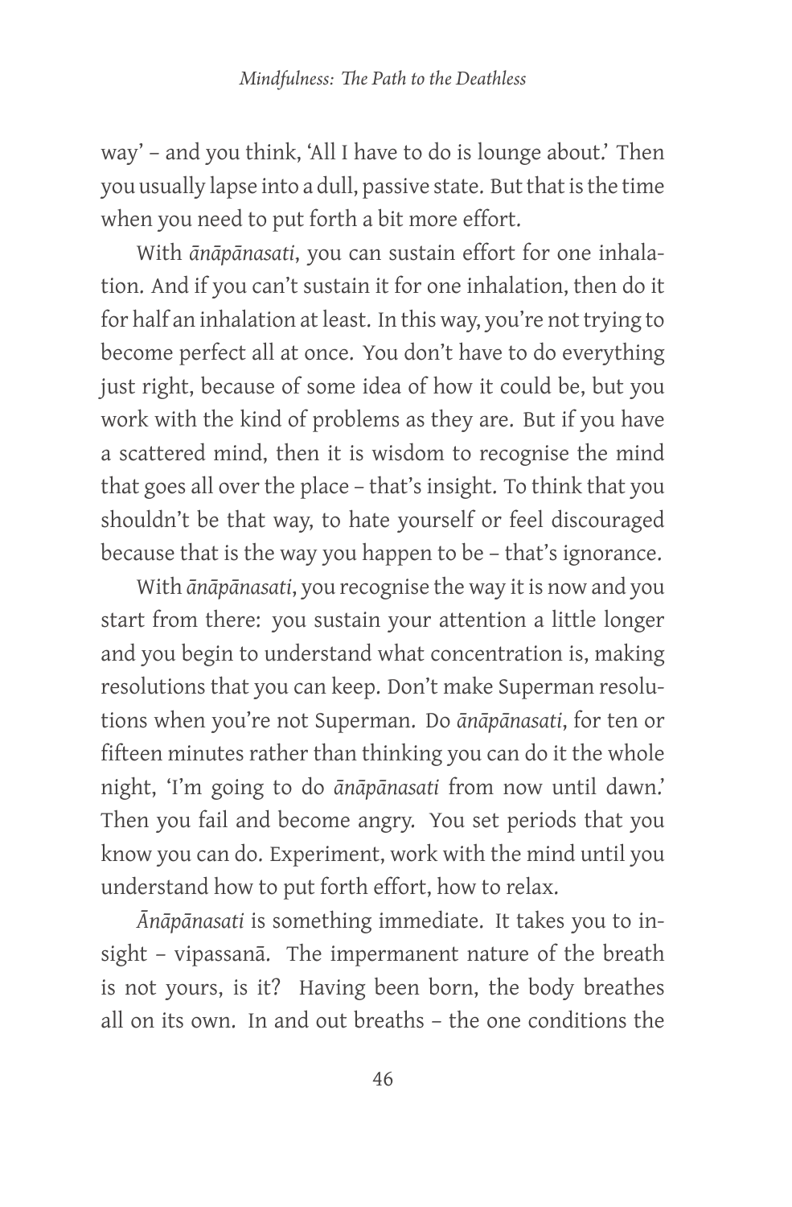way' – and you think, 'All I have to do is lounge about.' Then you usually lapse into a dull, passive state. But that is the time when you need to put forth a bit more effort.

With *ānāpānasati*, you can sustain effort for one inhalation. And if you can't sustain it for one inhalation, then do it for half an inhalation at least. In this way, you're not trying to become perfect all at once. You don't have to do everything just right, because of some idea of how it could be, but you work with the kind of problems as they are. But if you have a scattered mind, then it is wisdom to recognise the mind that goes all over the place – that's insight. To think that you shouldn't be that way, to hate yourself or feel discouraged because that is the way you happen to be – that's ignorance.

With *ānāpānasati*, you recognise the way it is now and you start from there: you sustain your attention a little longer and you begin to understand what concentration is, making resolutions that you can keep. Don't make Superman resolutions when you're not Superman. Do *ānāpānasati*, for ten or fifteen minutes rather than thinking you can do it the whole night, 'I'm going to do *ānāpānasati* from now until dawn.' Then you fail and become angry. You set periods that you know you can do. Experiment, work with the mind until you understand how to put forth effort, how to relax.

*Ānāpānasati* is something immediate. It takes you to insight – vipassanā. The impermanent nature of the breath is not yours, is it? Having been born, the body breathes all on its own. In and out breaths – the one conditions the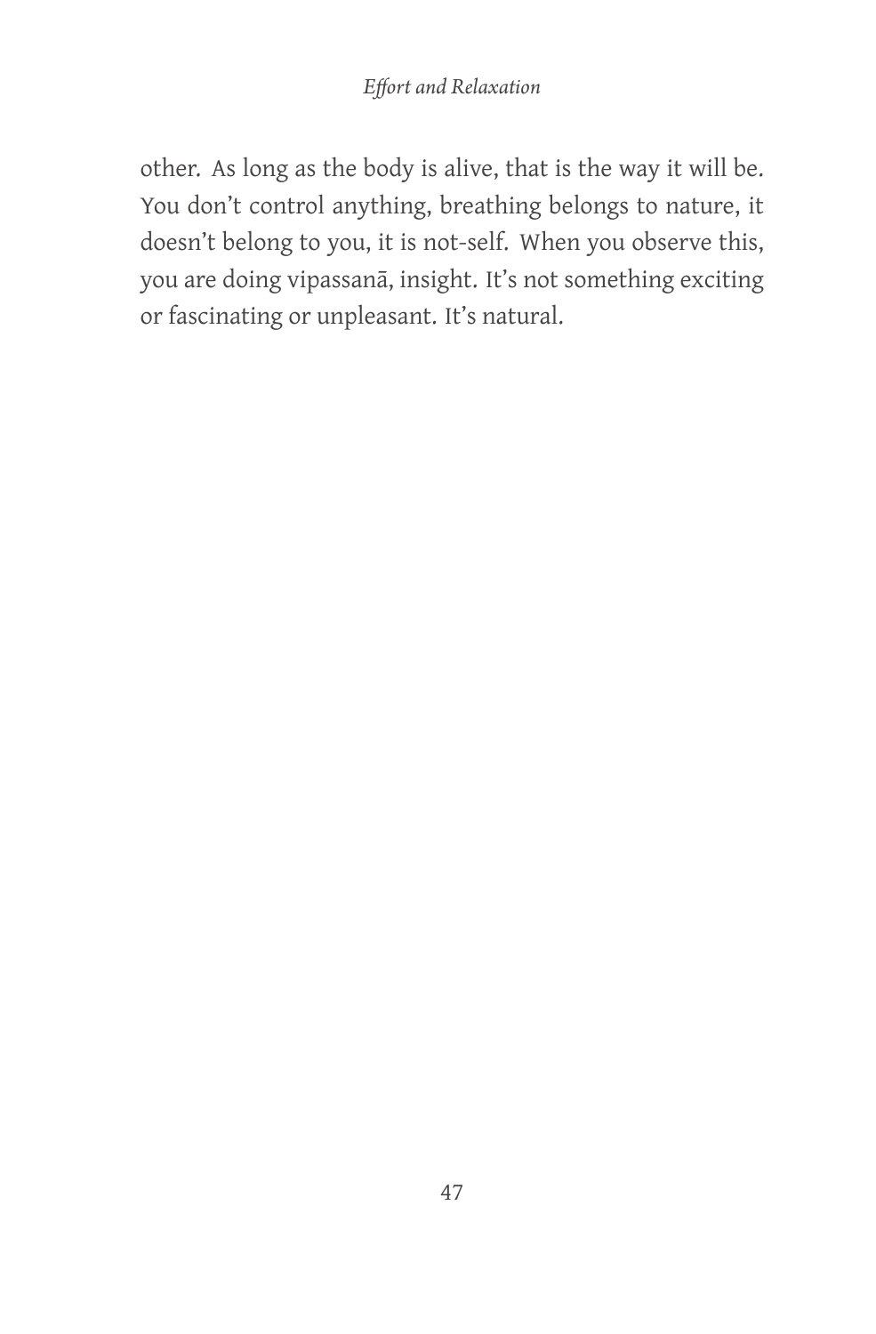other. As long as the body is alive, that is the way it will be. You don't control anything, breathing belongs to nature, it doesn't belong to you, it is not-self. When you observe this, you are doing vipassanā, insight. It's not something exciting or fascinating or unpleasant. It's natural.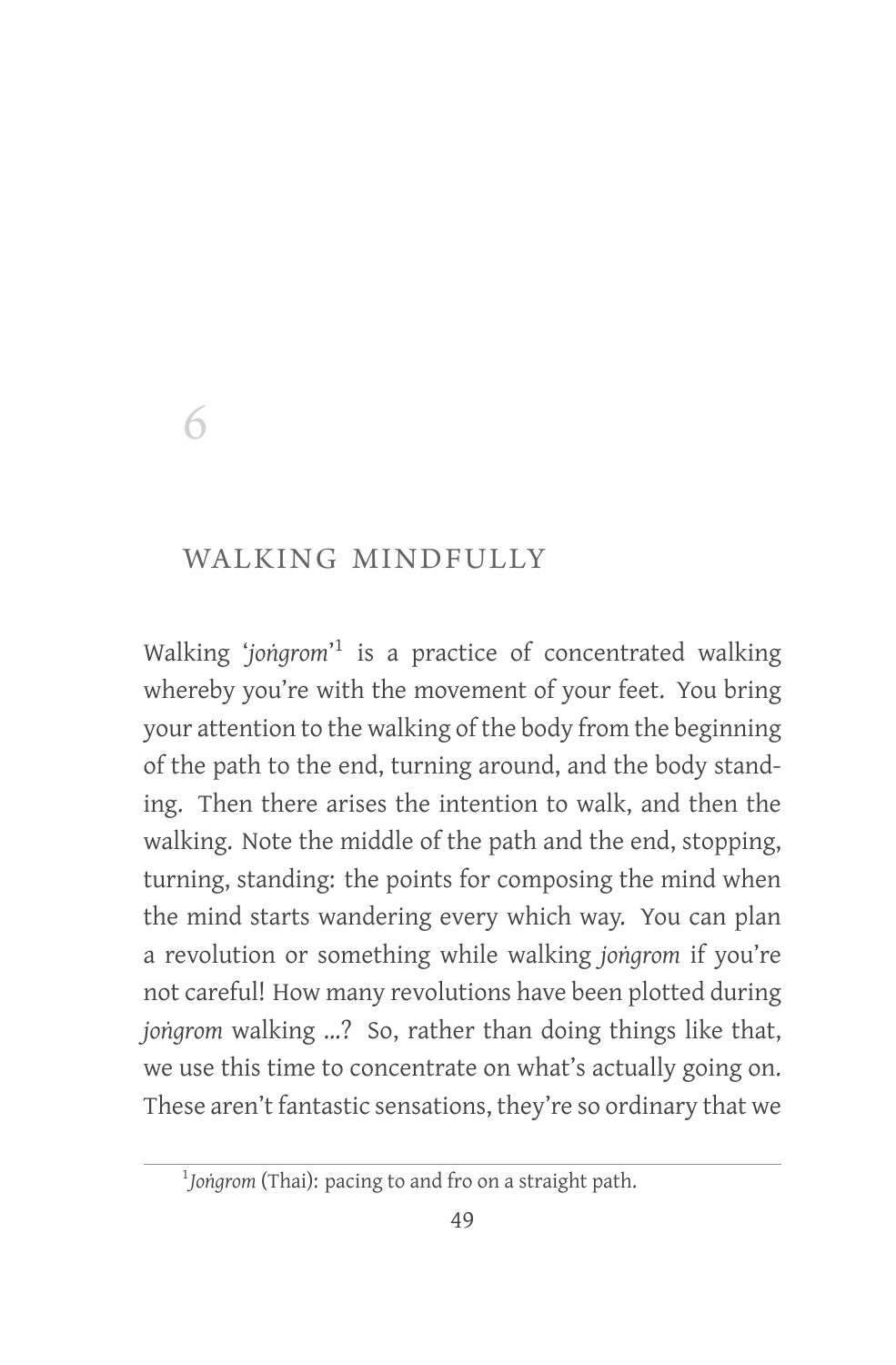# 6

## WALKING MINDFULLY

Walking '*joṅgrom*'[1] is a practice of concentrated walking whereby you're with the movement of your feet. You bring your attention to the walking of the body from the beginning of the path to the end, turning around, and the body standing. Then there arises the intention to walk, and then the walking. Note the middle of the path and the end, stopping, turning, standing: the points for composing the mind when the mind starts wandering every which way. You can plan a revolution or something while walking *joṅgrom* if you're not careful! How many revolutions have been plotted during *joṅgrom* walking ...? So, rather than doing things like that, we use this time to concentrate on what's actually going on. These aren't fantastic sensations, they're so ordinary that we

---

[1] *Joṅgrom* (Thai): pacing to and fro on a straight path.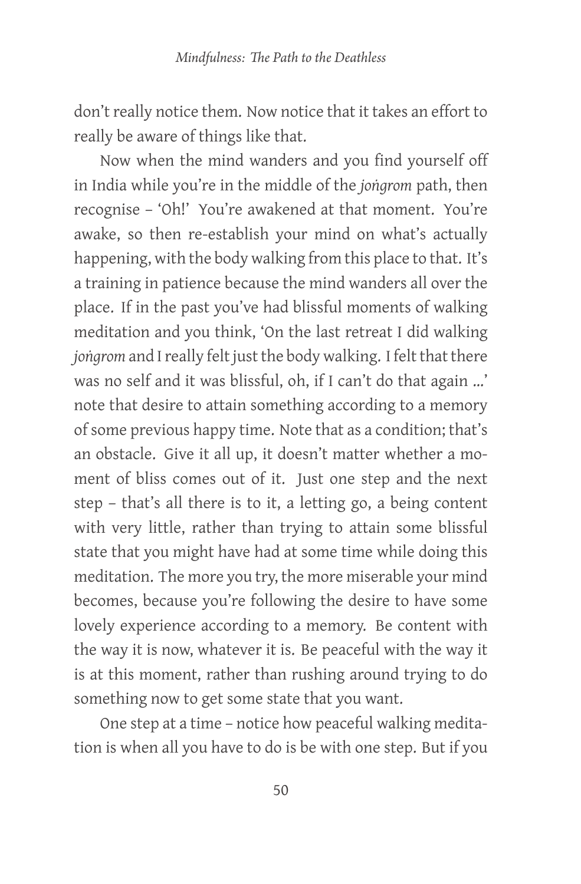don't really notice them. Now notice that it takes an effort to really be aware of things like that.

Now when the mind wanders and you find yourself off in India while you're in the middle of the *joṅgrom* path, then recognise – 'Oh!' You're awakened at that moment. You're awake, so then re-establish your mind on what's actually happening, with the body walking from this place to that. It's a training in patience because the mind wanders all over the place. If in the past you've had blissful moments of walking meditation and you think, 'On the last retreat I did walking *joṅgrom* and I really felt just the body walking. I felt that there was no self and it was blissful, oh, if I can't do that again ...' note that desire to attain something according to a memory of some previous happy time. Note that as a condition; that's an obstacle. Give it all up, it doesn't matter whether a moment of bliss comes out of it. Just one step and the next step – that's all there is to it, a letting go, a being content with very little, rather than trying to attain some blissful state that you might have had at some time while doing this meditation. The more you try, the more miserable your mind becomes, because you're following the desire to have some lovely experience according to a memory. Be content with the way it is now, whatever it is. Be peaceful with the way it is at this moment, rather than rushing around trying to do something now to get some state that you want.

One step at a time – notice how peaceful walking meditation is when all you have to do is be with one step. But if you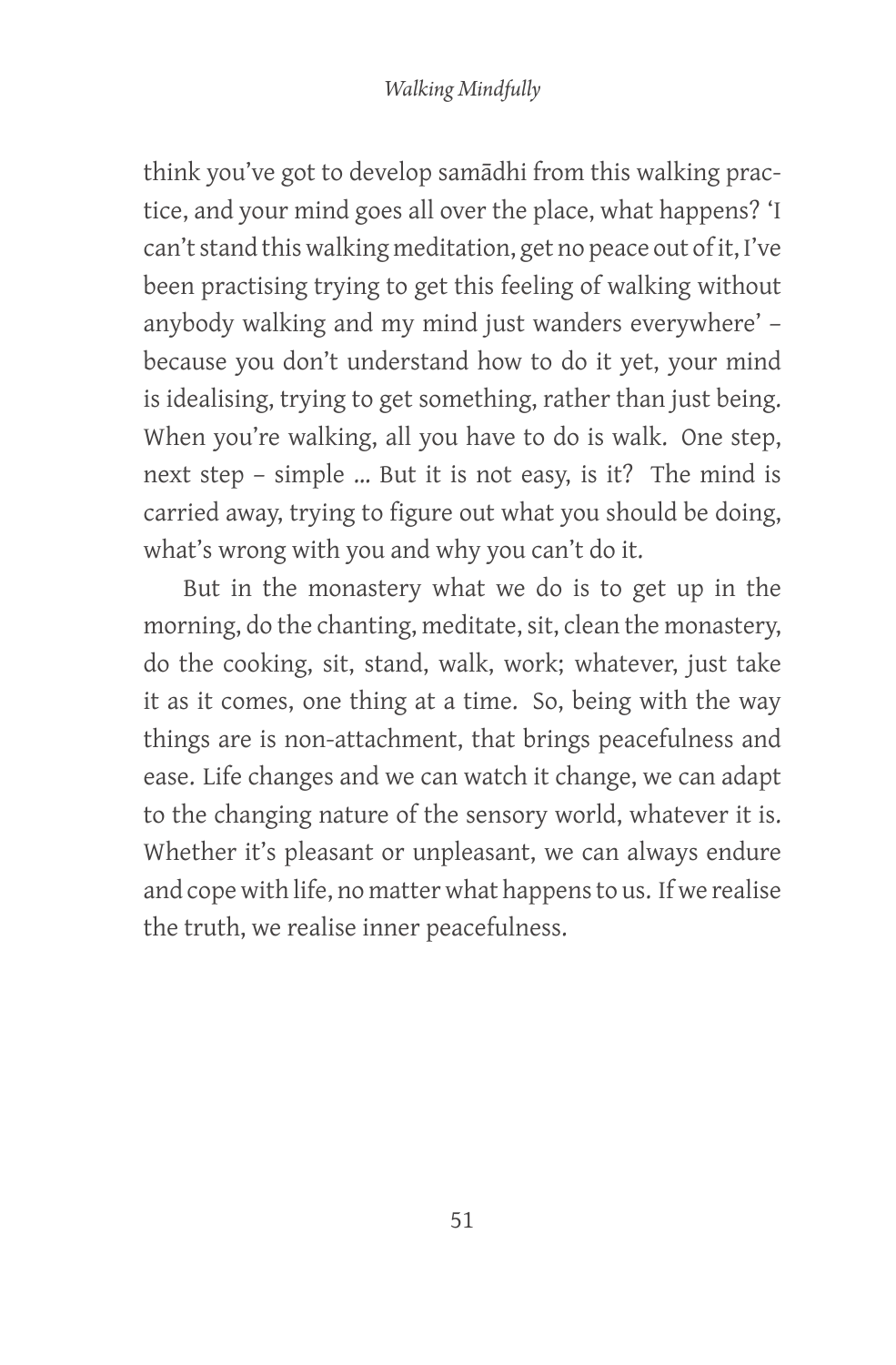think you've got to develop samādhi from this walking practice, and your mind goes all over the place, what happens? 'I can't stand this walking meditation, get no peace out of it, I've been practising trying to get this feeling of walking without anybody walking and my mind just wanders everywhere' – because you don't understand how to do it yet, your mind is idealising, trying to get something, rather than just being. When you're walking, all you have to do is walk. One step, next step – simple … But it is not easy, is it? The mind is carried away, trying to figure out what you should be doing, what's wrong with you and why you can't do it.

But in the monastery what we do is to get up in the morning, do the chanting, meditate, sit, clean the monastery, do the cooking, sit, stand, walk, work; whatever, just take it as it comes, one thing at a time. So, being with the way things are is non-attachment, that brings peacefulness and ease. Life changes and we can watch it change, we can adapt to the changing nature of the sensory world, whatever it is. Whether it's pleasant or unpleasant, we can always endure and cope with life, no matter what happens to us. If we realise the truth, we realise inner peacefulness.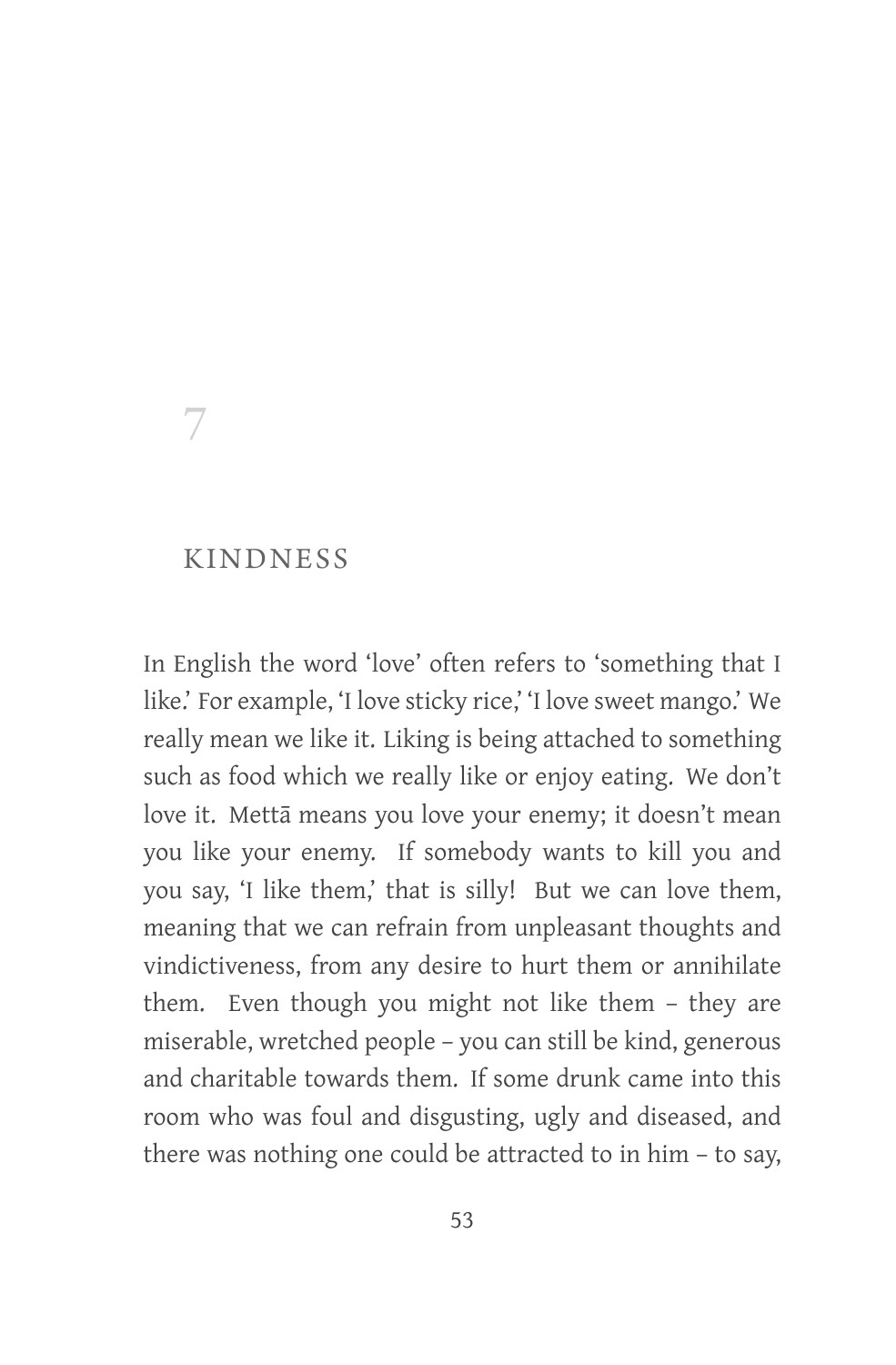# 7

# KINDNESS

In English the word 'love' often refers to 'something that I like.' For example, 'I love sticky rice,' 'I love sweet mango.' We really mean we like it. Liking is being attached to something such as food which we really like or enjoy eating. We don't love it. Mettā means you love your enemy; it doesn't mean you like your enemy. If somebody wants to kill you and you say, 'I like them,' that is silly! But we can love them, meaning that we can refrain from unpleasant thoughts and vindictiveness, from any desire to hurt them or annihilate them. Even though you might not like them – they are miserable, wretched people – you can still be kind, generous and charitable towards them. If some drunk came into this room who was foul and disgusting, ugly and diseased, and there was nothing one could be attracted to in him – to say,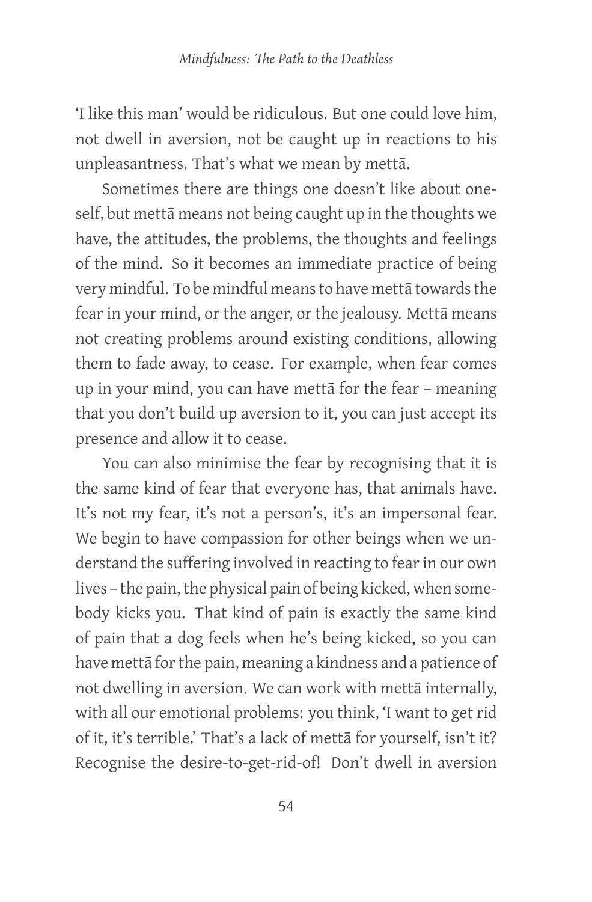'I like this man' would be ridiculous. But one could love him, not dwell in aversion, not be caught up in reactions to his unpleasantness. That's what we mean by mettā.

Sometimes there are things one doesn't like about oneself, but mettā means not being caught up in the thoughts we have, the attitudes, the problems, the thoughts and feelings of the mind. So it becomes an immediate practice of being very mindful. To be mindful means to have mettā towards the fear in your mind, or the anger, or the jealousy. Mettā means not creating problems around existing conditions, allowing them to fade away, to cease. For example, when fear comes up in your mind, you can have mettā for the fear – meaning that you don't build up aversion to it, you can just accept its presence and allow it to cease.

You can also minimise the fear by recognising that it is the same kind of fear that everyone has, that animals have. It's not my fear, it's not a person's, it's an impersonal fear. We begin to have compassion for other beings when we understand the suffering involved in reacting to fear in our own lives – the pain, the physical pain of being kicked, when somebody kicks you. That kind of pain is exactly the same kind of pain that a dog feels when he's being kicked, so you can have mettā for the pain, meaning a kindness and a patience of not dwelling in aversion. We can work with mettā internally, with all our emotional problems: you think, 'I want to get rid of it, it's terrible.' That's a lack of mettā for yourself, isn't it? Recognise the desire-to-get-rid-of! Don't dwell in aversion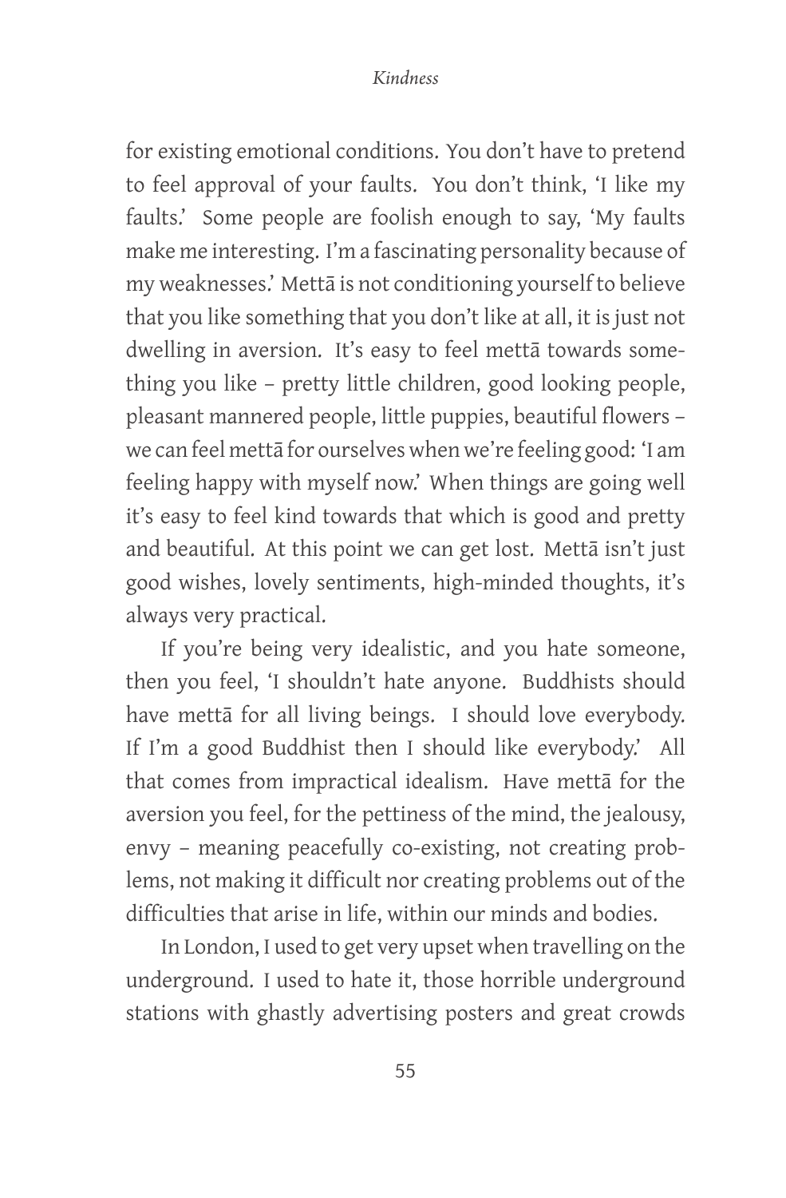for existing emotional conditions. You don't have to pretend to feel approval of your faults. You don't think, 'I like my faults.' Some people are foolish enough to say, 'My faults make me interesting. I'm a fascinating personality because of my weaknesses.' Mettā is not conditioning yourself to believe that you like something that you don't like at all, it is just not dwelling in aversion. It's easy to feel mettā towards something you like – pretty little children, good looking people, pleasant mannered people, little puppies, beautiful flowers – we can feel mettā for ourselves when we're feeling good: 'I am feeling happy with myself now.' When things are going well it's easy to feel kind towards that which is good and pretty and beautiful. At this point we can get lost. Mettā isn't just good wishes, lovely sentiments, high-minded thoughts, it's always very practical.

If you're being very idealistic, and you hate someone, then you feel, 'I shouldn't hate anyone. Buddhists should have mettā for all living beings. I should love everybody. If I'm a good Buddhist then I should like everybody.' All that comes from impractical idealism. Have mettā for the aversion you feel, for the pettiness of the mind, the jealousy, envy – meaning peacefully co-existing, not creating problems, not making it difficult nor creating problems out of the difficulties that arise in life, within our minds and bodies.

In London, I used to get very upset when travelling on the underground. I used to hate it, those horrible underground stations with ghastly advertising posters and great crowds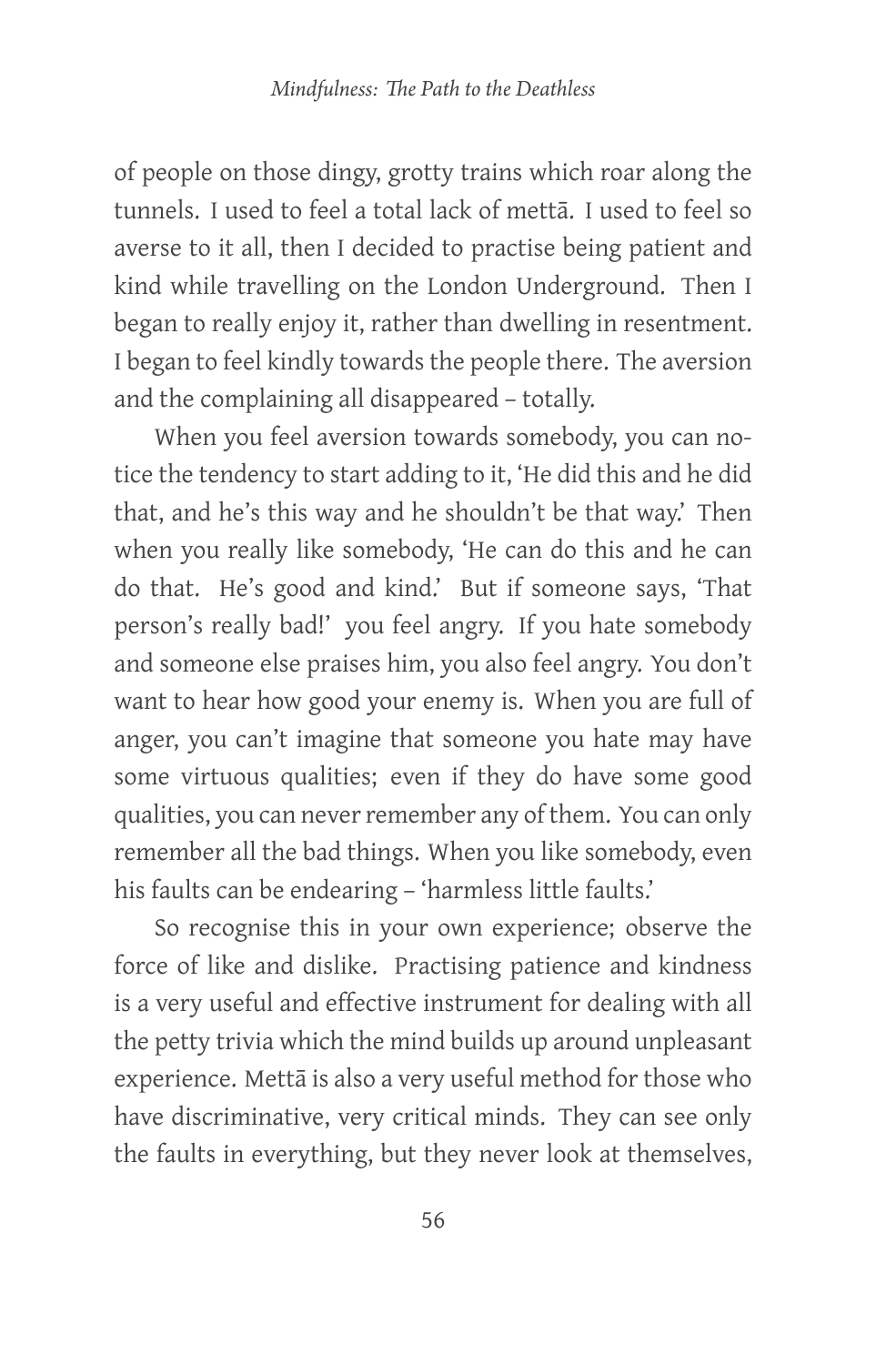of people on those dingy, grotty trains which roar along the tunnels. I used to feel a total lack of mettā. I used to feel so averse to it all, then I decided to practise being patient and kind while travelling on the London Underground. Then I began to really enjoy it, rather than dwelling in resentment. I began to feel kindly towards the people there. The aversion and the complaining all disappeared – totally.

When you feel aversion towards somebody, you can notice the tendency to start adding to it, 'He did this and he did that, and he's this way and he shouldn't be that way.' Then when you really like somebody, 'He can do this and he can do that. He's good and kind.' But if someone says, 'That person's really bad!' you feel angry. If you hate somebody and someone else praises him, you also feel angry. You don't want to hear how good your enemy is. When you are full of anger, you can't imagine that someone you hate may have some virtuous qualities; even if they do have some good qualities, you can never remember any of them. You can only remember all the bad things. When you like somebody, even his faults can be endearing – 'harmless little faults.'

So recognise this in your own experience; observe the force of like and dislike. Practising patience and kindness is a very useful and effective instrument for dealing with all the petty trivia which the mind builds up around unpleasant experience. Mettā is also a very useful method for those who have discriminative, very critical minds. They can see only the faults in everything, but they never look at themselves,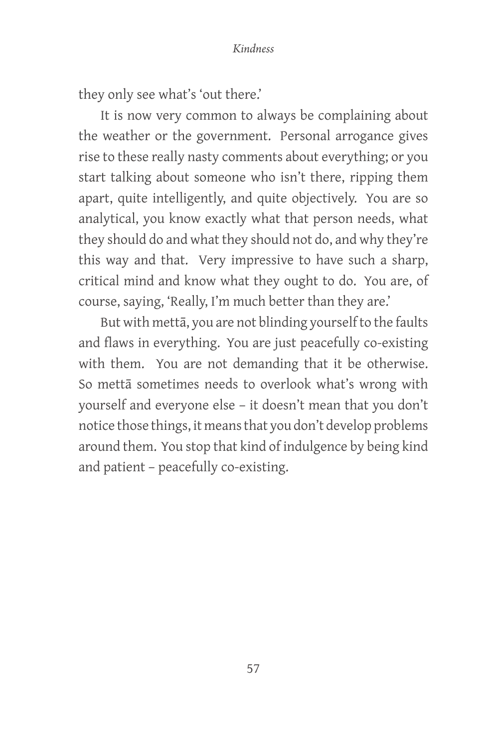they only see what's 'out there.'

It is now very common to always be complaining about the weather or the government. Personal arrogance gives rise to these really nasty comments about everything; or you start talking about someone who isn't there, ripping them apart, quite intelligently, and quite objectively. You are so analytical, you know exactly what that person needs, what they should do and what they should not do, and why they're this way and that. Very impressive to have such a sharp, critical mind and know what they ought to do. You are, of course, saying, 'Really, I'm much better than they are.'

But with mettā, you are not blinding yourself to the faults and flaws in everything. You are just peacefully co-existing with them. You are not demanding that it be otherwise. So mettā sometimes needs to overlook what's wrong with yourself and everyone else – it doesn't mean that you don't notice those things, it means that you don't develop problems around them. You stop that kind of indulgence by being kind and patient – peacefully co-existing.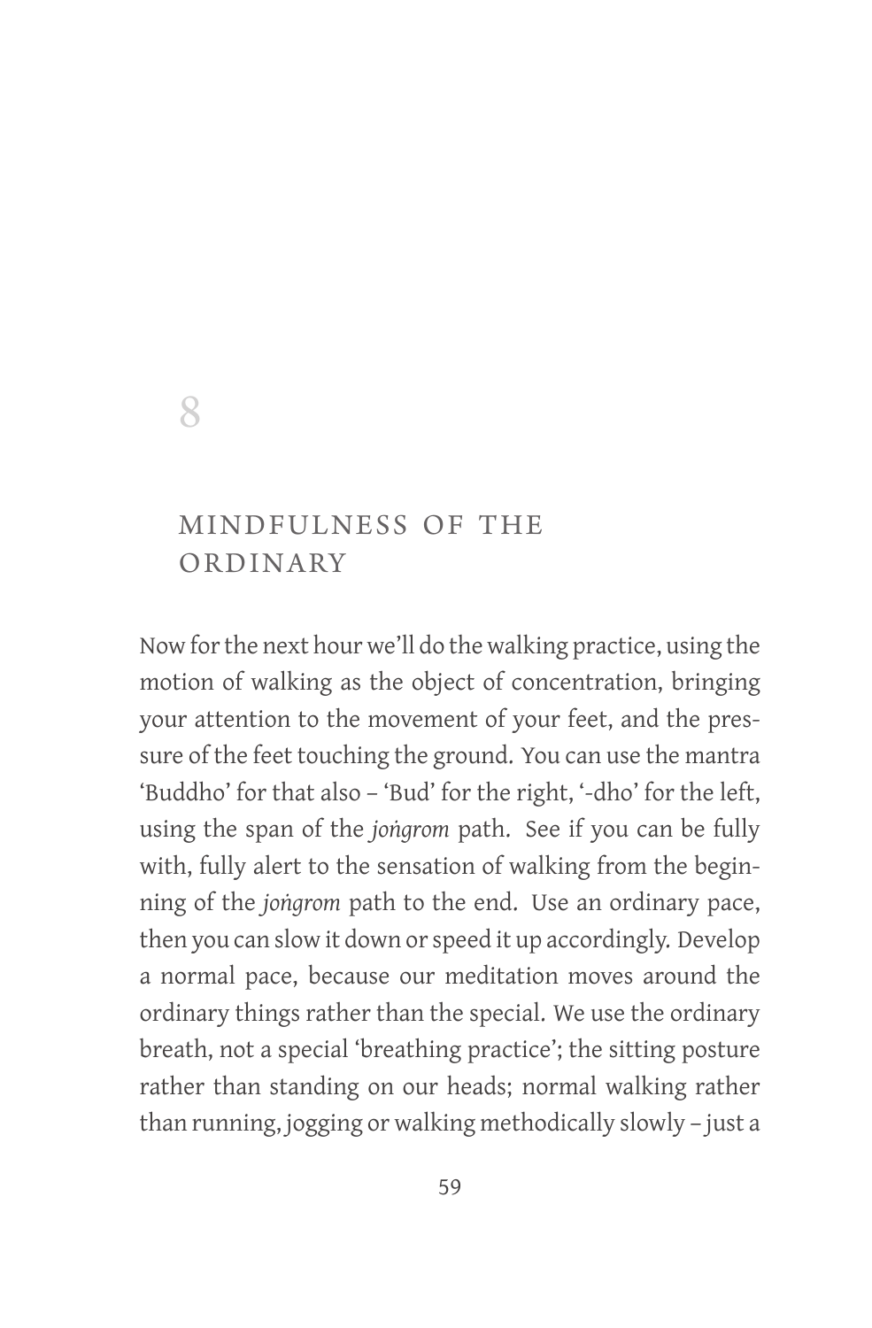# 8

## MINDFULNESS OF THE ORDINARY

Now for the next hour we'll do the walking practice, using the motion of walking as the object of concentration, bringing your attention to the movement of your feet, and the pressure of the feet touching the ground. You can use the mantra 'Buddho' for that also – 'Bud' for the right, '-dho' for the left, using the span of the *joṅgrom* path. See if you can be fully with, fully alert to the sensation of walking from the beginning of the *joṅgrom* path to the end. Use an ordinary pace, then you can slow it down or speed it up accordingly. Develop a normal pace, because our meditation moves around the ordinary things rather than the special. We use the ordinary breath, not a special 'breathing practice'; the sitting posture rather than standing on our heads; normal walking rather than running, jogging or walking methodically slowly – just a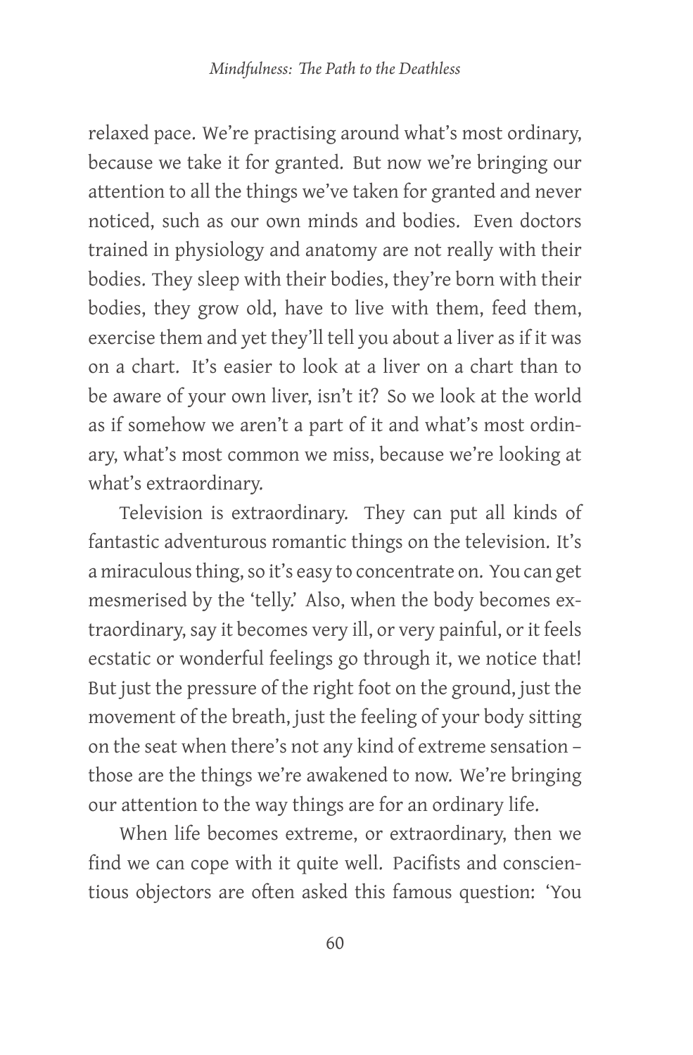relaxed pace. We're practising around what's most ordinary, because we take it for granted. But now we're bringing our attention to all the things we've taken for granted and never noticed, such as our own minds and bodies. Even doctors trained in physiology and anatomy are not really with their bodies. They sleep with their bodies, they're born with their bodies, they grow old, have to live with them, feed them, exercise them and yet they'll tell you about a liver as if it was on a chart. It's easier to look at a liver on a chart than to be aware of your own liver, isn't it? So we look at the world as if somehow we aren't a part of it and what's most ordinary, what's most common we miss, because we're looking at what's extraordinary.

Television is extraordinary. They can put all kinds of fantastic adventurous romantic things on the television. It's a miraculous thing, so it's easy to concentrate on. You can get mesmerised by the 'telly.' Also, when the body becomes extraordinary, say it becomes very ill, or very painful, or it feels ecstatic or wonderful feelings go through it, we notice that! But just the pressure of the right foot on the ground, just the movement of the breath, just the feeling of your body sitting on the seat when there's not any kind of extreme sensation – those are the things we're awakened to now. We're bringing our attention to the way things are for an ordinary life.

When life becomes extreme, or extraordinary, then we find we can cope with it quite well. Pacifists and conscientious objectors are often asked this famous question: 'You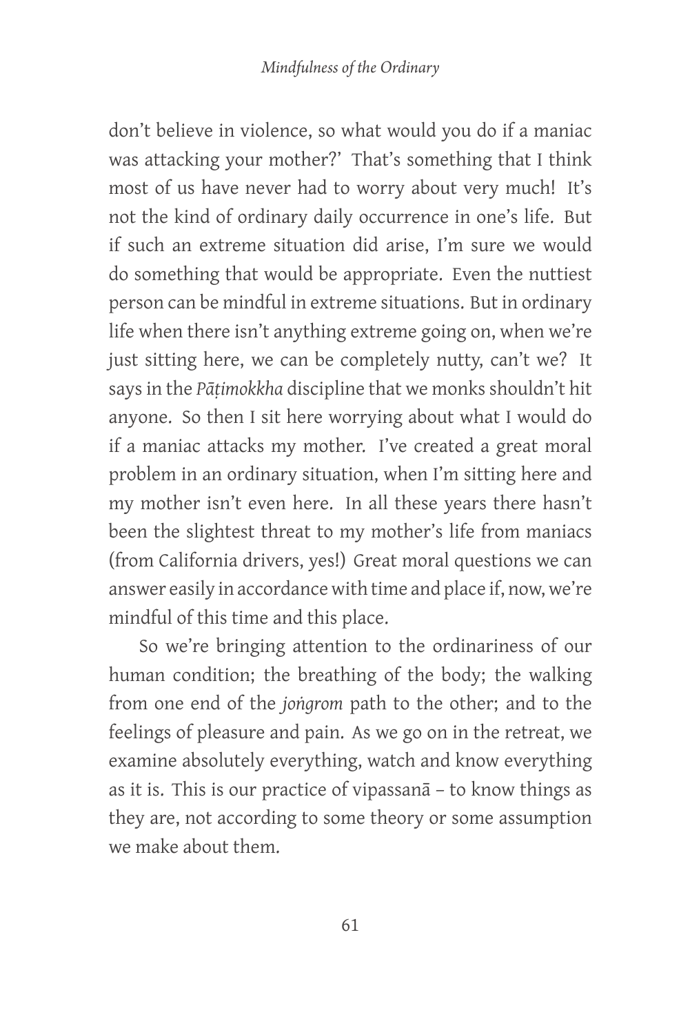don't believe in violence, so what would you do if a maniac was attacking your mother?' That's something that I think most of us have never had to worry about very much! It's not the kind of ordinary daily occurrence in one's life. But if such an extreme situation did arise, I'm sure we would do something that would be appropriate. Even the nuttiest person can be mindful in extreme situations. But in ordinary life when there isn't anything extreme going on, when we're just sitting here, we can be completely nutty, can't we? It says in the *Pāṭimokkha* discipline that we monks shouldn't hit anyone. So then I sit here worrying about what I would do if a maniac attacks my mother. I've created a great moral problem in an ordinary situation, when I'm sitting here and my mother isn't even here. In all these years there hasn't been the slightest threat to my mother's life from maniacs (from California drivers, yes!) Great moral questions we can answer easily in accordance with time and place if, now, we're mindful of this time and this place.

So we're bringing attention to the ordinariness of our human condition; the breathing of the body; the walking from one end of the *joṅgrom* path to the other; and to the feelings of pleasure and pain. As we go on in the retreat, we examine absolutely everything, watch and know everything as it is. This is our practice of vipassanā – to know things as they are, not according to some theory or some assumption we make about them.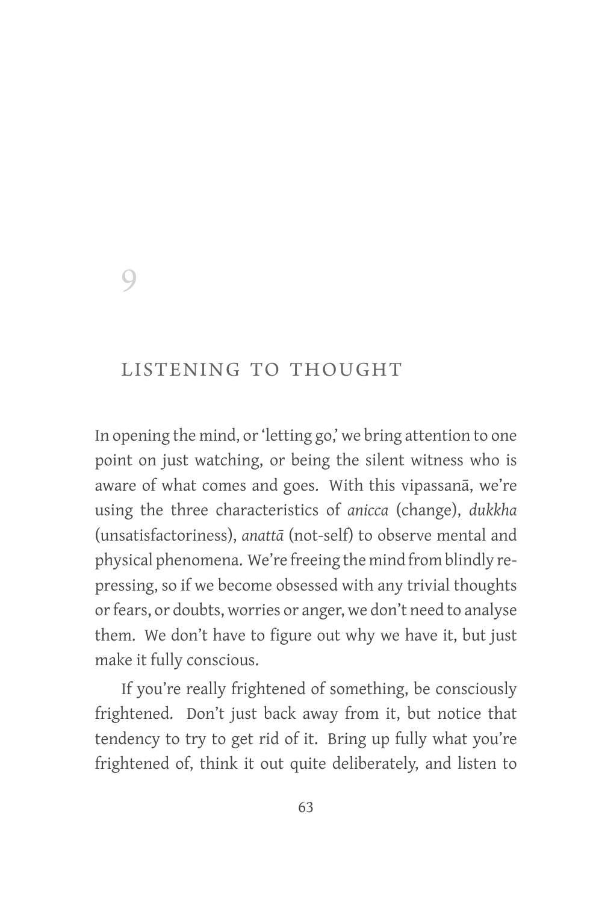# 9

## LISTENING TO THOUGHT

In opening the mind, or 'letting go,' we bring attention to one point on just watching, or being the silent witness who is aware of what comes and goes. With this vipassanā, we're using the three characteristics of *anicca* (change), *dukkha* (unsatisfactoriness), *anattā* (not-self) to observe mental and physical phenomena. We're freeing the mind from blindly repressing, so if we become obsessed with any trivial thoughts or fears, or doubts, worries or anger, we don't need to analyse them. We don't have to figure out why we have it, but just make it fully conscious.

If you're really frightened of something, be consciously frightened. Don't just back away from it, but notice that tendency to try to get rid of it. Bring up fully what you're frightened of, think it out quite deliberately, and listen to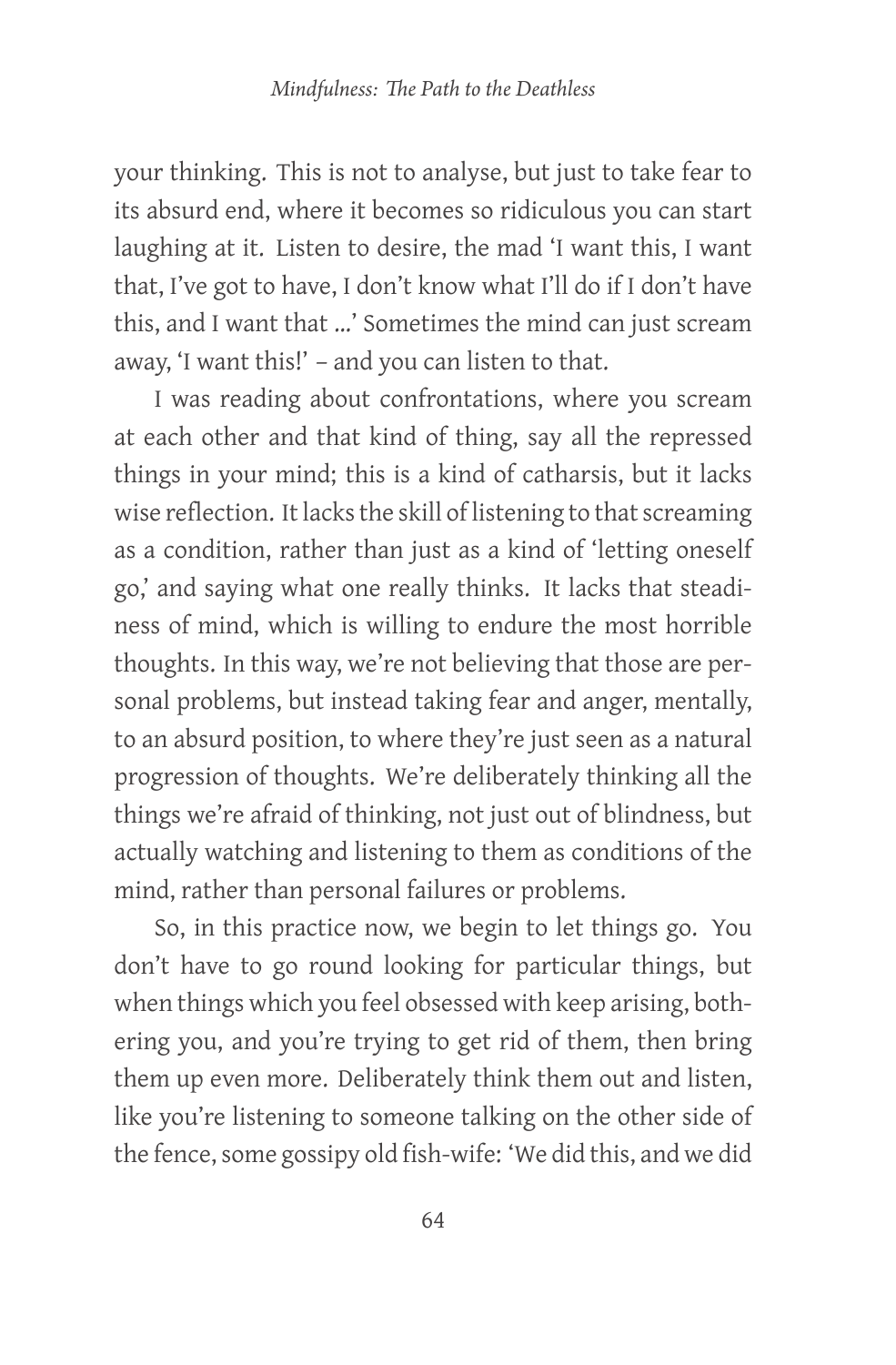your thinking. This is not to analyse, but just to take fear to its absurd end, where it becomes so ridiculous you can start laughing at it. Listen to desire, the mad 'I want this, I want that, I've got to have, I don't know what I'll do if I don't have this, and I want that ...' Sometimes the mind can just scream away, 'I want this!' – and you can listen to that.

I was reading about confrontations, where you scream at each other and that kind of thing, say all the repressed things in your mind; this is a kind of catharsis, but it lacks wise reflection. It lacks the skill of listening to that screaming as a condition, rather than just as a kind of 'letting oneself go,' and saying what one really thinks. It lacks that steadiness of mind, which is willing to endure the most horrible thoughts. In this way, we're not believing that those are personal problems, but instead taking fear and anger, mentally, to an absurd position, to where they're just seen as a natural progression of thoughts. We're deliberately thinking all the things we're afraid of thinking, not just out of blindness, but actually watching and listening to them as conditions of the mind, rather than personal failures or problems.

So, in this practice now, we begin to let things go. You don't have to go round looking for particular things, but when things which you feel obsessed with keep arising, bothering you, and you're trying to get rid of them, then bring them up even more. Deliberately think them out and listen, like you're listening to someone talking on the other side of the fence, some gossipy old fish-wife: 'We did this, and we did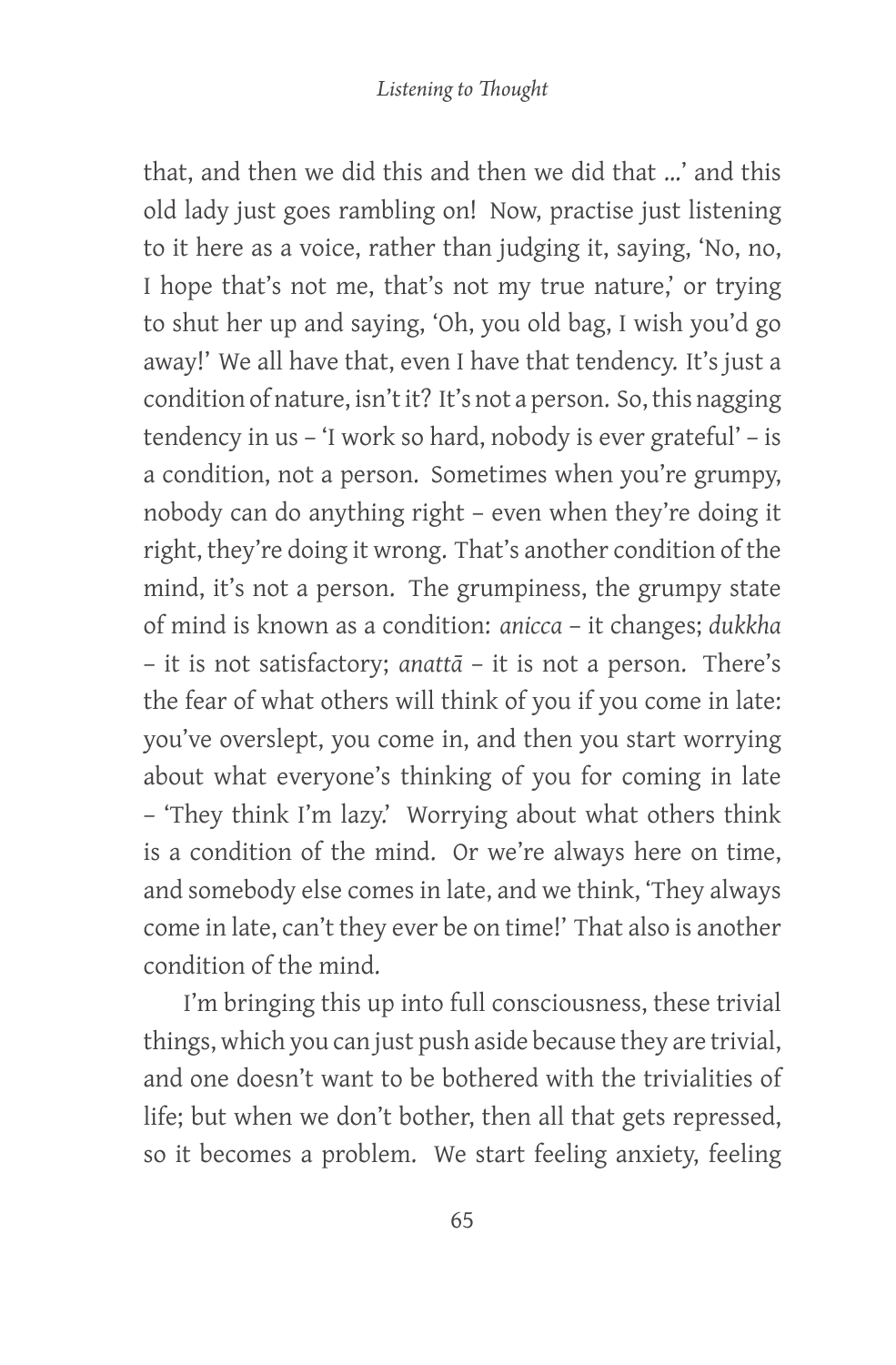that, and then we did this and then we did that ...' and this old lady just goes rambling on! Now, practise just listening to it here as a voice, rather than judging it, saying, 'No, no, I hope that's not me, that's not my true nature,' or trying to shut her up and saying, 'Oh, you old bag, I wish you'd go away!' We all have that, even I have that tendency. It's just a condition of nature, isn't it? It's not a person. So, this nagging tendency in us – 'I work so hard, nobody is ever grateful' – is a condition, not a person. Sometimes when you're grumpy, nobody can do anything right – even when they're doing it right, they're doing it wrong. That's another condition of the mind, it's not a person. The grumpiness, the grumpy state of mind is known as a condition: *anicca* – it changes; *dukkha* – it is not satisfactory; *anattā* – it is not a person. There's the fear of what others will think of you if you come in late: you've overslept, you come in, and then you start worrying about what everyone's thinking of you for coming in late – 'They think I'm lazy.' Worrying about what others think is a condition of the mind. Or we're always here on time, and somebody else comes in late, and we think, 'They always come in late, can't they ever be on time!' That also is another condition of the mind.

I'm bringing this up into full consciousness, these trivial things, which you can just push aside because they are trivial, and one doesn't want to be bothered with the trivialities of life; but when we don't bother, then all that gets repressed, so it becomes a problem. We start feeling anxiety, feeling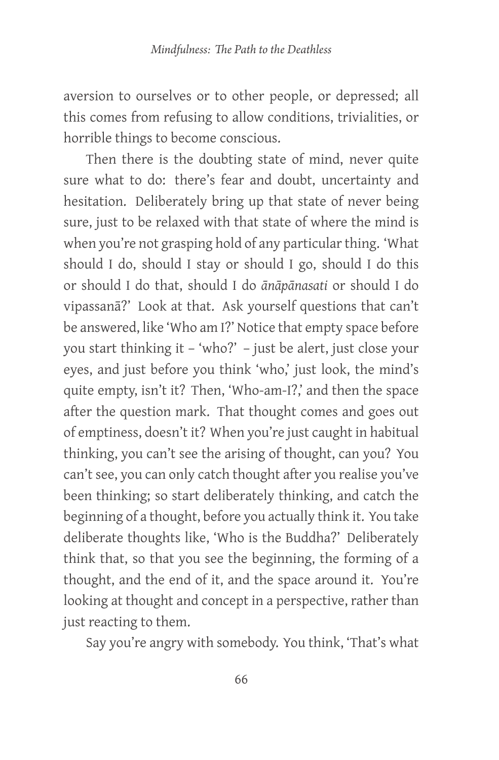aversion to ourselves or to other people, or depressed; all this comes from refusing to allow conditions, trivialities, or horrible things to become conscious.

Then there is the doubting state of mind, never quite sure what to do: there's fear and doubt, uncertainty and hesitation. Deliberately bring up that state of never being sure, just to be relaxed with that state of where the mind is when you're not grasping hold of any particular thing. 'What should I do, should I stay or should I go, should I do this or should I do that, should I do *ānāpānasati* or should I do vipassanā?' Look at that. Ask yourself questions that can't be answered, like 'Who am I?' Notice that empty space before you start thinking it – 'who?' – just be alert, just close your eyes, and just before you think 'who,' just look, the mind's quite empty, isn't it? Then, 'Who-am-I?,' and then the space after the question mark. That thought comes and goes out of emptiness, doesn't it? When you're just caught in habitual thinking, you can't see the arising of thought, can you? You can't see, you can only catch thought after you realise you've been thinking; so start deliberately thinking, and catch the beginning of a thought, before you actually think it. You take deliberate thoughts like, 'Who is the Buddha?' Deliberately think that, so that you see the beginning, the forming of a thought, and the end of it, and the space around it. You're looking at thought and concept in a perspective, rather than just reacting to them.

Say you're angry with somebody. You think, 'That's what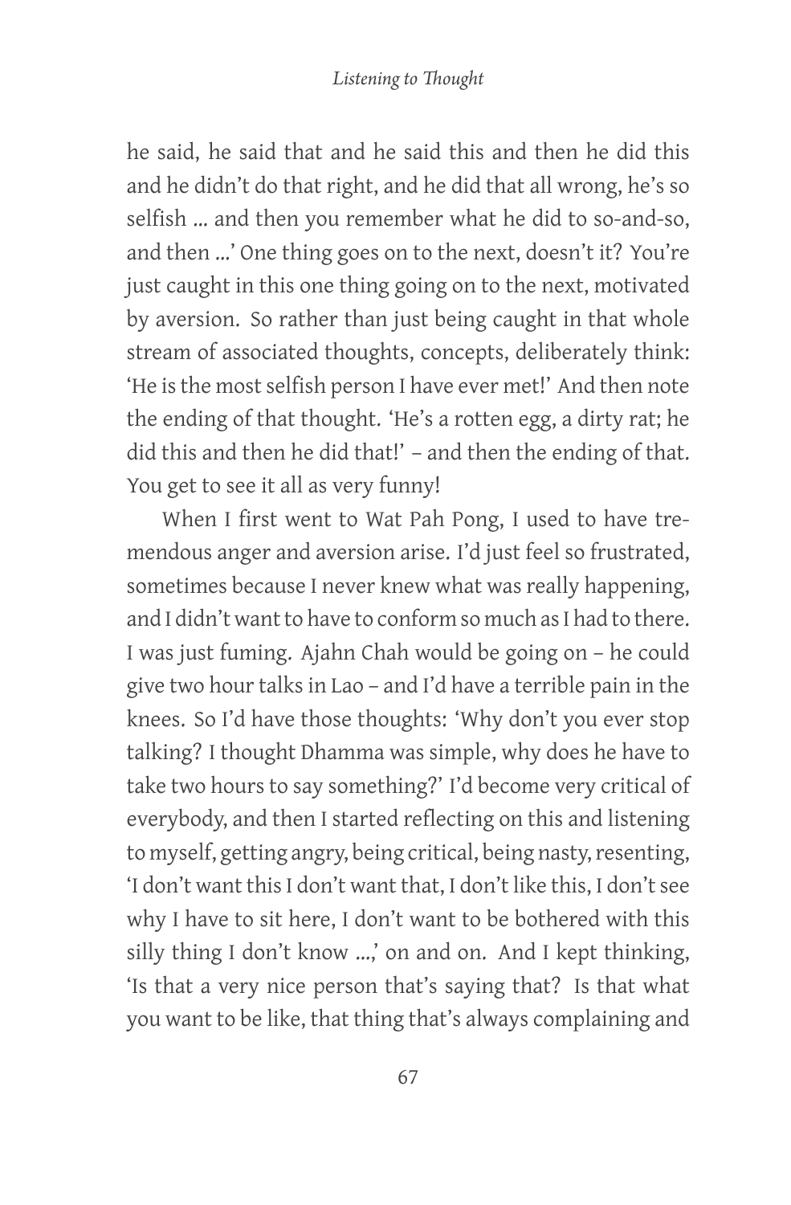he said, he said that and he said this and then he did this and he didn't do that right, and he did that all wrong, he's so selfish ... and then you remember what he did to so-and-so, and then ...' One thing goes on to the next, doesn't it? You're just caught in this one thing going on to the next, motivated by aversion. So rather than just being caught in that whole stream of associated thoughts, concepts, deliberately think: 'He is the most selfish person I have ever met!' And then note the ending of that thought. 'He's a rotten egg, a dirty rat; he did this and then he did that!' – and then the ending of that. You get to see it all as very funny!

When I first went to Wat Pah Pong, I used to have tremendous anger and aversion arise. I'd just feel so frustrated, sometimes because I never knew what was really happening, and I didn't want to have to conform so much as I had to there. I was just fuming. Ajahn Chah would be going on – he could give two hour talks in Lao – and I'd have a terrible pain in the knees. So I'd have those thoughts: 'Why don't you ever stop talking? I thought Dhamma was simple, why does he have to take two hours to say something?' I'd become very critical of everybody, and then I started reflecting on this and listening to myself, getting angry, being critical, being nasty, resenting, 'I don't want this I don't want that, I don't like this, I don't see why I have to sit here, I don't want to be bothered with this silly thing I don't know ...,' on and on. And I kept thinking, 'Is that a very nice person that's saying that? Is that what you want to be like, that thing that's always complaining and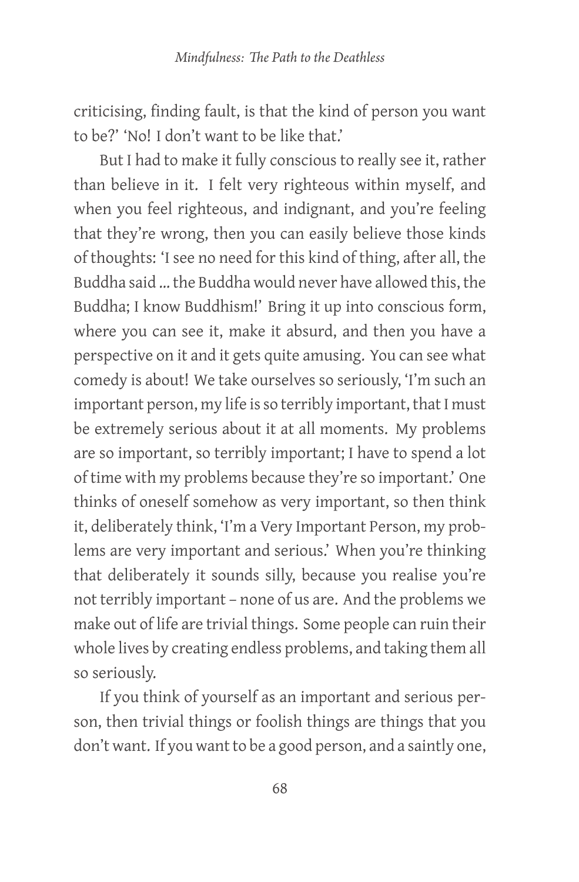criticising, finding fault, is that the kind of person you want to be?' 'No! I don't want to be like that.'

But I had to make it fully conscious to really see it, rather than believe in it. I felt very righteous within myself, and when you feel righteous, and indignant, and you're feeling that they're wrong, then you can easily believe those kinds of thoughts: 'I see no need for this kind of thing, after all, the Buddha said ... the Buddha would never have allowed this, the Buddha; I know Buddhism!' Bring it up into conscious form, where you can see it, make it absurd, and then you have a perspective on it and it gets quite amusing. You can see what comedy is about! We take ourselves so seriously, 'I'm such an important person, my life is so terribly important, that I must be extremely serious about it at all moments. My problems are so important, so terribly important; I have to spend a lot of time with my problems because they're so important.' One thinks of oneself somehow as very important, so then think it, deliberately think, 'I'm a Very Important Person, my problems are very important and serious.' When you're thinking that deliberately it sounds silly, because you realise you're not terribly important – none of us are. And the problems we make out of life are trivial things. Some people can ruin their whole lives by creating endless problems, and taking them all so seriously.

If you think of yourself as an important and serious person, then trivial things or foolish things are things that you don't want. If you want to be a good person, and a saintly one,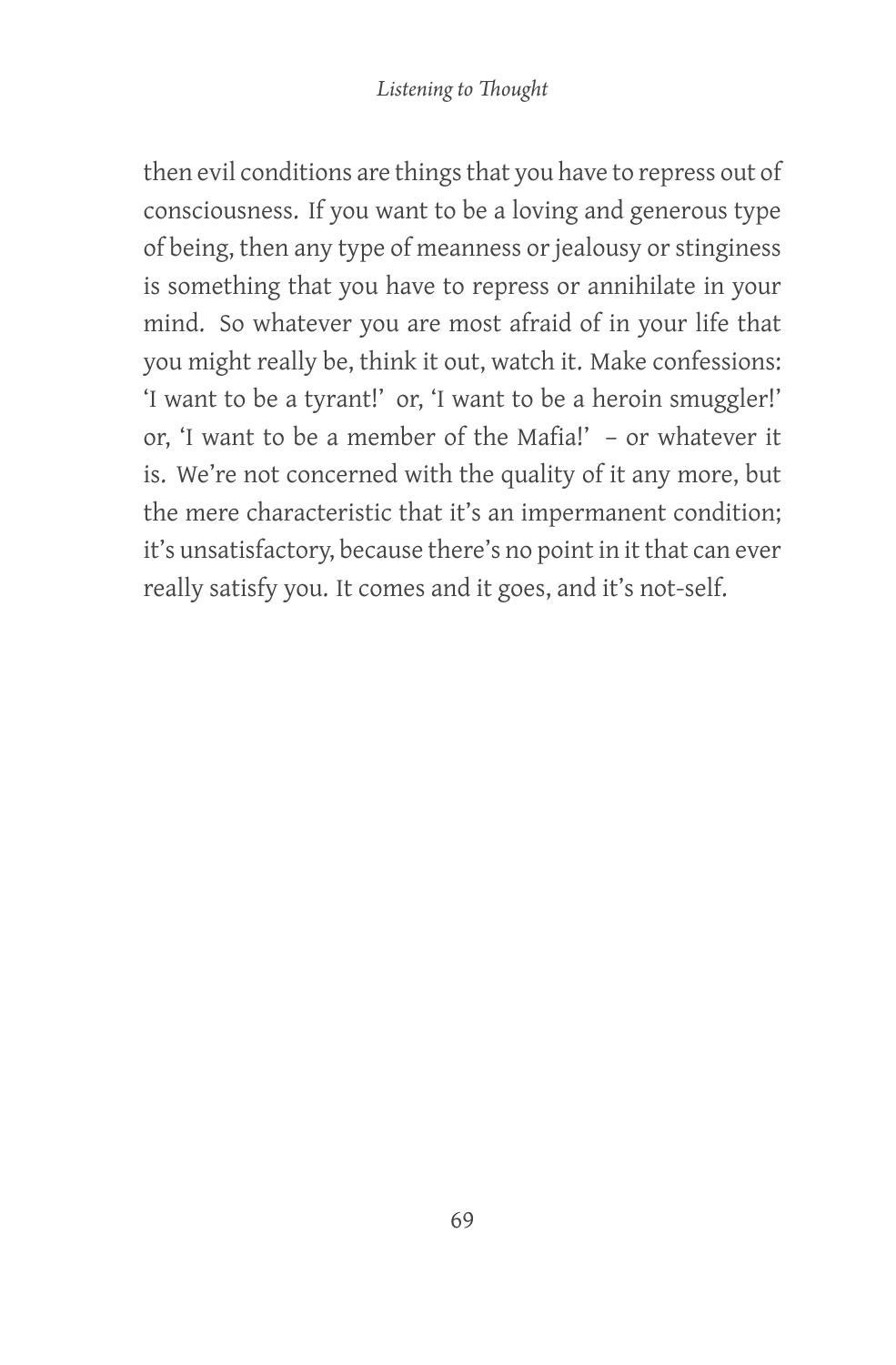then evil conditions are things that you have to repress out of consciousness. If you want to be a loving and generous type of being, then any type of meanness or jealousy or stinginess is something that you have to repress or annihilate in your mind. So whatever you are most afraid of in your life that you might really be, think it out, watch it. Make confessions: 'I want to be a tyrant!' or, 'I want to be a heroin smuggler!' or, 'I want to be a member of the Mafia!' – or whatever it is. We're not concerned with the quality of it any more, but the mere characteristic that it's an impermanent condition; it's unsatisfactory, because there's no point in it that can ever really satisfy you. It comes and it goes, and it's not-self.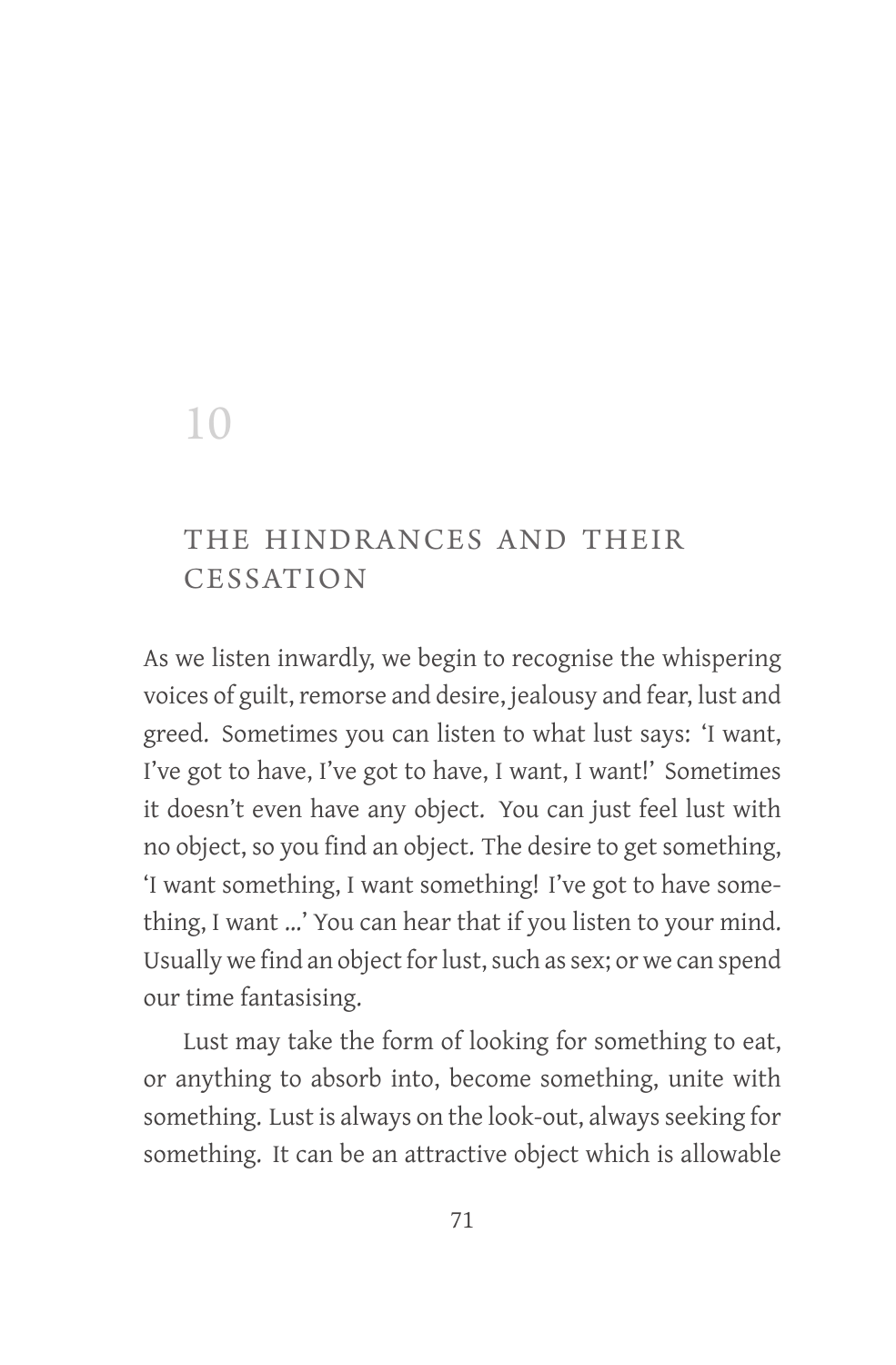# 10

## THE HINDRANCES AND THEIR CESSATION

As we listen inwardly, we begin to recognise the whispering voices of guilt, remorse and desire, jealousy and fear, lust and greed. Sometimes you can listen to what lust says: 'I want, I've got to have, I've got to have, I want, I want!' Sometimes it doesn't even have any object. You can just feel lust with no object, so you find an object. The desire to get something, 'I want something, I want something! I've got to have something, I want ...' You can hear that if you listen to your mind. Usually we find an object for lust, such as sex; or we can spend our time fantasising.

Lust may take the form of looking for something to eat, or anything to absorb into, become something, unite with something. Lust is always on the look-out, always seeking for something. It can be an attractive object which is allowable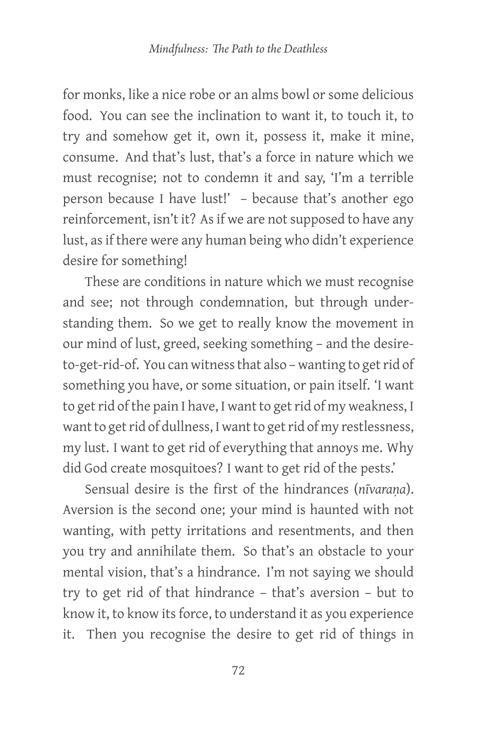for monks, like a nice robe or an alms bowl or some delicious food. You can see the inclination to want it, to touch it, to try and somehow get it, own it, possess it, make it mine, consume. And that's lust, that's a force in nature which we must recognise; not to condemn it and say, 'I'm a terrible person because I have lust!' – because that's another ego reinforcement, isn't it? As if we are not supposed to have any lust, as if there were any human being who didn't experience desire for something!

These are conditions in nature which we must recognise and see; not through condemnation, but through understanding them. So we get to really know the movement in our mind of lust, greed, seeking something – and the desire-to-get-rid-of. You can witness that also – wanting to get rid of something you have, or some situation, or pain itself. 'I want to get rid of the pain I have, I want to get rid of my weakness, I want to get rid of dullness, I want to get rid of my restlessness, my lust. I want to get rid of everything that annoys me. Why did God create mosquitoes? I want to get rid of the pests.'

Sensual desire is the first of the hindrances (*nīvaraṇa*). Aversion is the second one; your mind is haunted with not wanting, with petty irritations and resentments, and then you try and annihilate them. So that's an obstacle to your mental vision, that's a hindrance. I'm not saying we should try to get rid of that hindrance – that's aversion – but to know it, to know its force, to understand it as you experience it. Then you recognise the desire to get rid of things in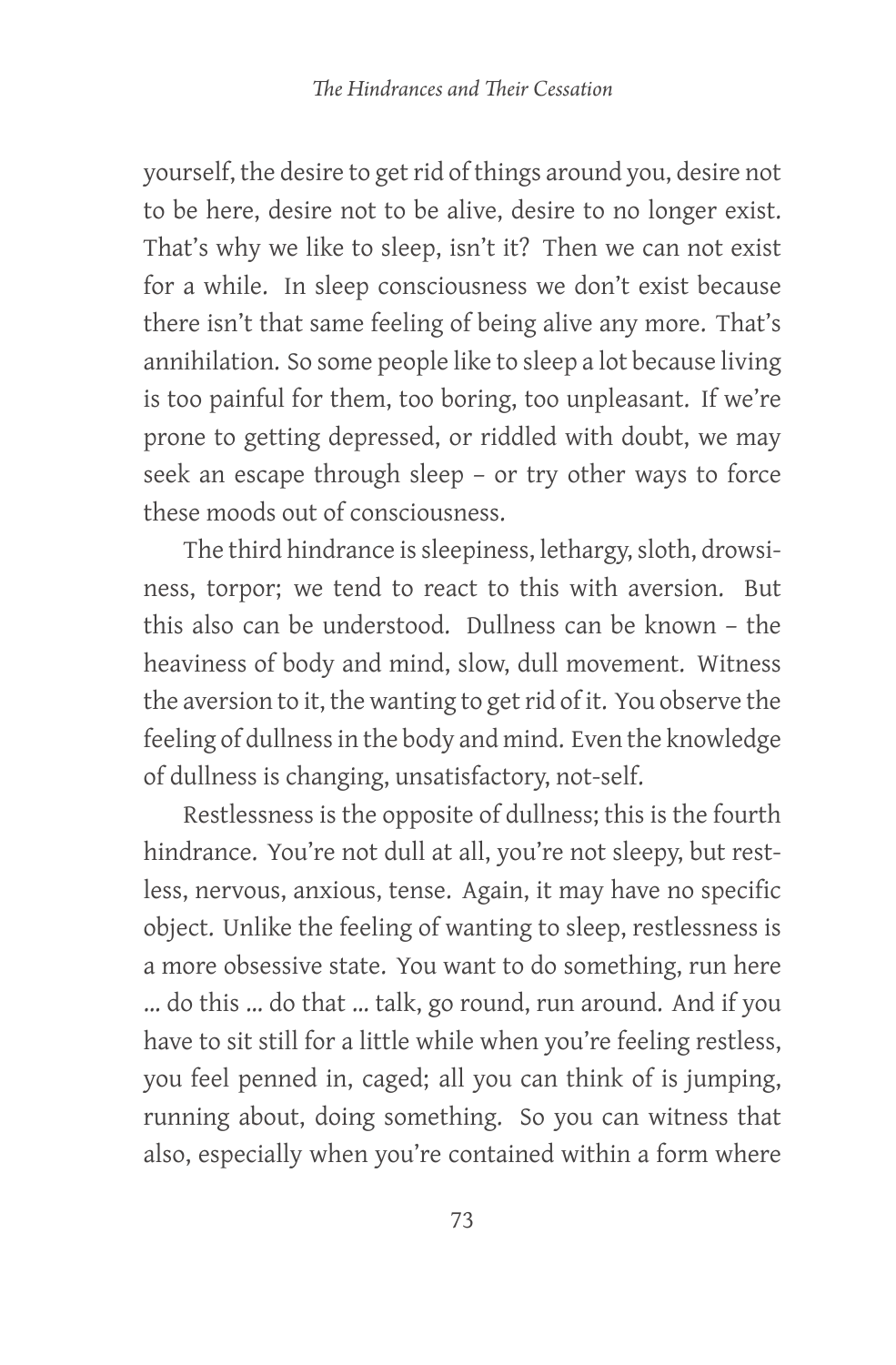yourself, the desire to get rid of things around you, desire not to be here, desire not to be alive, desire to no longer exist. That's why we like to sleep, isn't it? Then we can not exist for a while. In sleep consciousness we don't exist because there isn't that same feeling of being alive any more. That's annihilation. So some people like to sleep a lot because living is too painful for them, too boring, too unpleasant. If we're prone to getting depressed, or riddled with doubt, we may seek an escape through sleep – or try other ways to force these moods out of consciousness.

The third hindrance is sleepiness, lethargy, sloth, drowsiness, torpor; we tend to react to this with aversion. But this also can be understood. Dullness can be known – the heaviness of body and mind, slow, dull movement. Witness the aversion to it, the wanting to get rid of it. You observe the feeling of dullness in the body and mind. Even the knowledge of dullness is changing, unsatisfactory, not-self.

Restlessness is the opposite of dullness; this is the fourth hindrance. You're not dull at all, you're not sleepy, but restless, nervous, anxious, tense. Again, it may have no specific object. Unlike the feeling of wanting to sleep, restlessness is a more obsessive state. You want to do something, run here ... do this ... do that ... talk, go round, run around. And if you have to sit still for a little while when you're feeling restless, you feel penned in, caged; all you can think of is jumping, running about, doing something. So you can witness that also, especially when you're contained within a form where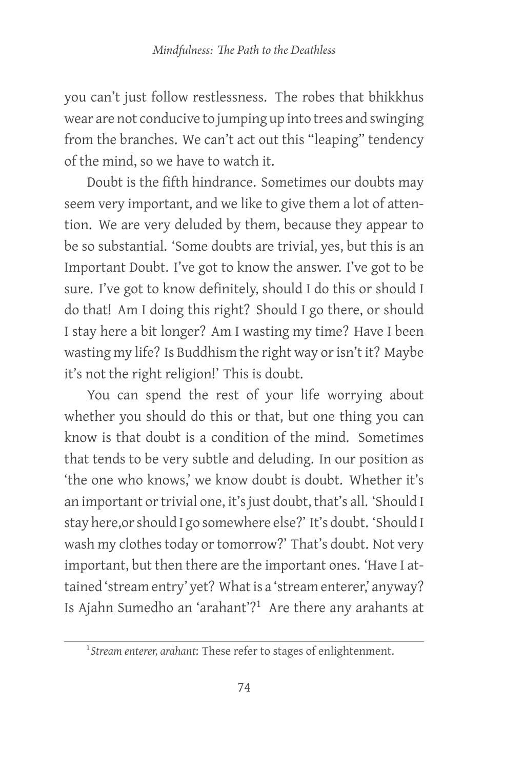you can't just follow restlessness. The robes that bhikkhus wear are not conducive to jumping up into trees and swinging from the branches. We can't act out this "leaping" tendency of the mind, so we have to watch it.

Doubt is the fifth hindrance. Sometimes our doubts may seem very important, and we like to give them a lot of attention. We are very deluded by them, because they appear to be so substantial. 'Some doubts are trivial, yes, but this is an Important Doubt. I've got to know the answer. I've got to be sure. I've got to know definitely, should I do this or should I do that! Am I doing this right? Should I go there, or should I stay here a bit longer? Am I wasting my time? Have I been wasting my life? Is Buddhism the right way or isn't it? Maybe it's not the right religion!' This is doubt.

You can spend the rest of your life worrying about whether you should do this or that, but one thing you can know is that doubt is a condition of the mind. Sometimes that tends to be very subtle and deluding. In our position as 'the one who knows,' we know doubt is doubt. Whether it's an important or trivial one, it's just doubt, that's all. 'Should I stay here,or should I go somewhere else?' It's doubt. 'Should I wash my clothes today or tomorrow?' That's doubt. Not very important, but then there are the important ones. 'Have I attained 'stream entry' yet? What is a 'stream enterer,' anyway? Is Ajahn Sumedho an 'arahant'?[1] Are there any arahants at

[1] *Stream enterer, arahant*: These refer to stages of enlightenment.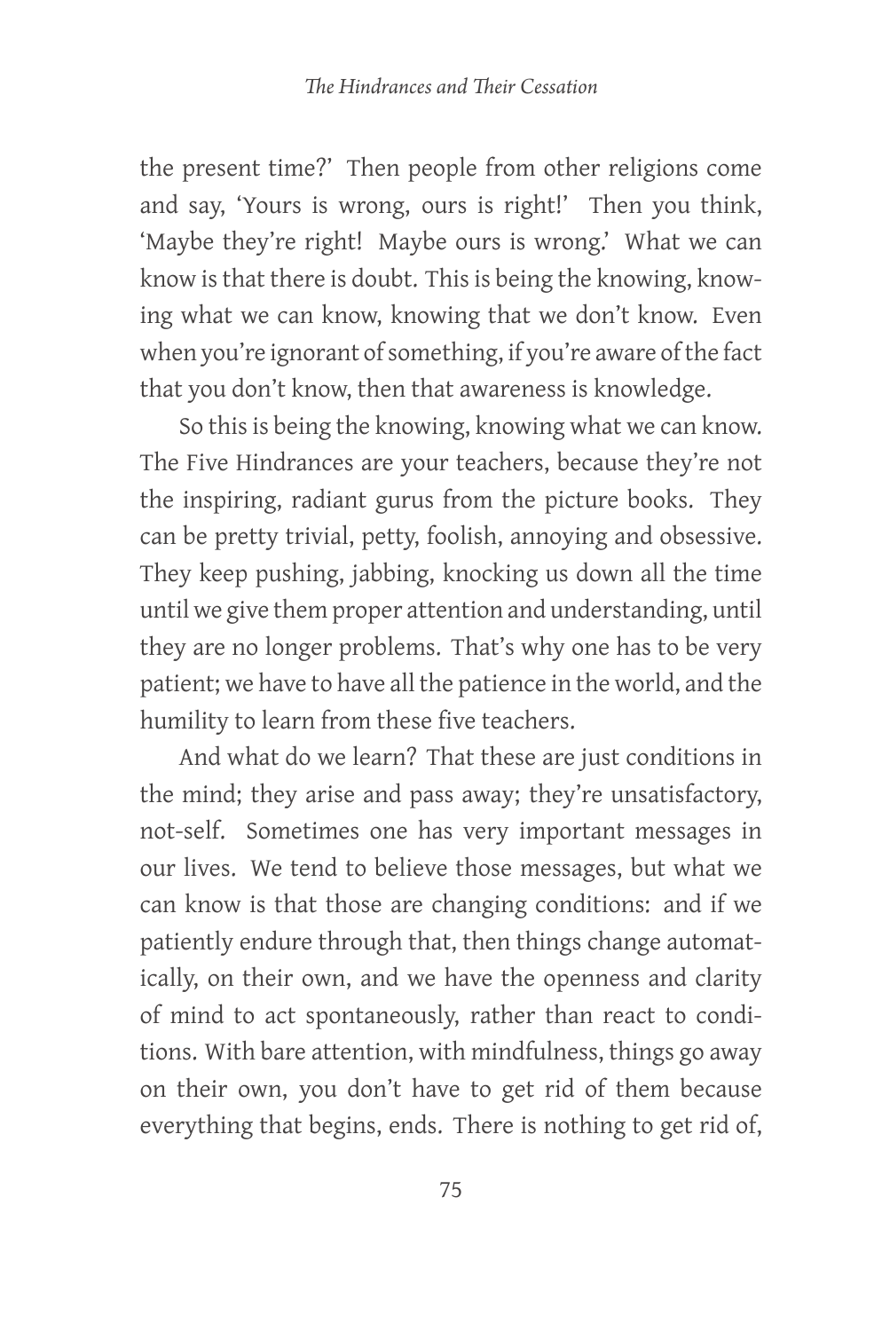the present time?' Then people from other religions come and say, 'Yours is wrong, ours is right!' Then you think, 'Maybe they're right! Maybe ours is wrong.' What we can know is that there is doubt. This is being the knowing, knowing what we can know, knowing that we don't know. Even when you're ignorant of something, if you're aware of the fact that you don't know, then that awareness is knowledge.

So this is being the knowing, knowing what we can know. The Five Hindrances are your teachers, because they're not the inspiring, radiant gurus from the picture books. They can be pretty trivial, petty, foolish, annoying and obsessive. They keep pushing, jabbing, knocking us down all the time until we give them proper attention and understanding, until they are no longer problems. That's why one has to be very patient; we have to have all the patience in the world, and the humility to learn from these five teachers.

And what do we learn? That these are just conditions in the mind; they arise and pass away; they're unsatisfactory, not-self. Sometimes one has very important messages in our lives. We tend to believe those messages, but what we can know is that those are changing conditions: and if we patiently endure through that, then things change automatically, on their own, and we have the openness and clarity of mind to act spontaneously, rather than react to conditions. With bare attention, with mindfulness, things go away on their own, you don't have to get rid of them because everything that begins, ends. There is nothing to get rid of,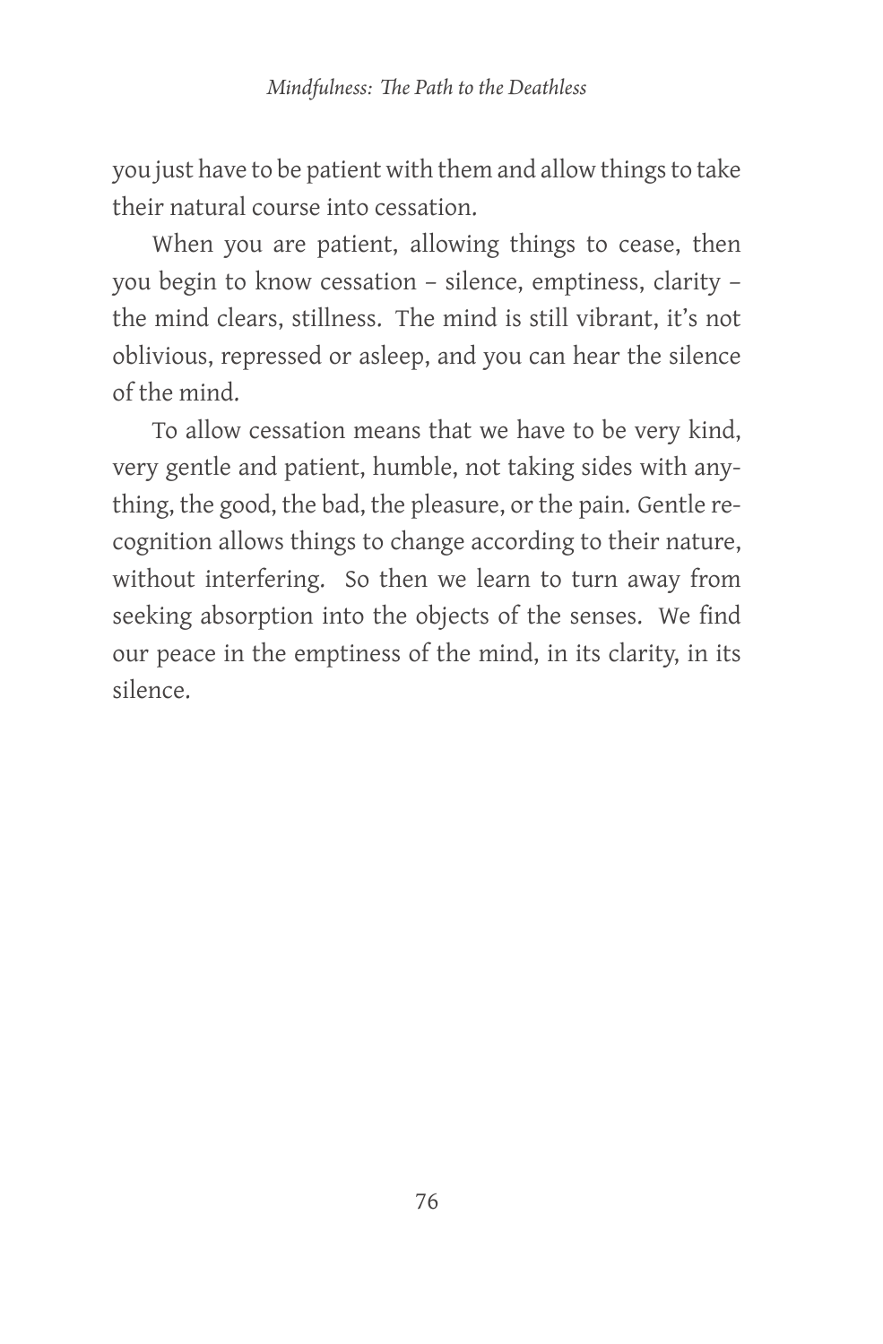you just have to be patient with them and allow things to take their natural course into cessation.

When you are patient, allowing things to cease, then you begin to know cessation – silence, emptiness, clarity – the mind clears, stillness. The mind is still vibrant, it's not oblivious, repressed or asleep, and you can hear the silence of the mind.

To allow cessation means that we have to be very kind, very gentle and patient, humble, not taking sides with anything, the good, the bad, the pleasure, or the pain. Gentle recognition allows things to change according to their nature, without interfering. So then we learn to turn away from seeking absorption into the objects of the senses. We find our peace in the emptiness of the mind, in its clarity, in its silence.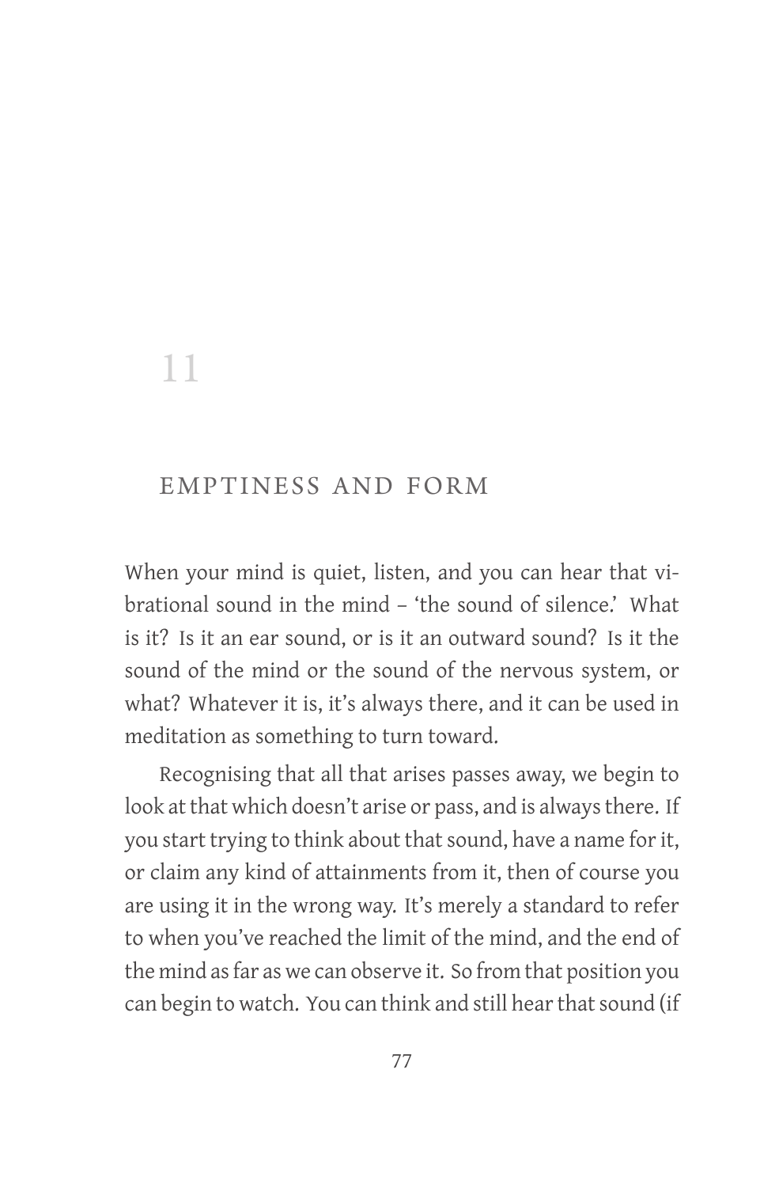# 11

## EMPTINESS AND FORM

When your mind is quiet, listen, and you can hear that vibrational sound in the mind – 'the sound of silence.' What is it? Is it an ear sound, or is it an outward sound? Is it the sound of the mind or the sound of the nervous system, or what? Whatever it is, it's always there, and it can be used in meditation as something to turn toward.

Recognising that all that arises passes away, we begin to look at that which doesn't arise or pass, and is always there. If you start trying to think about that sound, have a name for it, or claim any kind of attainments from it, then of course you are using it in the wrong way. It's merely a standard to refer to when you've reached the limit of the mind, and the end of the mind as far as we can observe it. So from that position you can begin to watch. You can think and still hear that sound (if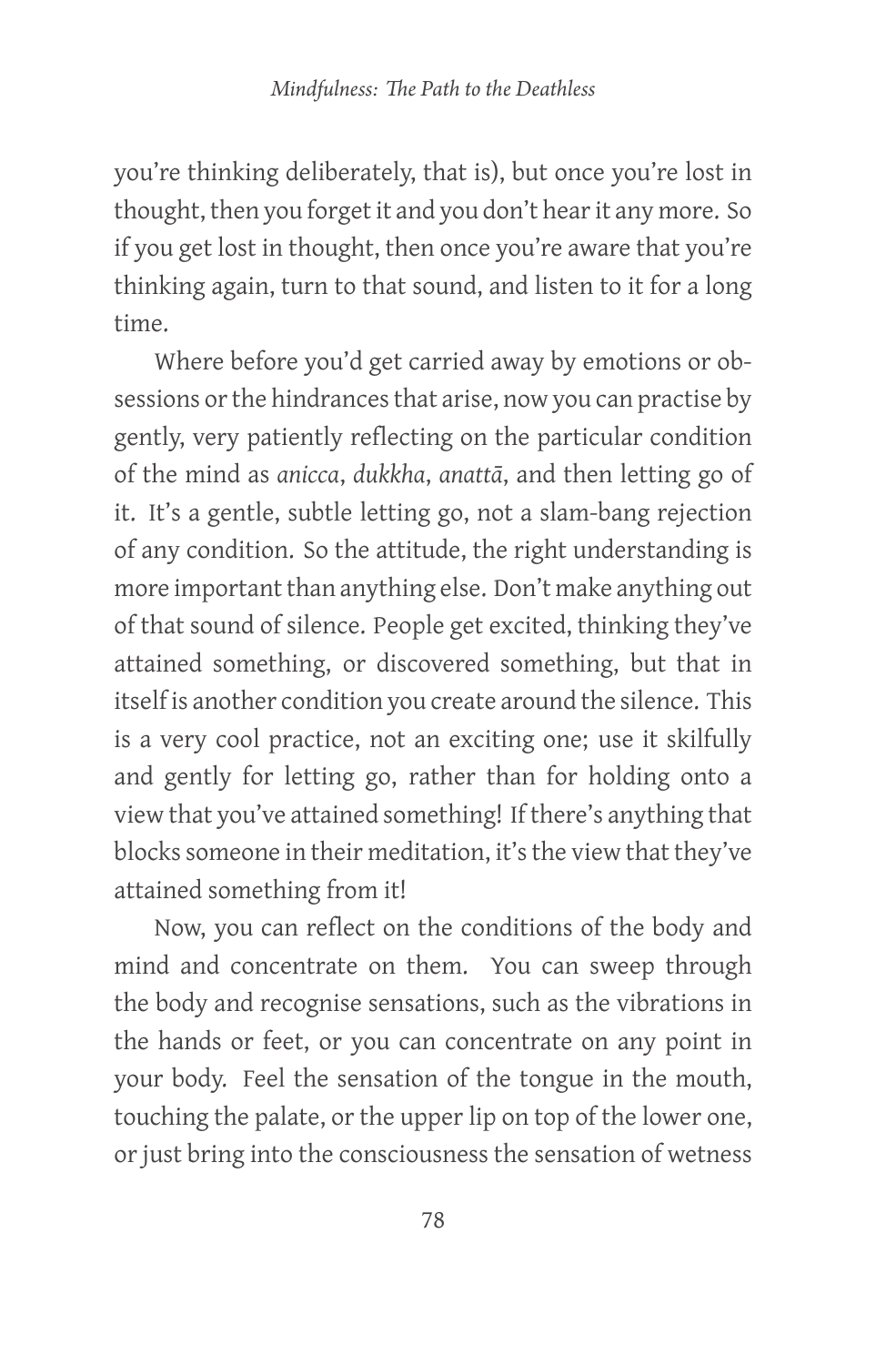you're thinking deliberately, that is), but once you're lost in thought, then you forget it and you don't hear it any more. So if you get lost in thought, then once you're aware that you're thinking again, turn to that sound, and listen to it for a long time.

Where before you'd get carried away by emotions or obsessions or the hindrances that arise, now you can practise by gently, very patiently reflecting on the particular condition of the mind as *anicca*, *dukkha*, *anattā*, and then letting go of it. It's a gentle, subtle letting go, not a slam-bang rejection of any condition. So the attitude, the right understanding is more important than anything else. Don't make anything out of that sound of silence. People get excited, thinking they've attained something, or discovered something, but that in itself is another condition you create around the silence. This is a very cool practice, not an exciting one; use it skilfully and gently for letting go, rather than for holding onto a view that you've attained something! If there's anything that blocks someone in their meditation, it's the view that they've attained something from it!

Now, you can reflect on the conditions of the body and mind and concentrate on them. You can sweep through the body and recognise sensations, such as the vibrations in the hands or feet, or you can concentrate on any point in your body. Feel the sensation of the tongue in the mouth, touching the palate, or the upper lip on top of the lower one, or just bring into the consciousness the sensation of wetness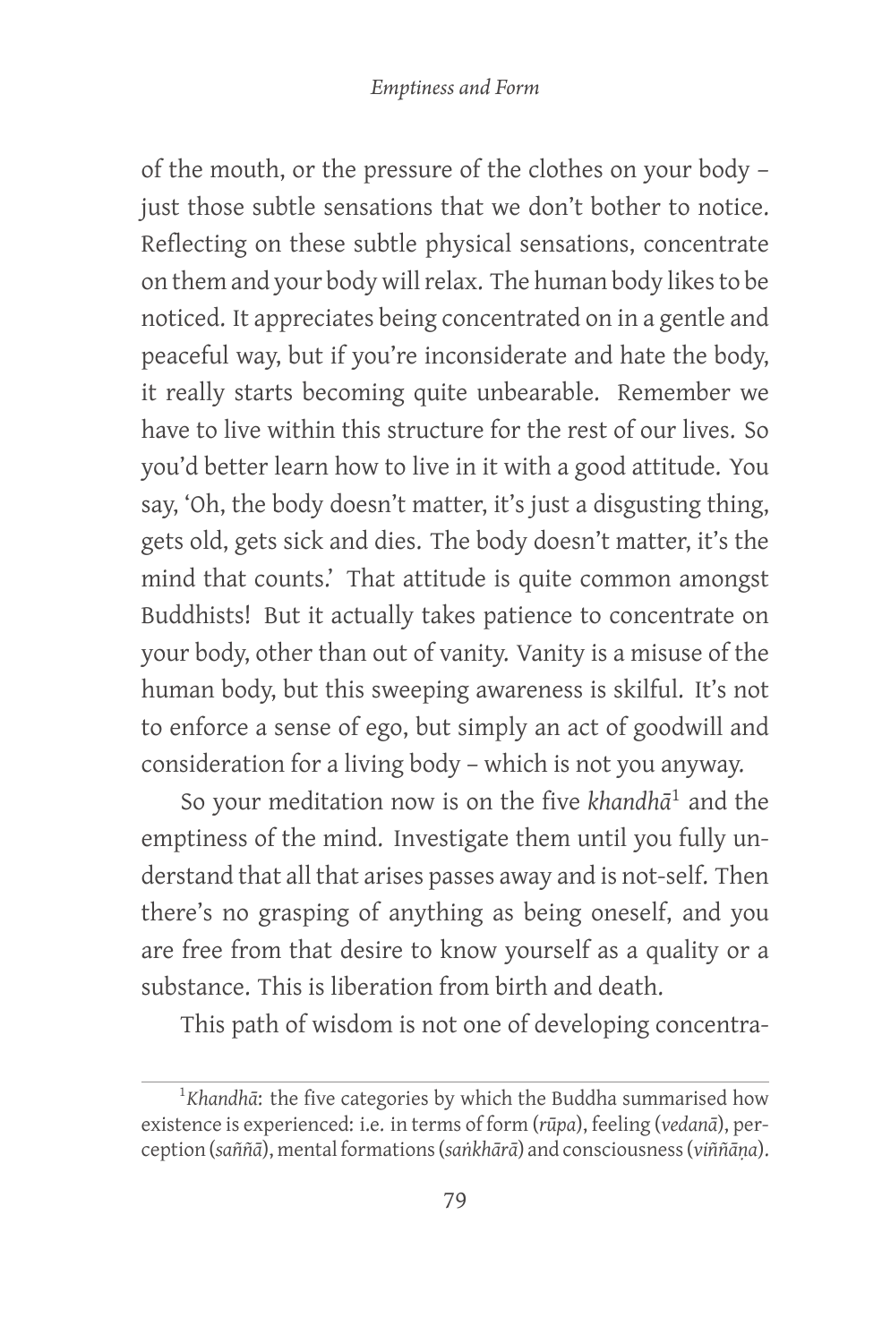of the mouth, or the pressure of the clothes on your body – just those subtle sensations that we don't bother to notice. Reflecting on these subtle physical sensations, concentrate on them and your body will relax. The human body likes to be noticed. It appreciates being concentrated on in a gentle and peaceful way, but if you're inconsiderate and hate the body, it really starts becoming quite unbearable. Remember we have to live within this structure for the rest of our lives. So you'd better learn how to live in it with a good attitude. You say, 'Oh, the body doesn't matter, it's just a disgusting thing, gets old, gets sick and dies. The body doesn't matter, it's the mind that counts.' That attitude is quite common amongst Buddhists! But it actually takes patience to concentrate on your body, other than out of vanity. Vanity is a misuse of the human body, but this sweeping awareness is skilful. It's not to enforce a sense of ego, but simply an act of goodwill and consideration for a living body – which is not you anyway.

So your meditation now is on the five *khandhā*[1] and the emptiness of the mind. Investigate them until you fully understand that all that arises passes away and is not-self. Then there's no grasping of anything as being oneself, and you are free from that desire to know yourself as a quality or a substance. This is liberation from birth and death.

This path of wisdom is not one of developing concentra-

[1]*Khandhā*: the five categories by which the Buddha summarised how existence is experienced: i.e. in terms of form (*rūpa*), feeling (*vedanā*), perception (*saññā*), mental formations (*saṅkhārā*) and consciousness (*viññāṇa*).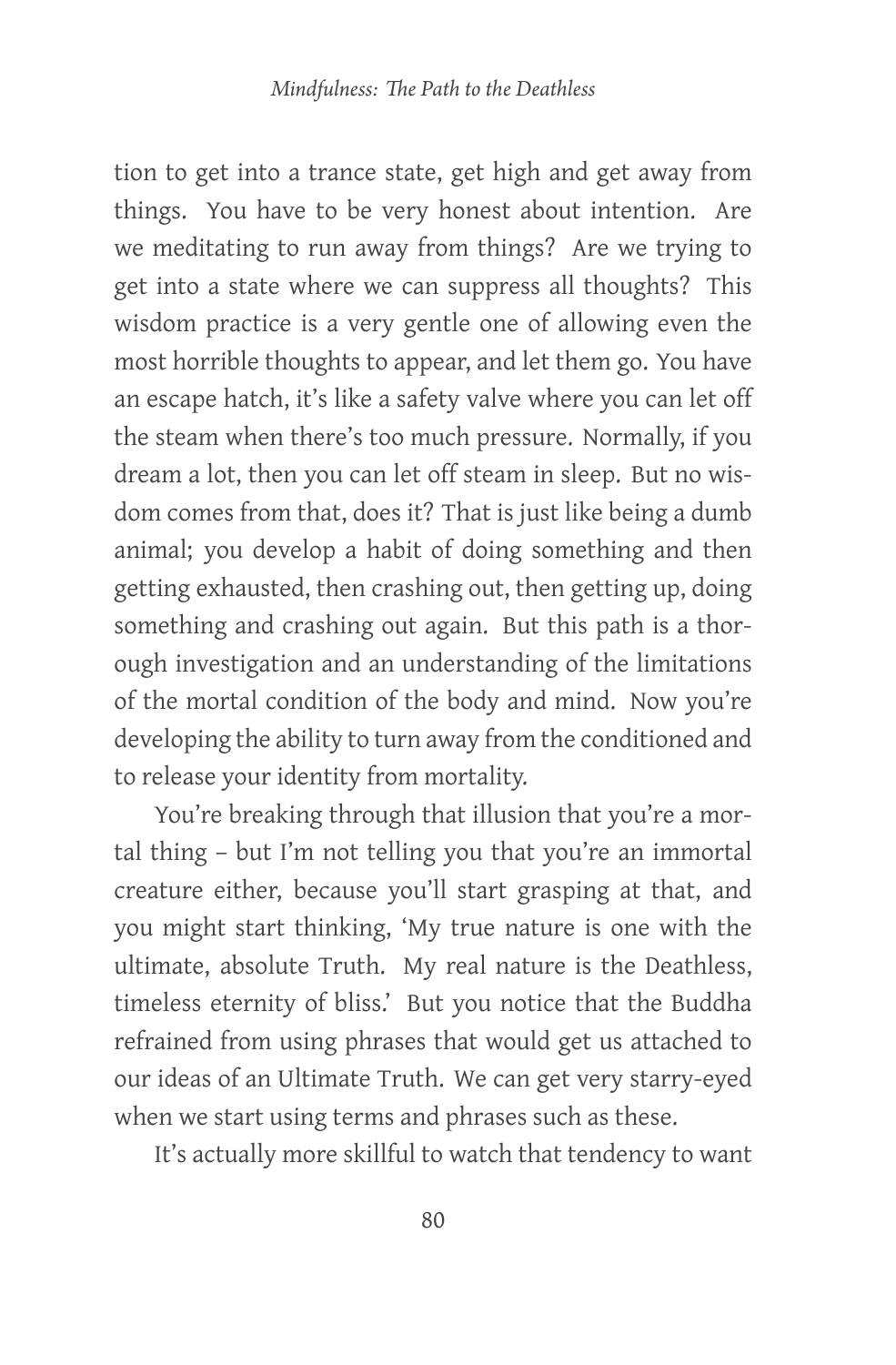tion to get into a trance state, get high and get away from things. You have to be very honest about intention. Are we meditating to run away from things? Are we trying to get into a state where we can suppress all thoughts? This wisdom practice is a very gentle one of allowing even the most horrible thoughts to appear, and let them go. You have an escape hatch, it's like a safety valve where you can let off the steam when there's too much pressure. Normally, if you dream a lot, then you can let off steam in sleep. But no wisdom comes from that, does it? That is just like being a dumb animal; you develop a habit of doing something and then getting exhausted, then crashing out, then getting up, doing something and crashing out again. But this path is a thorough investigation and an understanding of the limitations of the mortal condition of the body and mind. Now you're developing the ability to turn away from the conditioned and to release your identity from mortality.

You're breaking through that illusion that you're a mortal thing – but I'm not telling you that you're an immortal creature either, because you'll start grasping at that, and you might start thinking, 'My true nature is one with the ultimate, absolute Truth. My real nature is the Deathless, timeless eternity of bliss.' But you notice that the Buddha refrained from using phrases that would get us attached to our ideas of an Ultimate Truth. We can get very starry-eyed when we start using terms and phrases such as these.

It's actually more skillful to watch that tendency to want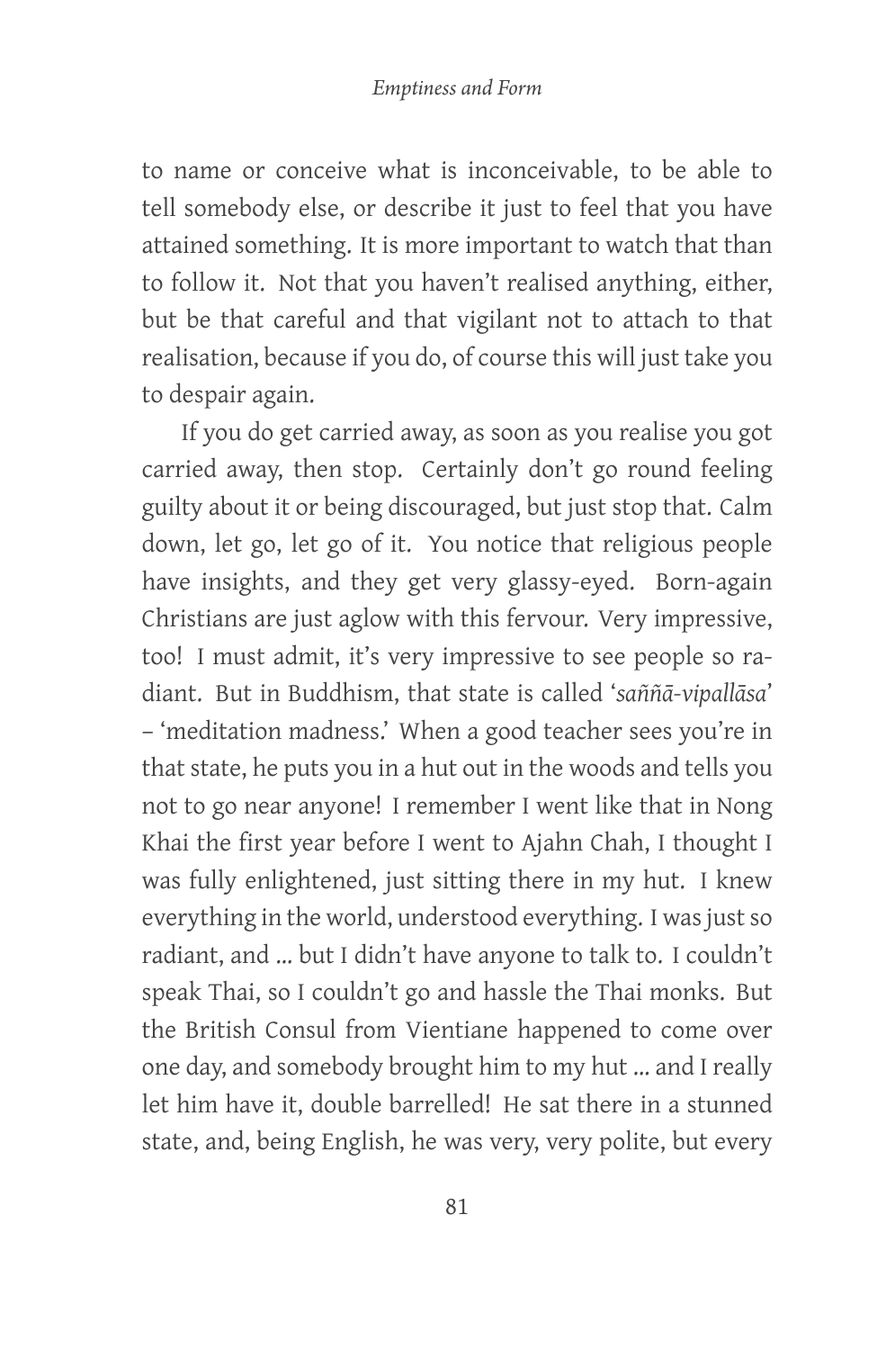to name or conceive what is inconceivable, to be able to tell somebody else, or describe it just to feel that you have attained something. It is more important to watch that than to follow it. Not that you haven't realised anything, either, but be that careful and that vigilant not to attach to that realisation, because if you do, of course this will just take you to despair again.

If you do get carried away, as soon as you realise you got carried away, then stop. Certainly don't go round feeling guilty about it or being discouraged, but just stop that. Calm down, let go, let go of it. You notice that religious people have insights, and they get very glassy-eyed. Born-again Christians are just aglow with this fervour. Very impressive, too! I must admit, it's very impressive to see people so radiant. But in Buddhism, that state is called '*saññā-vipallāsa*' – 'meditation madness.' When a good teacher sees you're in that state, he puts you in a hut out in the woods and tells you not to go near anyone! I remember I went like that in Nong Khai the first year before I went to Ajahn Chah, I thought I was fully enlightened, just sitting there in my hut. I knew everything in the world, understood everything. I was just so radiant, and ... but I didn't have anyone to talk to. I couldn't speak Thai, so I couldn't go and hassle the Thai monks. But the British Consul from Vientiane happened to come over one day, and somebody brought him to my hut ... and I really let him have it, double barrelled! He sat there in a stunned state, and, being English, he was very, very polite, but every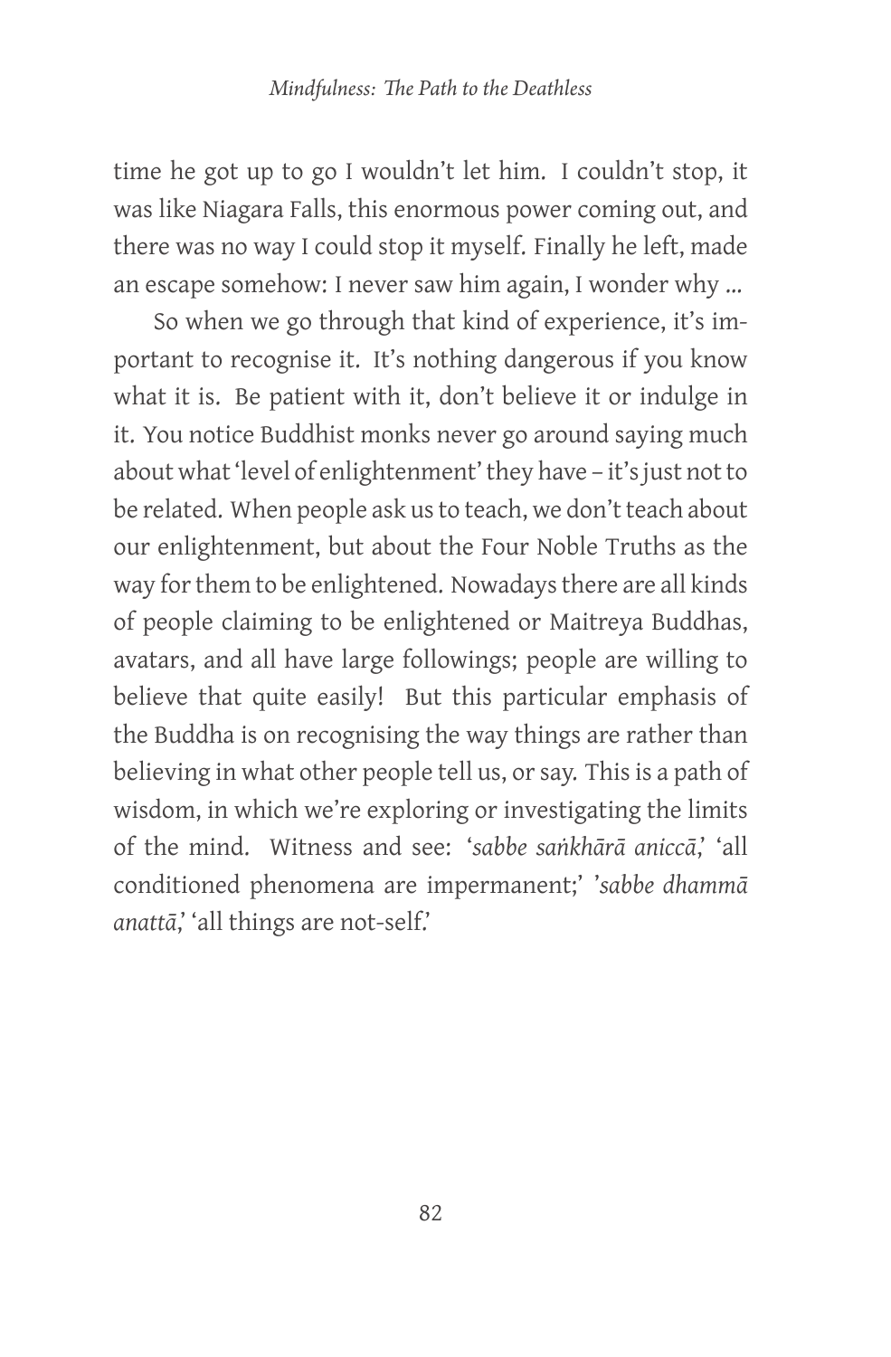time he got up to go I wouldn't let him. I couldn't stop, it was like Niagara Falls, this enormous power coming out, and there was no way I could stop it myself. Finally he left, made an escape somehow: I never saw him again, I wonder why ...

So when we go through that kind of experience, it's important to recognise it. It's nothing dangerous if you know what it is. Be patient with it, don't believe it or indulge in it. You notice Buddhist monks never go around saying much about what 'level of enlightenment' they have – it's just not to be related. When people ask us to teach, we don't teach about our enlightenment, but about the Four Noble Truths as the way for them to be enlightened. Nowadays there are all kinds of people claiming to be enlightened or Maitreya Buddhas, avatars, and all have large followings; people are willing to believe that quite easily! But this particular emphasis of the Buddha is on recognising the way things are rather than believing in what other people tell us, or say. This is a path of wisdom, in which we're exploring or investigating the limits of the mind. Witness and see: '*sabbe saṅkhārā aniccā*,' 'all conditioned phenomena are impermanent;' '*sabbe dhammā anattā*,' 'all things are not-self.'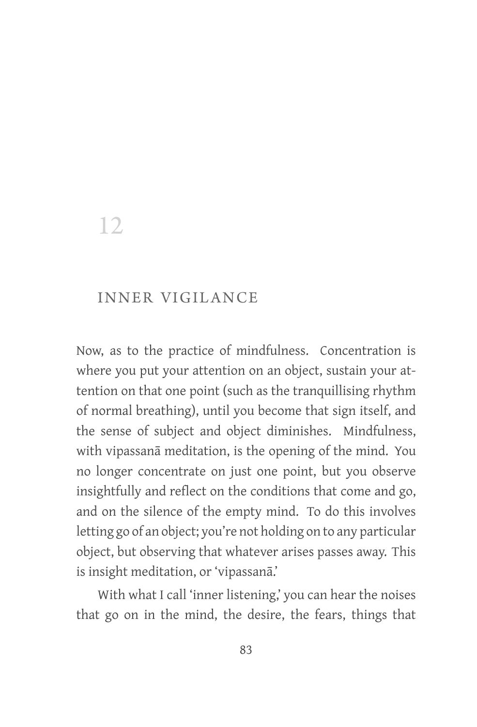# 12

## INNER VIGILANCE

Now, as to the practice of mindfulness. Concentration is where you put your attention on an object, sustain your attention on that one point (such as the tranquillising rhythm of normal breathing), until you become that sign itself, and the sense of subject and object diminishes. Mindfulness, with vipassanā meditation, is the opening of the mind. You no longer concentrate on just one point, but you observe insightfully and reflect on the conditions that come and go, and on the silence of the empty mind. To do this involves letting go of an object; you're not holding on to any particular object, but observing that whatever arises passes away. This is insight meditation, or 'vipassanā.'

With what I call 'inner listening,' you can hear the noises that go on in the mind, the desire, the fears, things that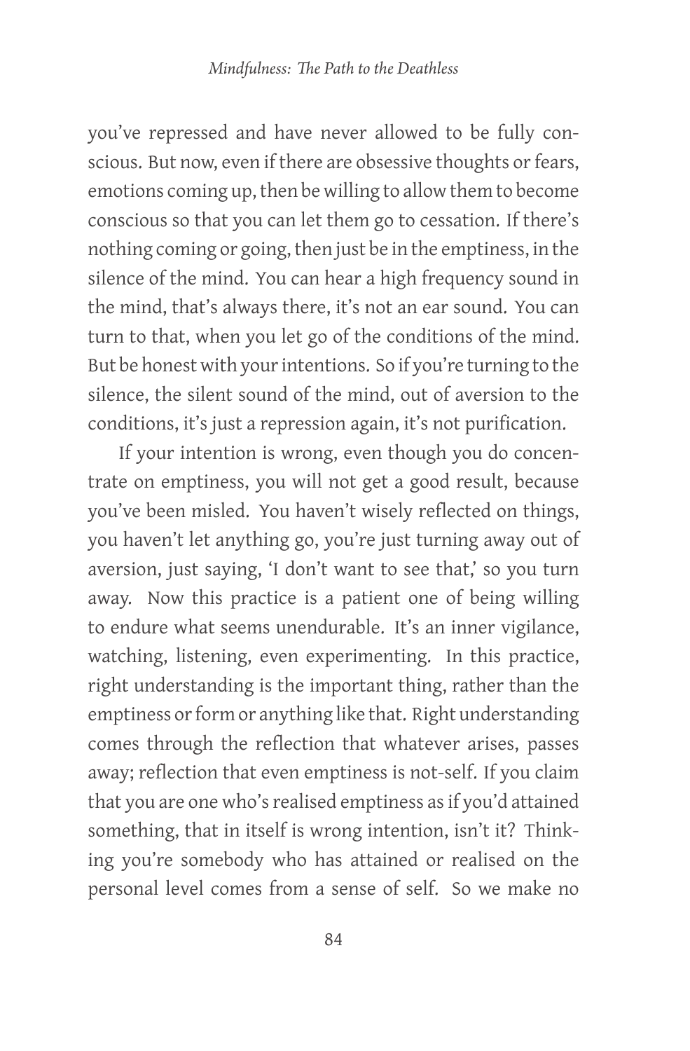you've repressed and have never allowed to be fully conscious. But now, even if there are obsessive thoughts or fears, emotions coming up, then be willing to allow them to become conscious so that you can let them go to cessation. If there's nothing coming or going, then just be in the emptiness, in the silence of the mind. You can hear a high frequency sound in the mind, that's always there, it's not an ear sound. You can turn to that, when you let go of the conditions of the mind. But be honest with your intentions. So if you're turning to the silence, the silent sound of the mind, out of aversion to the conditions, it's just a repression again, it's not purification.

If your intention is wrong, even though you do concentrate on emptiness, you will not get a good result, because you've been misled. You haven't wisely reflected on things, you haven't let anything go, you're just turning away out of aversion, just saying, 'I don't want to see that,' so you turn away. Now this practice is a patient one of being willing to endure what seems unendurable. It's an inner vigilance, watching, listening, even experimenting. In this practice, right understanding is the important thing, rather than the emptiness or form or anything like that. Right understanding comes through the reflection that whatever arises, passes away; reflection that even emptiness is not-self. If you claim that you are one who's realised emptiness as if you'd attained something, that in itself is wrong intention, isn't it? Thinking you're somebody who has attained or realised on the personal level comes from a sense of self. So we make no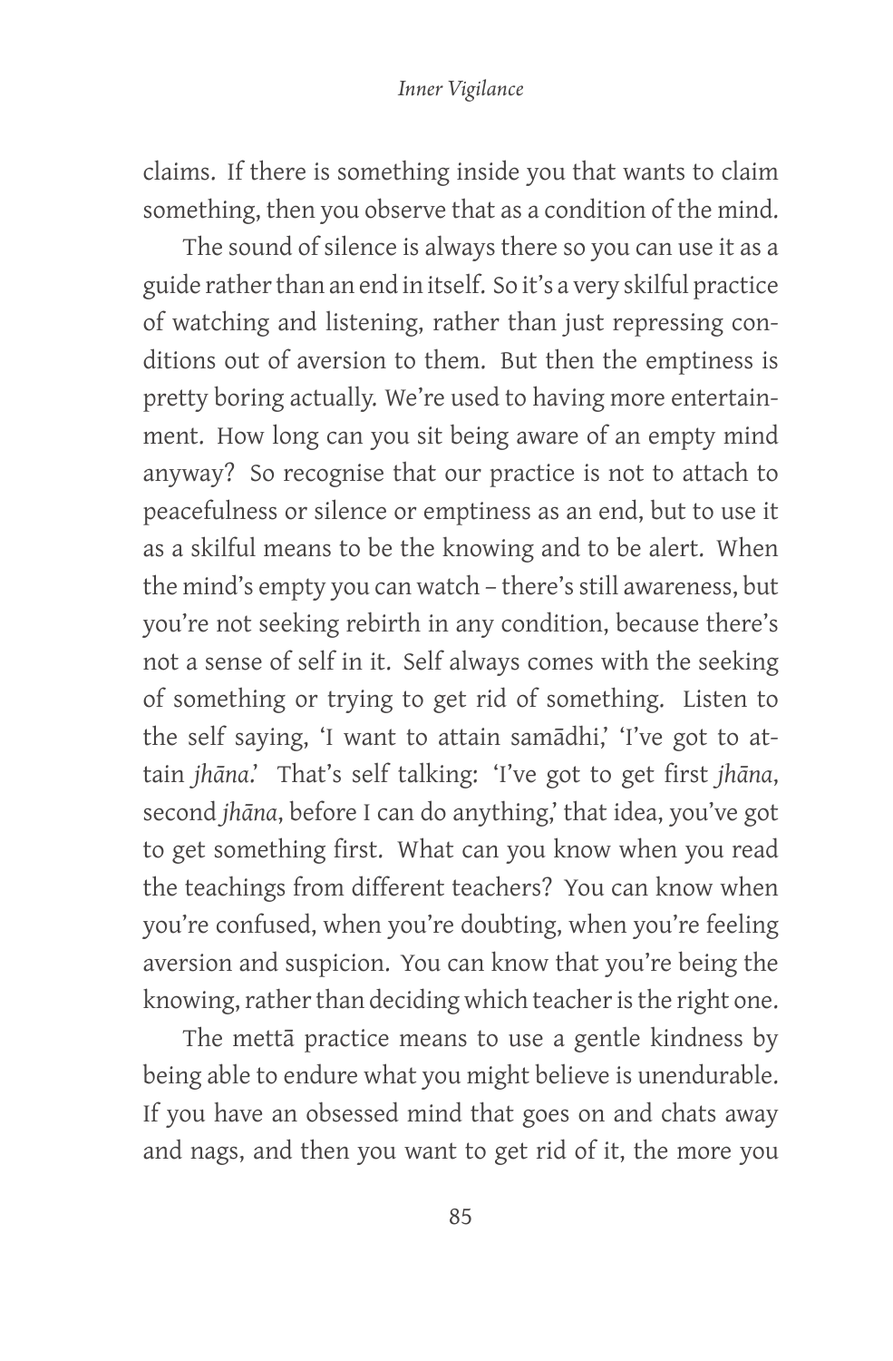claims. If there is something inside you that wants to claim something, then you observe that as a condition of the mind.

The sound of silence is always there so you can use it as a guide rather than an end in itself. So it's a very skilful practice of watching and listening, rather than just repressing conditions out of aversion to them. But then the emptiness is pretty boring actually. We're used to having more entertainment. How long can you sit being aware of an empty mind anyway? So recognise that our practice is not to attach to peacefulness or silence or emptiness as an end, but to use it as a skilful means to be the knowing and to be alert. When the mind's empty you can watch – there's still awareness, but you're not seeking rebirth in any condition, because there's not a sense of self in it. Self always comes with the seeking of something or trying to get rid of something. Listen to the self saying, 'I want to attain samādhi,' 'I've got to attain *jhāna*.' That's self talking: 'I've got to get first *jhāna*, second *jhāna*, before I can do anything,' that idea, you've got to get something first. What can you know when you read the teachings from different teachers? You can know when you're confused, when you're doubting, when you're feeling aversion and suspicion. You can know that you're being the knowing, rather than deciding which teacher is the right one.

The mettā practice means to use a gentle kindness by being able to endure what you might believe is unendurable. If you have an obsessed mind that goes on and chats away and nags, and then you want to get rid of it, the more you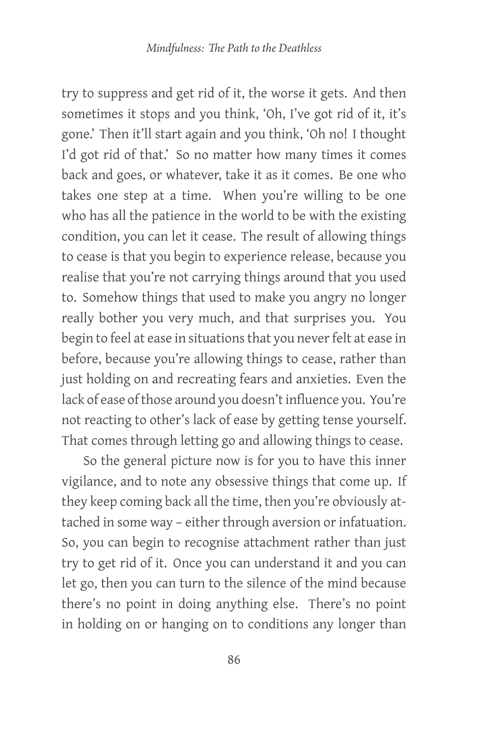try to suppress and get rid of it, the worse it gets. And then sometimes it stops and you think, 'Oh, I've got rid of it, it's gone.' Then it'll start again and you think, 'Oh no! I thought I'd got rid of that.' So no matter how many times it comes back and goes, or whatever, take it as it comes. Be one who takes one step at a time. When you're willing to be one who has all the patience in the world to be with the existing condition, you can let it cease. The result of allowing things to cease is that you begin to experience release, because you realise that you're not carrying things around that you used to. Somehow things that used to make you angry no longer really bother you very much, and that surprises you. You begin to feel at ease in situations that you never felt at ease in before, because you're allowing things to cease, rather than just holding on and recreating fears and anxieties. Even the lack of ease of those around you doesn't influence you. You're not reacting to other's lack of ease by getting tense yourself. That comes through letting go and allowing things to cease.

So the general picture now is for you to have this inner vigilance, and to note any obsessive things that come up. If they keep coming back all the time, then you're obviously attached in some way – either through aversion or infatuation. So, you can begin to recognise attachment rather than just try to get rid of it. Once you can understand it and you can let go, then you can turn to the silence of the mind because there's no point in doing anything else. There's no point in holding on or hanging on to conditions any longer than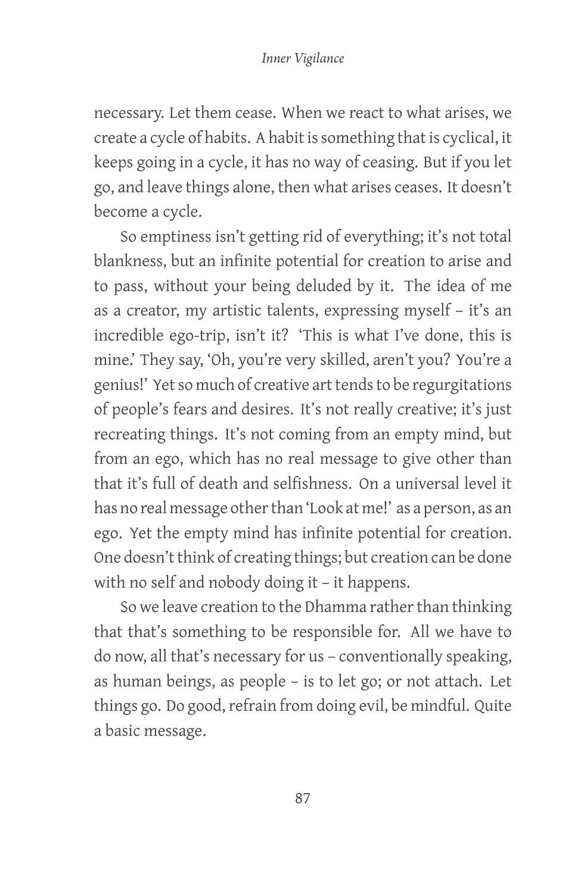necessary. Let them cease. When we react to what arises, we create a cycle of habits. A habit is something that is cyclical, it keeps going in a cycle, it has no way of ceasing. But if you let go, and leave things alone, then what arises ceases. It doesn't become a cycle.

So emptiness isn't getting rid of everything; it's not total blankness, but an infinite potential for creation to arise and to pass, without your being deluded by it. The idea of me as a creator, my artistic talents, expressing myself – it's an incredible ego-trip, isn't it? 'This is what I've done, this is mine.' They say, 'Oh, you're very skilled, aren't you? You're a genius!' Yet so much of creative art tends to be regurgitations of people's fears and desires. It's not really creative; it's just recreating things. It's not coming from an empty mind, but from an ego, which has no real message to give other than that it's full of death and selfishness. On a universal level it has no real message other than 'Look at me!' as a person, as an ego. Yet the empty mind has infinite potential for creation. One doesn't think of creating things; but creation can be done with no self and nobody doing it – it happens.

So we leave creation to the Dhamma rather than thinking that that's something to be responsible for. All we have to do now, all that's necessary for us – conventionally speaking, as human beings, as people – is to let go; or not attach. Let things go. Do good, refrain from doing evil, be mindful. Quite a basic message.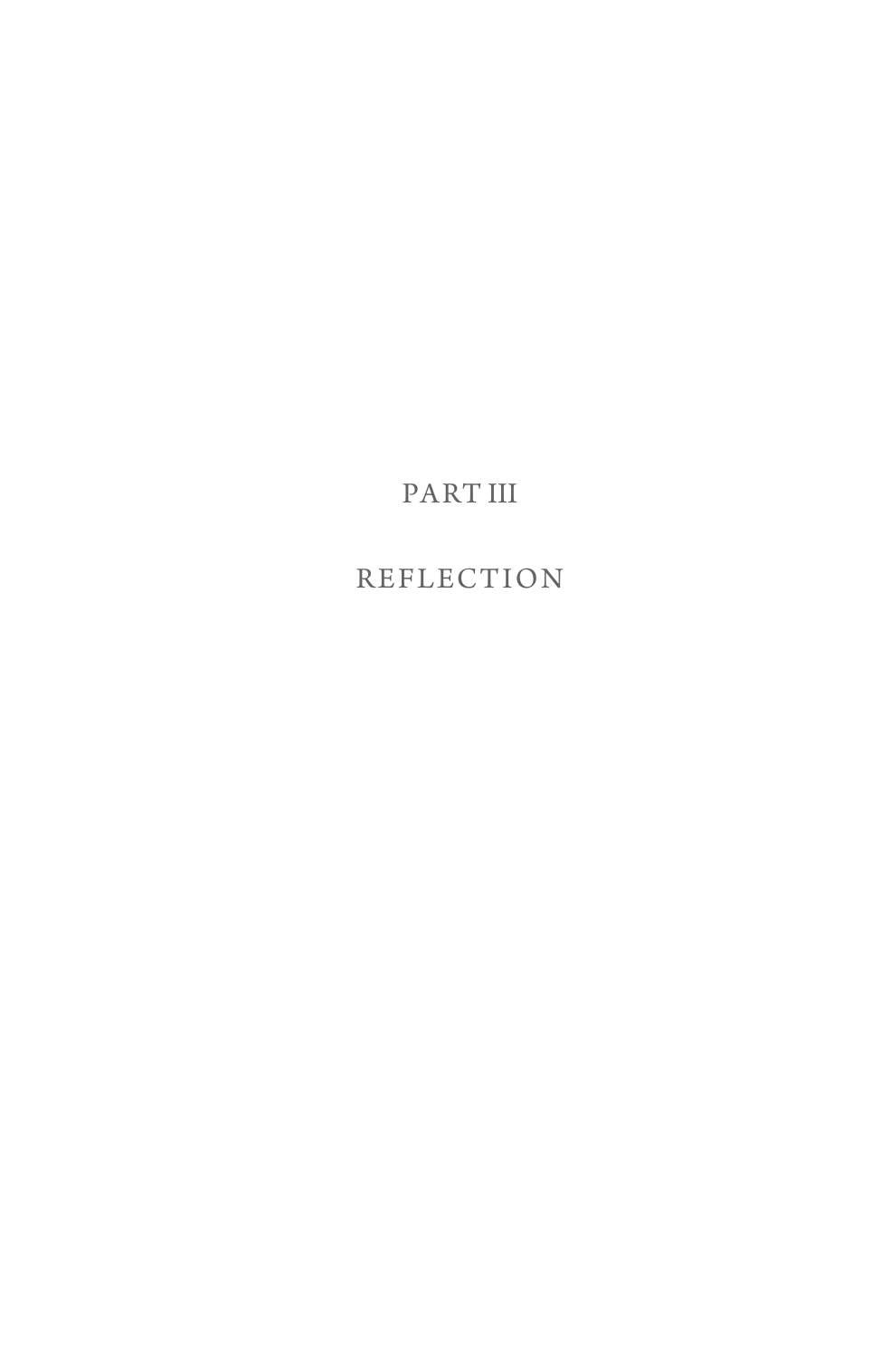# PART III

# REFLECTION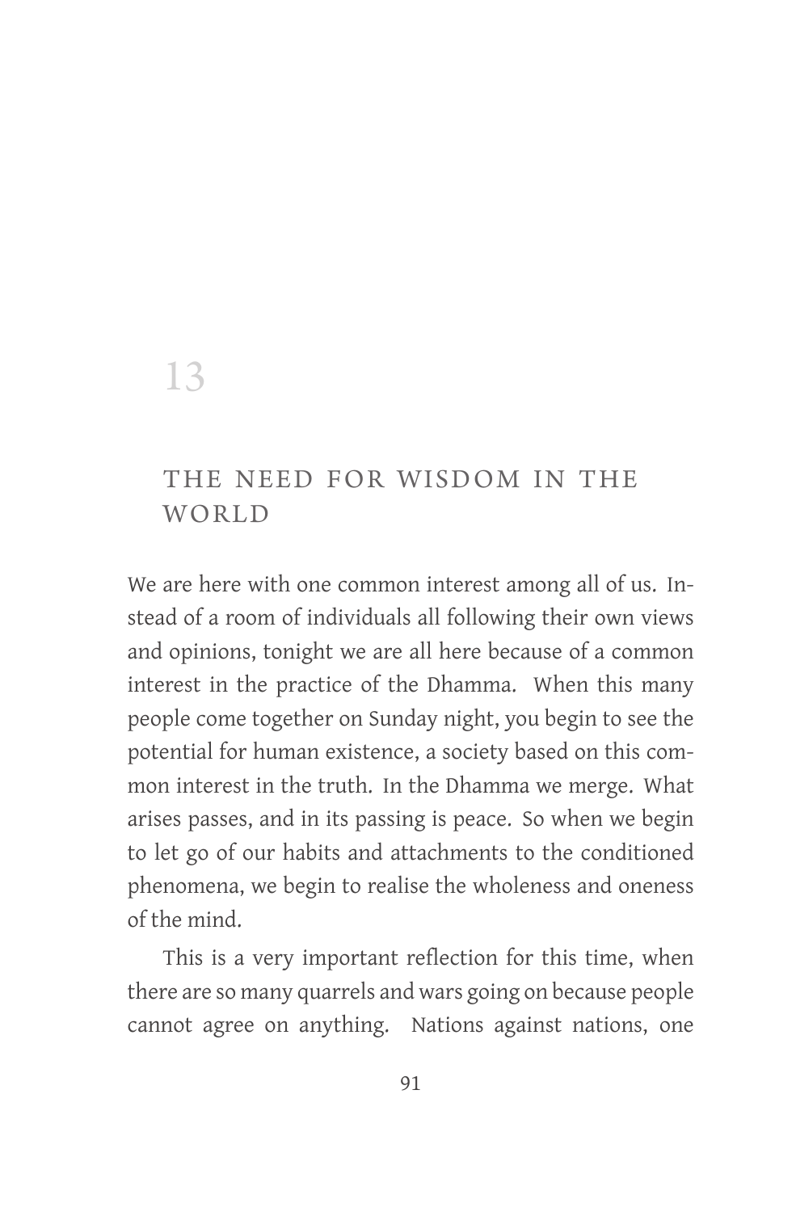# 13

## THE NEED FOR WISDOM IN THE WORLD

We are here with one common interest among all of us. Instead of a room of individuals all following their own views and opinions, tonight we are all here because of a common interest in the practice of the Dhamma. When this many people come together on Sunday night, you begin to see the potential for human existence, a society based on this common interest in the truth. In the Dhamma we merge. What arises passes, and in its passing is peace. So when we begin to let go of our habits and attachments to the conditioned phenomena, we begin to realise the wholeness and oneness of the mind.

This is a very important reflection for this time, when there are so many quarrels and wars going on because people cannot agree on anything. Nations against nations, one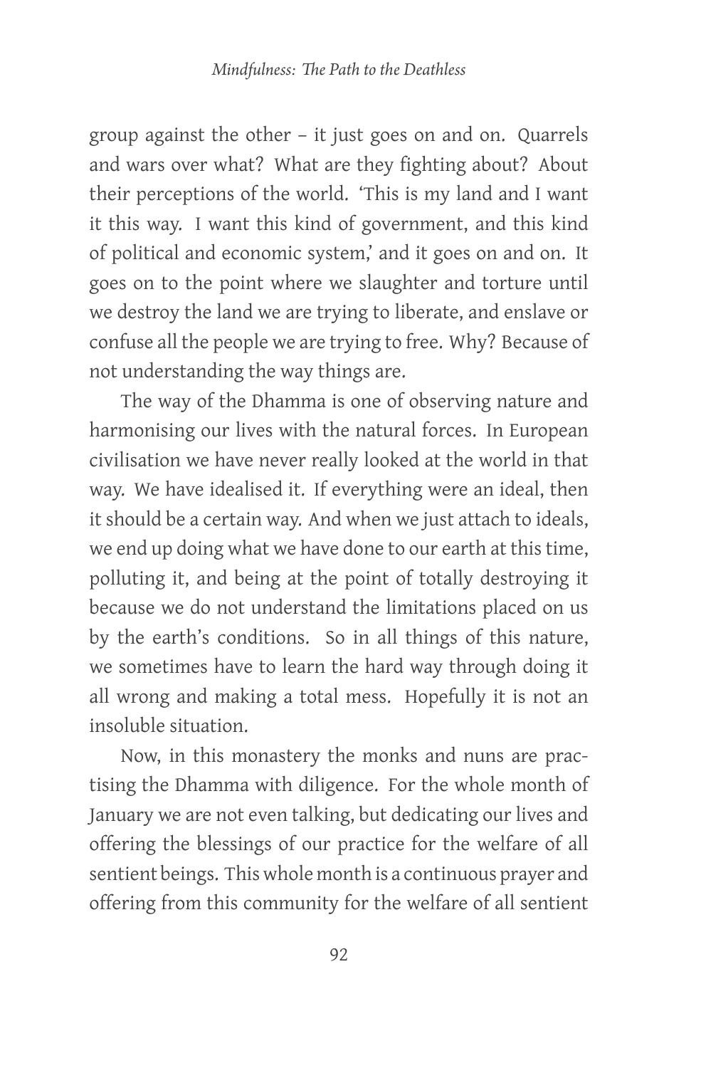group against the other – it just goes on and on. Quarrels and wars over what? What are they fighting about? About their perceptions of the world. 'This is my land and I want it this way. I want this kind of government, and this kind of political and economic system,' and it goes on and on. It goes on to the point where we slaughter and torture until we destroy the land we are trying to liberate, and enslave or confuse all the people we are trying to free. Why? Because of not understanding the way things are.

The way of the Dhamma is one of observing nature and harmonising our lives with the natural forces. In European civilisation we have never really looked at the world in that way. We have idealised it. If everything were an ideal, then it should be a certain way. And when we just attach to ideals, we end up doing what we have done to our earth at this time, polluting it, and being at the point of totally destroying it because we do not understand the limitations placed on us by the earth's conditions. So in all things of this nature, we sometimes have to learn the hard way through doing it all wrong and making a total mess. Hopefully it is not an insoluble situation.

Now, in this monastery the monks and nuns are practising the Dhamma with diligence. For the whole month of January we are not even talking, but dedicating our lives and offering the blessings of our practice for the welfare of all sentient beings. This whole month is a continuous prayer and offering from this community for the welfare of all sentient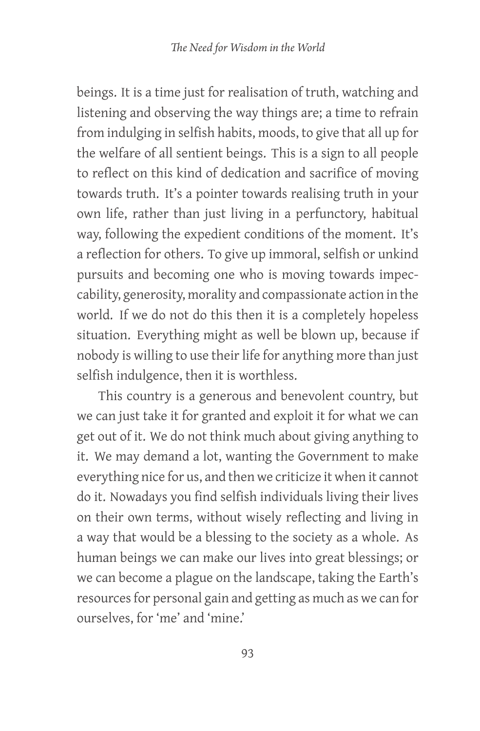beings. It is a time just for realisation of truth, watching and listening and observing the way things are; a time to refrain from indulging in selfish habits, moods, to give that all up for the welfare of all sentient beings. This is a sign to all people to reflect on this kind of dedication and sacrifice of moving towards truth. It's a pointer towards realising truth in your own life, rather than just living in a perfunctory, habitual way, following the expedient conditions of the moment. It's a reflection for others. To give up immoral, selfish or unkind pursuits and becoming one who is moving towards impeccability, generosity, morality and compassionate action in the world. If we do not do this then it is a completely hopeless situation. Everything might as well be blown up, because if nobody is willing to use their life for anything more than just selfish indulgence, then it is worthless.

This country is a generous and benevolent country, but we can just take it for granted and exploit it for what we can get out of it. We do not think much about giving anything to it. We may demand a lot, wanting the Government to make everything nice for us, and then we criticize it when it cannot do it. Nowadays you find selfish individuals living their lives on their own terms, without wisely reflecting and living in a way that would be a blessing to the society as a whole. As human beings we can make our lives into great blessings; or we can become a plague on the landscape, taking the Earth's resources for personal gain and getting as much as we can for ourselves, for 'me' and 'mine.'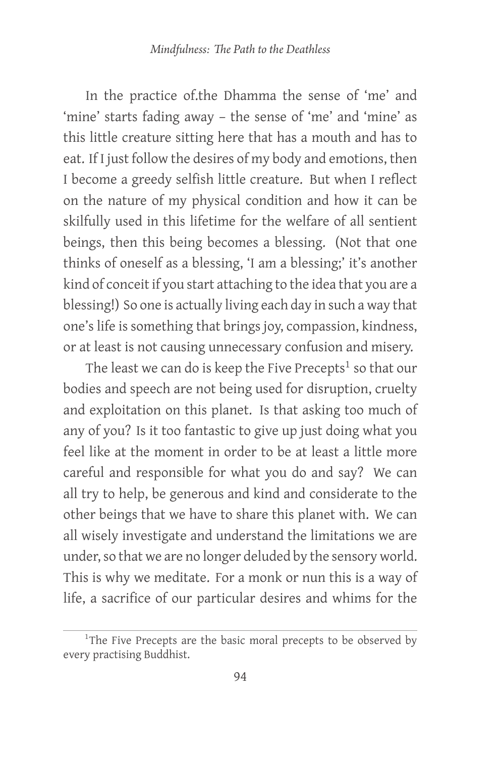In the practice of.the Dhamma the sense of 'me' and 'mine' starts fading away – the sense of 'me' and 'mine' as this little creature sitting here that has a mouth and has to eat. If I just follow the desires of my body and emotions, then I become a greedy selfish little creature. But when I reflect on the nature of my physical condition and how it can be skilfully used in this lifetime for the welfare of all sentient beings, then this being becomes a blessing. (Not that one thinks of oneself as a blessing, 'I am a blessing;' it's another kind of conceit if you start attaching to the idea that you are a blessing!) So one is actually living each day in such a way that one's life is something that brings joy, compassion, kindness, or at least is not causing unnecessary confusion and misery.

The least we can do is keep the Five Precepts[1] so that our bodies and speech are not being used for disruption, cruelty and exploitation on this planet. Is that asking too much of any of you? Is it too fantastic to give up just doing what you feel like at the moment in order to be at least a little more careful and responsible for what you do and say? We can all try to help, be generous and kind and considerate to the other beings that we have to share this planet with. We can all wisely investigate and understand the limitations we are under, so that we are no longer deluded by the sensory world. This is why we meditate. For a monk or nun this is a way of life, a sacrifice of our particular desires and whims for the

---

[1]The Five Precepts are the basic moral precepts to be observed by every practising Buddhist.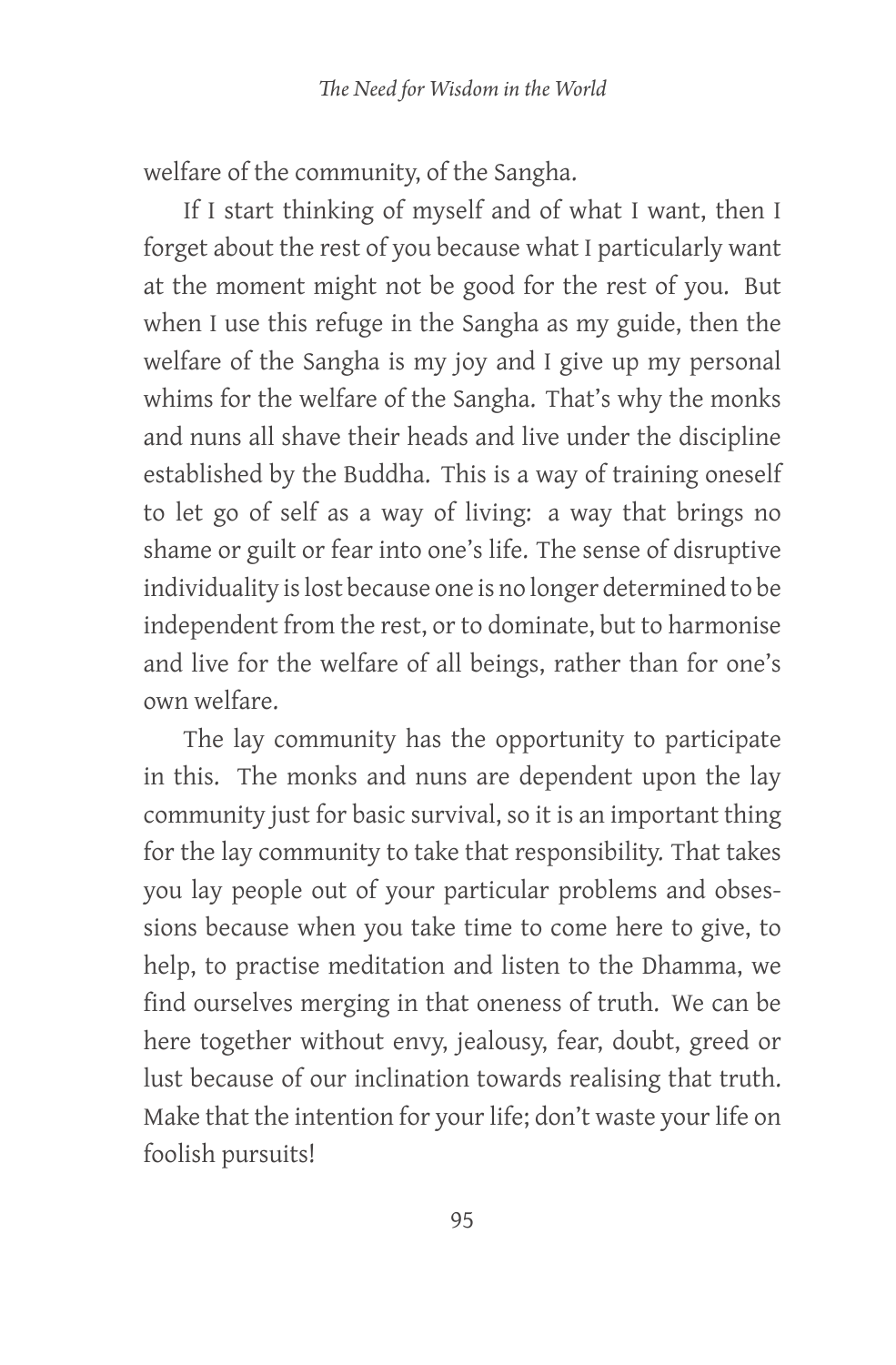welfare of the community, of the Sangha.

If I start thinking of myself and of what I want, then I forget about the rest of you because what I particularly want at the moment might not be good for the rest of you. But when I use this refuge in the Sangha as my guide, then the welfare of the Sangha is my joy and I give up my personal whims for the welfare of the Sangha. That's why the monks and nuns all shave their heads and live under the discipline established by the Buddha. This is a way of training oneself to let go of self as a way of living: a way that brings no shame or guilt or fear into one's life. The sense of disruptive individuality is lost because one is no longer determined to be independent from the rest, or to dominate, but to harmonise and live for the welfare of all beings, rather than for one's own welfare.

The lay community has the opportunity to participate in this. The monks and nuns are dependent upon the lay community just for basic survival, so it is an important thing for the lay community to take that responsibility. That takes you lay people out of your particular problems and obsessions because when you take time to come here to give, to help, to practise meditation and listen to the Dhamma, we find ourselves merging in that oneness of truth. We can be here together without envy, jealousy, fear, doubt, greed or lust because of our inclination towards realising that truth. Make that the intention for your life; don't waste your life on foolish pursuits!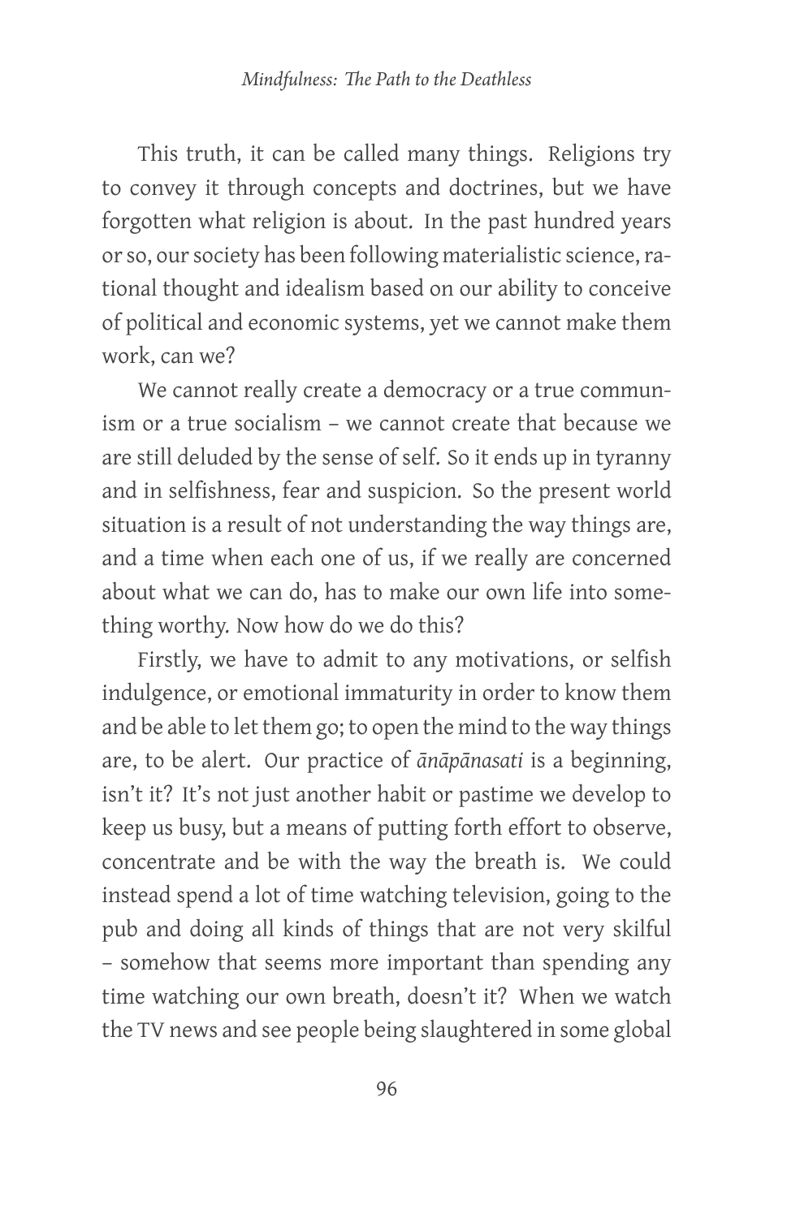This truth, it can be called many things. Religions try to convey it through concepts and doctrines, but we have forgotten what religion is about. In the past hundred years or so, our society has been following materialistic science, rational thought and idealism based on our ability to conceive of political and economic systems, yet we cannot make them work, can we?

We cannot really create a democracy or a true communism or a true socialism – we cannot create that because we are still deluded by the sense of self. So it ends up in tyranny and in selfishness, fear and suspicion. So the present world situation is a result of not understanding the way things are, and a time when each one of us, if we really are concerned about what we can do, has to make our own life into something worthy. Now how do we do this?

Firstly, we have to admit to any motivations, or selfish indulgence, or emotional immaturity in order to know them and be able to let them go; to open the mind to the way things are, to be alert. Our practice of *ānāpānasati* is a beginning, isn't it? It's not just another habit or pastime we develop to keep us busy, but a means of putting forth effort to observe, concentrate and be with the way the breath is. We could instead spend a lot of time watching television, going to the pub and doing all kinds of things that are not very skilful – somehow that seems more important than spending any time watching our own breath, doesn't it? When we watch the TV news and see people being slaughtered in some global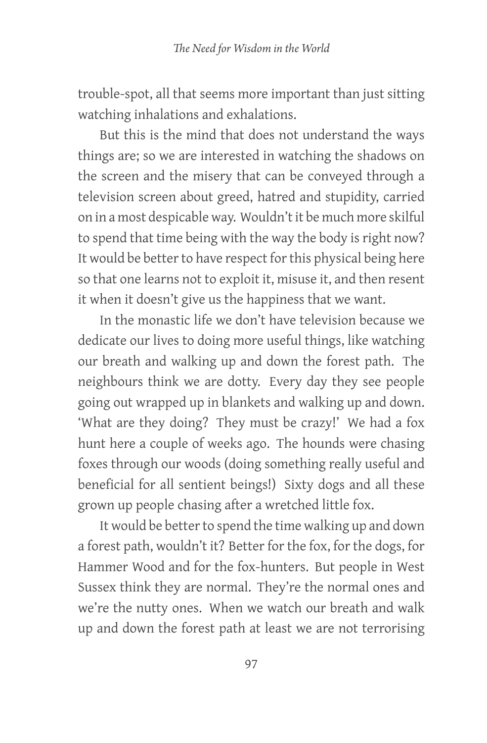trouble-spot, all that seems more important than just sitting watching inhalations and exhalations.

But this is the mind that does not understand the ways things are; so we are interested in watching the shadows on the screen and the misery that can be conveyed through a television screen about greed, hatred and stupidity, carried on in a most despicable way. Wouldn't it be much more skilful to spend that time being with the way the body is right now? It would be better to have respect for this physical being here so that one learns not to exploit it, misuse it, and then resent it when it doesn't give us the happiness that we want.

In the monastic life we don't have television because we dedicate our lives to doing more useful things, like watching our breath and walking up and down the forest path. The neighbours think we are dotty. Every day they see people going out wrapped up in blankets and walking up and down. 'What are they doing? They must be crazy!' We had a fox hunt here a couple of weeks ago. The hounds were chasing foxes through our woods (doing something really useful and beneficial for all sentient beings!) Sixty dogs and all these grown up people chasing after a wretched little fox.

It would be better to spend the time walking up and down a forest path, wouldn't it? Better for the fox, for the dogs, for Hammer Wood and for the fox-hunters. But people in West Sussex think they are normal. They're the normal ones and we're the nutty ones. When we watch our breath and walk up and down the forest path at least we are not terrorising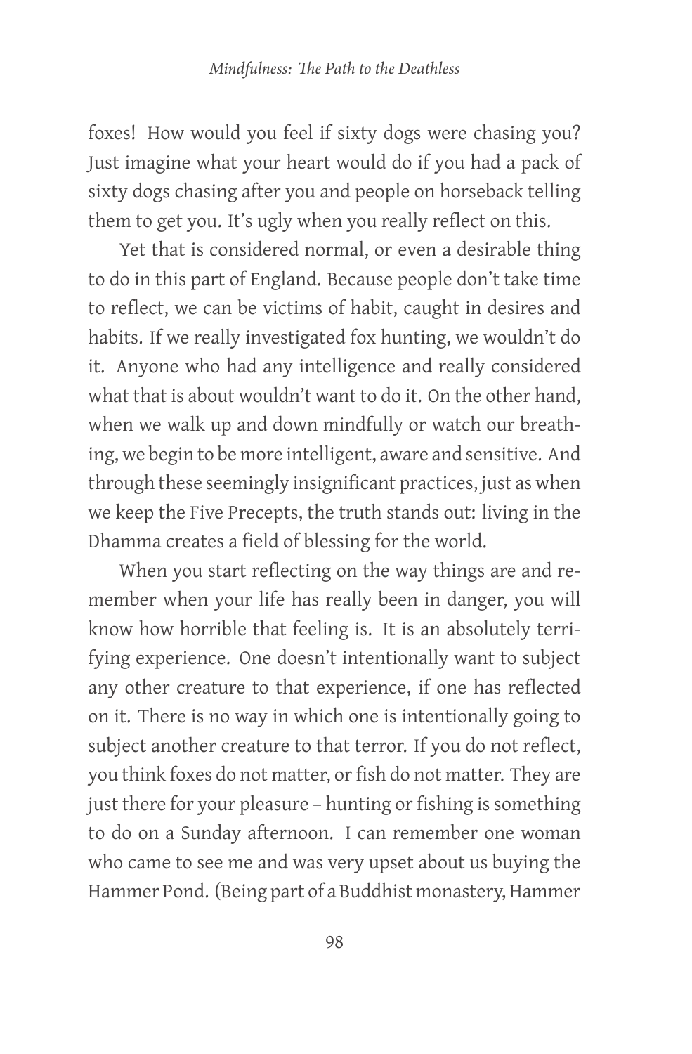foxes! How would you feel if sixty dogs were chasing you? Just imagine what your heart would do if you had a pack of sixty dogs chasing after you and people on horseback telling them to get you. It's ugly when you really reflect on this.

Yet that is considered normal, or even a desirable thing to do in this part of England. Because people don't take time to reflect, we can be victims of habit, caught in desires and habits. If we really investigated fox hunting, we wouldn't do it. Anyone who had any intelligence and really considered what that is about wouldn't want to do it. On the other hand, when we walk up and down mindfully or watch our breathing, we begin to be more intelligent, aware and sensitive. And through these seemingly insignificant practices, just as when we keep the Five Precepts, the truth stands out: living in the Dhamma creates a field of blessing for the world.

When you start reflecting on the way things are and remember when your life has really been in danger, you will know how horrible that feeling is. It is an absolutely terrifying experience. One doesn't intentionally want to subject any other creature to that experience, if one has reflected on it. There is no way in which one is intentionally going to subject another creature to that terror. If you do not reflect, you think foxes do not matter, or fish do not matter. They are just there for your pleasure – hunting or fishing is something to do on a Sunday afternoon. I can remember one woman who came to see me and was very upset about us buying the Hammer Pond. (Being part of a Buddhist monastery, Hammer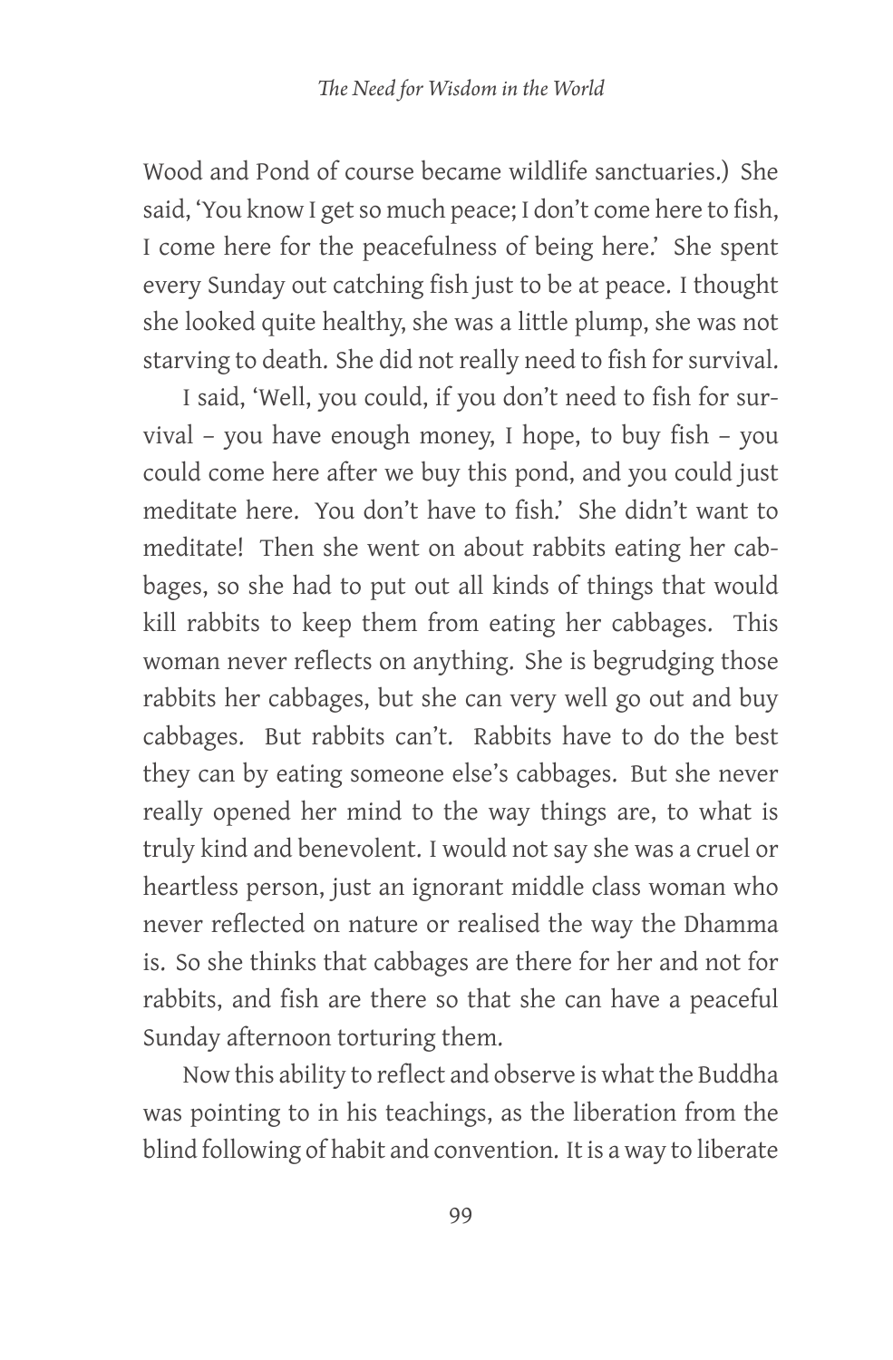Wood and Pond of course became wildlife sanctuaries.) She said, 'You know I get so much peace; I don't come here to fish, I come here for the peacefulness of being here.' She spent every Sunday out catching fish just to be at peace. I thought she looked quite healthy, she was a little plump, she was not starving to death. She did not really need to fish for survival.

I said, 'Well, you could, if you don't need to fish for survival – you have enough money, I hope, to buy fish – you could come here after we buy this pond, and you could just meditate here. You don't have to fish.' She didn't want to meditate! Then she went on about rabbits eating her cabbages, so she had to put out all kinds of things that would kill rabbits to keep them from eating her cabbages. This woman never reflects on anything. She is begrudging those rabbits her cabbages, but she can very well go out and buy cabbages. But rabbits can't. Rabbits have to do the best they can by eating someone else's cabbages. But she never really opened her mind to the way things are, to what is truly kind and benevolent. I would not say she was a cruel or heartless person, just an ignorant middle class woman who never reflected on nature or realised the way the Dhamma is. So she thinks that cabbages are there for her and not for rabbits, and fish are there so that she can have a peaceful Sunday afternoon torturing them.

Now this ability to reflect and observe is what the Buddha was pointing to in his teachings, as the liberation from the blind following of habit and convention. It is a way to liberate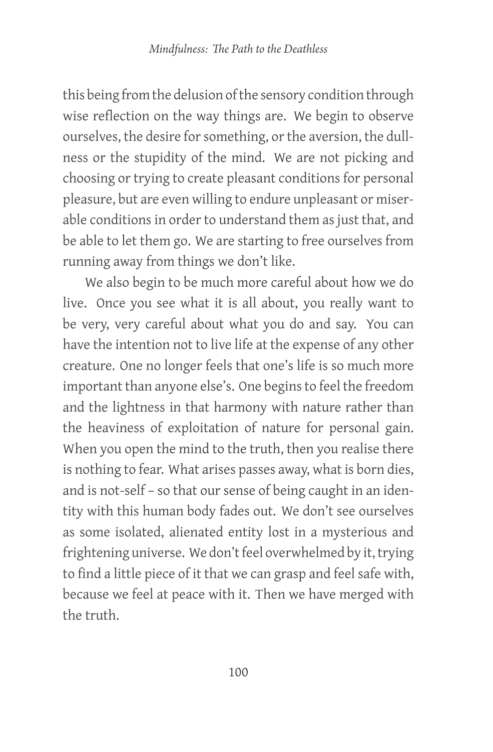this being from the delusion of the sensory condition through wise reflection on the way things are. We begin to observe ourselves, the desire for something, or the aversion, the dullness or the stupidity of the mind. We are not picking and choosing or trying to create pleasant conditions for personal pleasure, but are even willing to endure unpleasant or miserable conditions in order to understand them as just that, and be able to let them go. We are starting to free ourselves from running away from things we don't like.

We also begin to be much more careful about how we do live. Once you see what it is all about, you really want to be very, very careful about what you do and say. You can have the intention not to live life at the expense of any other creature. One no longer feels that one's life is so much more important than anyone else's. One begins to feel the freedom and the lightness in that harmony with nature rather than the heaviness of exploitation of nature for personal gain. When you open the mind to the truth, then you realise there is nothing to fear. What arises passes away, what is born dies, and is not-self – so that our sense of being caught in an identity with this human body fades out. We don't see ourselves as some isolated, alienated entity lost in a mysterious and frightening universe. We don't feel overwhelmed by it, trying to find a little piece of it that we can grasp and feel safe with, because we feel at peace with it. Then we have merged with the truth.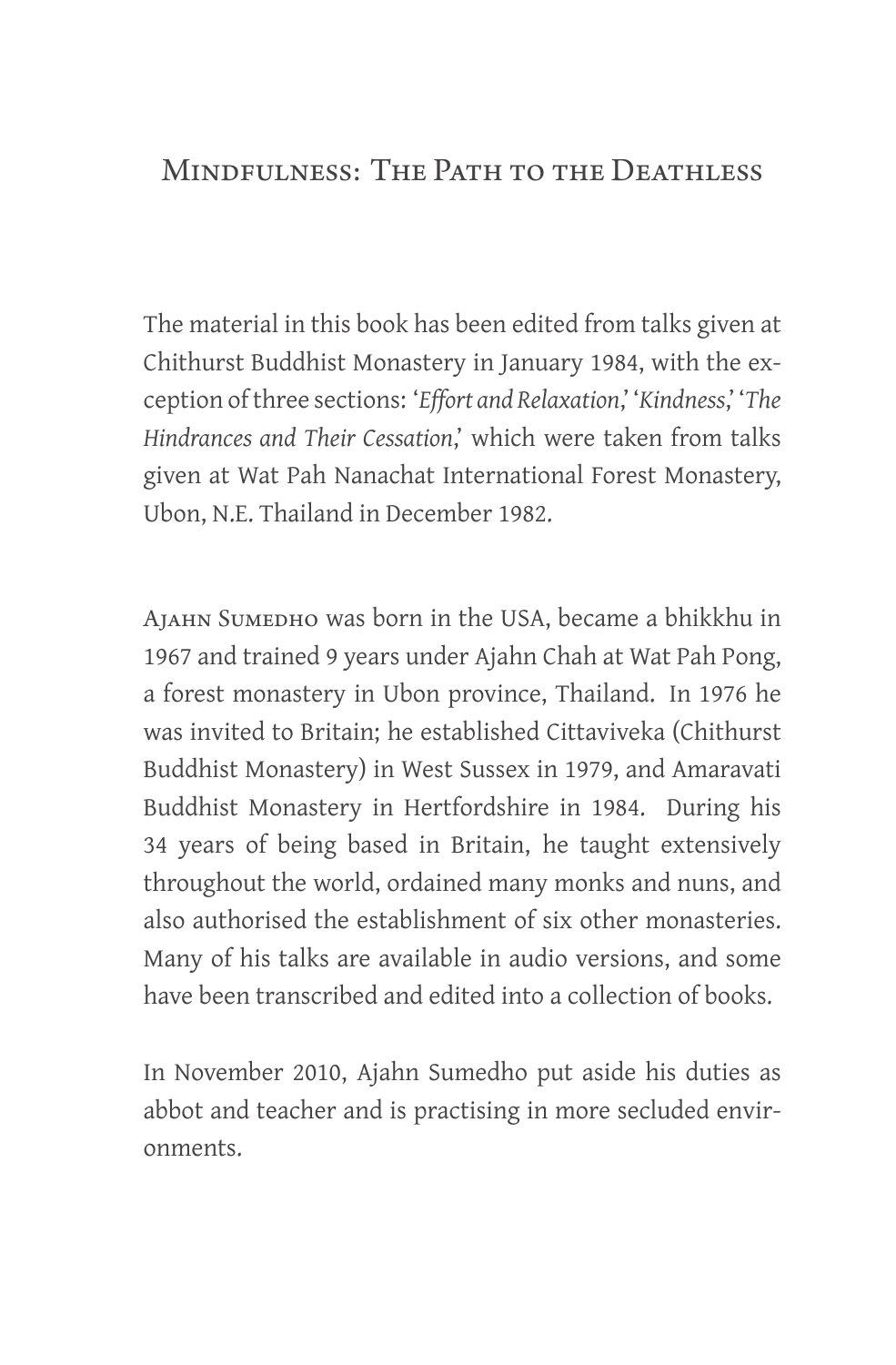# Mindfulness: The Path to the Deathless

The material in this book has been edited from talks given at Chithurst Buddhist Monastery in January 1984, with the exception of three sections: '*Effort and Relaxation*,' '*Kindness*,' '*The Hindrances and Their Cessation*,' which were taken from talks given at Wat Pah Nanachat International Forest Monastery, Ubon, N.E. Thailand in December 1982.

Ajahn Sumedho was born in the USA, became a bhikkhu in 1967 and trained 9 years under Ajahn Chah at Wat Pah Pong, a forest monastery in Ubon province, Thailand. In 1976 he was invited to Britain; he established Cittaviveka (Chithurst Buddhist Monastery) in West Sussex in 1979, and Amaravati Buddhist Monastery in Hertfordshire in 1984. During his 34 years of being based in Britain, he taught extensively throughout the world, ordained many monks and nuns, and also authorised the establishment of six other monasteries. Many of his talks are available in audio versions, and some have been transcribed and edited into a collection of books.

In November 2010, Ajahn Sumedho put aside his duties as abbot and teacher and is practising in more secluded environments.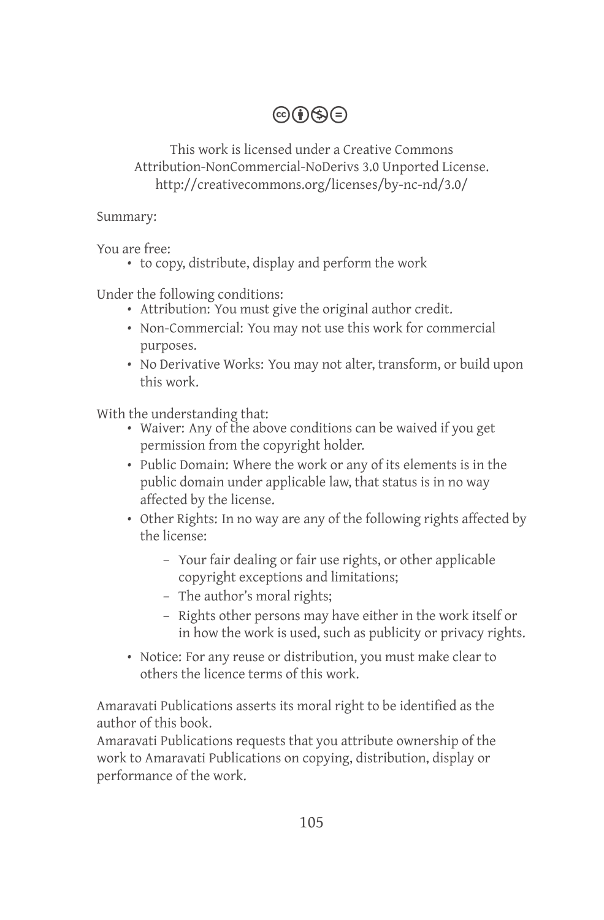This work is licensed under a Creative Commons Attribution-NonCommercial-NoDerivs 3.0 Unported License. http://creativecommons.org/licenses/by-nc-nd/3.0/

Summary:

You are free:

- to copy, distribute, display and perform the work

Under the following conditions:

- Attribution: You must give the original author credit.
- Non-Commercial: You may not use this work for commercial purposes.
- No Derivative Works: You may not alter, transform, or build upon this work.

With the understanding that:

- Waiver: Any of the above conditions can be waived if you get permission from the copyright holder.
- Public Domain: Where the work or any of its elements is in the public domain under applicable law, that status is in no way affected by the license.
- Other Rights: In no way are any of the following rights affected by the license:
  - Your fair dealing or fair use rights, or other applicable copyright exceptions and limitations;
  - The author's moral rights;
  - Rights other persons may have either in the work itself or in how the work is used, such as publicity or privacy rights.
- Notice: For any reuse or distribution, you must make clear to others the licence terms of this work.

Amaravati Publications asserts its moral right to be identified as the author of this book.
Amaravati Publications requests that you attribute ownership of the work to Amaravati Publications on copying, distribution, display or performance of the work.